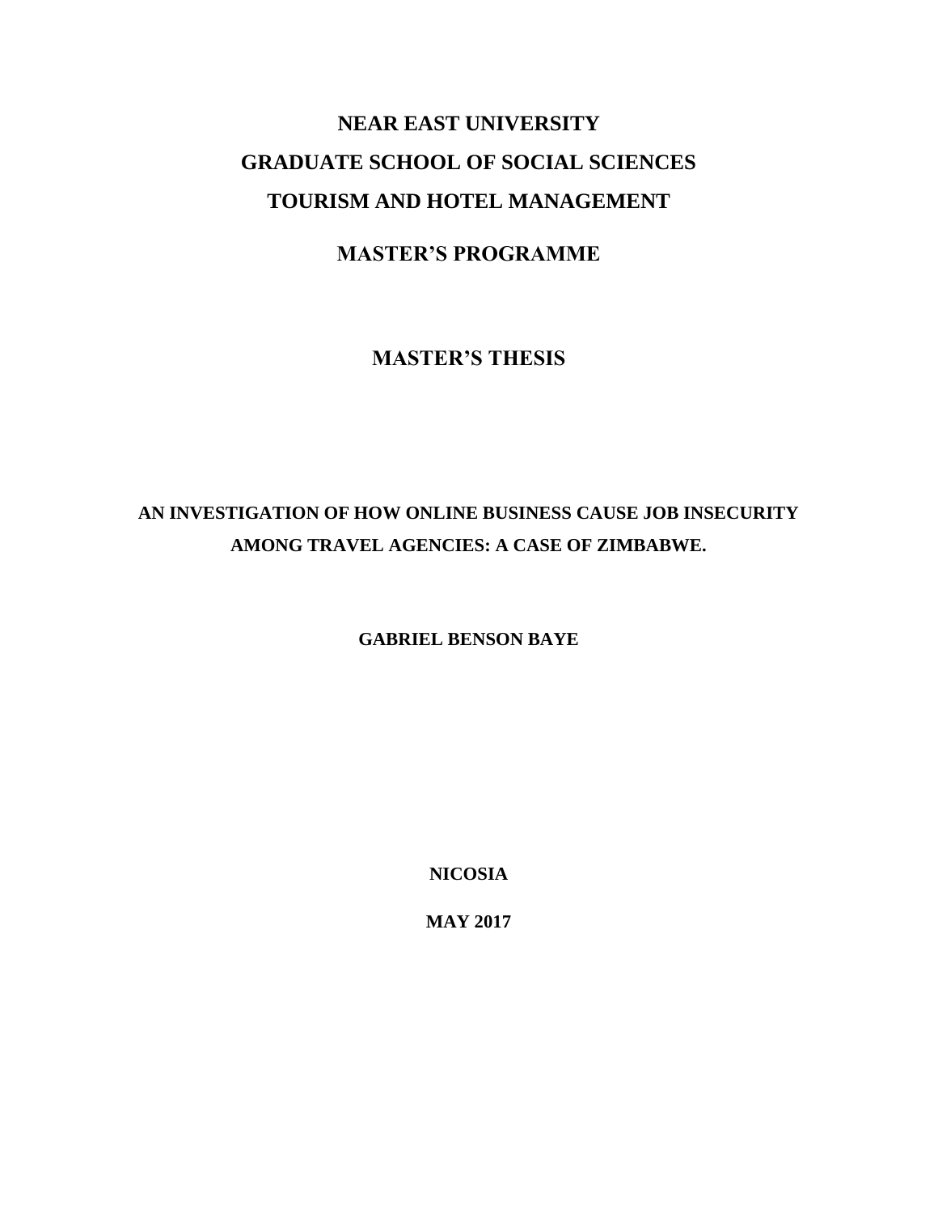# NEAR EAST UNIVERSITY

## GRADUATE SCHOOL OF SOCIAL SCIENCES

## TOURISM AND HOTEL MANAGEMENT

## MASTER'S PROGRAMME

## MASTER'S THESIS

**AN INVESTIGATION OF HOW ONLINE BUSINESS CAUSE JOB INSECURITY AMONG TRAVEL AGENCIES: A CASE OF ZIMBABWE.**

**GABRIEL BENSON BAYE**

**NICOSIA**

**MAY 2017**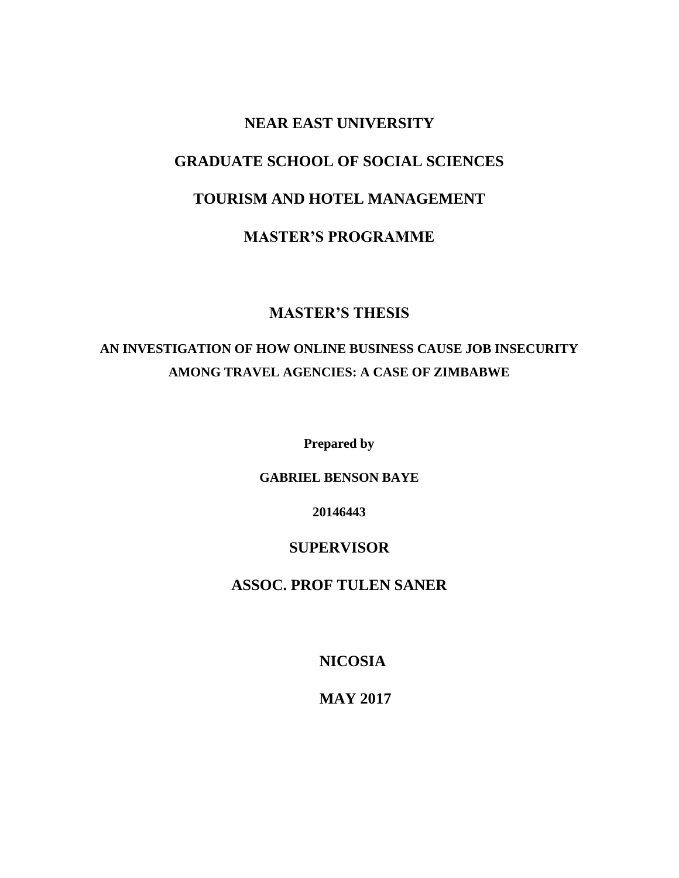**NEAR EAST UNIVERSITY**

**GRADUATE SCHOOL OF SOCIAL SCIENCES**

**TOURISM AND HOTEL MANAGEMENT**

**MASTER'S PROGRAMME**

**MASTER'S THESIS**

# AN INVESTIGATION OF HOW ONLINE BUSINESS CAUSE JOB INSECURITY AMONG TRAVEL AGENCIES: A CASE OF ZIMBABWE

**Prepared by**

**GABRIEL BENSON BAYE**

**20146443**

**SUPERVISOR**

**ASSOC. PROF TULEN SANER**

**NICOSIA**

**MAY 2017**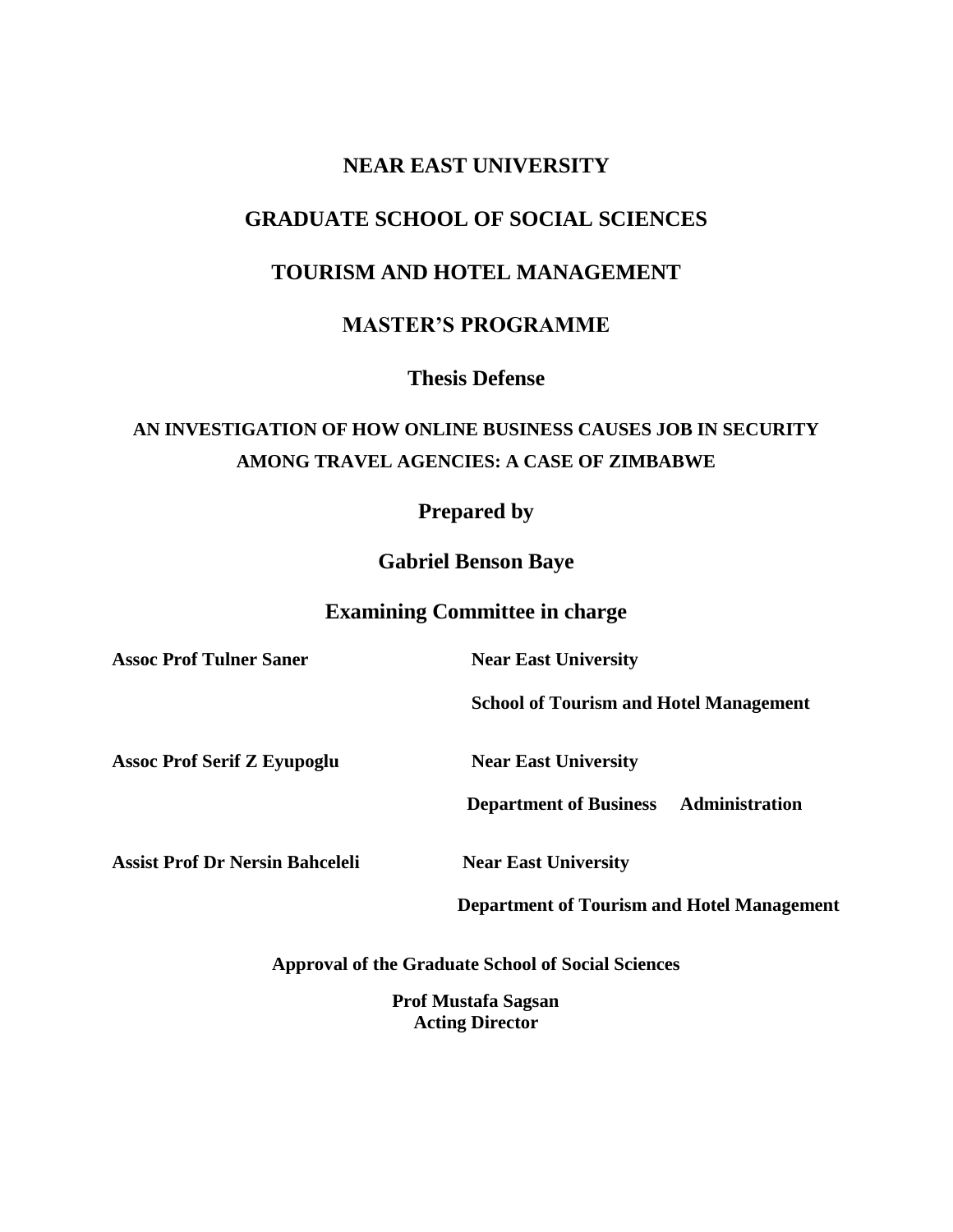**NEAR EAST UNIVERSITY**

**GRADUATE SCHOOL OF SOCIAL SCIENCES**

**TOURISM AND HOTEL MANAGEMENT**

**MASTER'S PROGRAMME**

**Thesis Defense**

**AN INVESTIGATION OF HOW ONLINE BUSINESS CAUSES JOB IN SECURITY AMONG TRAVEL AGENCIES: A CASE OF ZIMBABWE**

**Prepared by**

**Gabriel Benson Baye**

**Examining Committee in charge**

**Assoc Prof Tulner Saner** — **Near East University**
**School of Tourism and Hotel Management**

**Assoc Prof Serif Z Eyupoglu** — **Near East University**
**Department of Business Administration**

**Assist Prof Dr Nersin Bahceleli** — **Near East University**
**Department of Tourism and Hotel Management**

**Approval of the Graduate School of Social Sciences**

**Prof Mustafa Sagsan**
**Acting Director**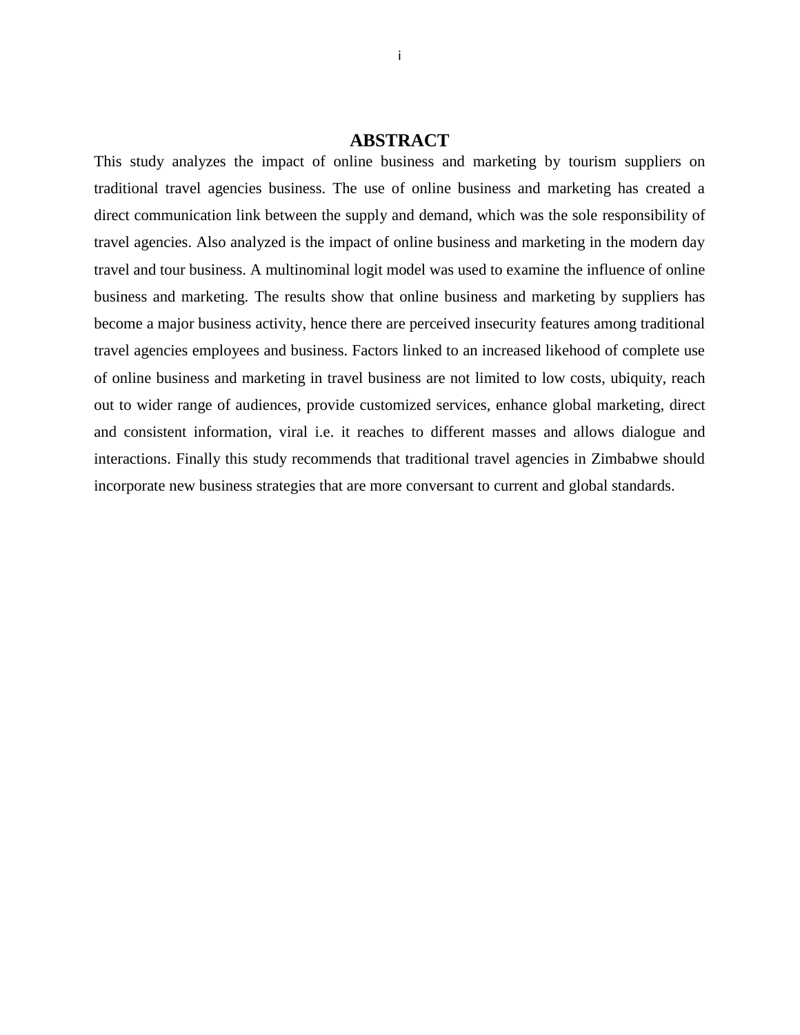# ABSTRACT

This study analyzes the impact of online business and marketing by tourism suppliers on traditional travel agencies business. The use of online business and marketing has created a direct communication link between the supply and demand, which was the sole responsibility of travel agencies. Also analyzed is the impact of online business and marketing in the modern day travel and tour business. A multinominal logit model was used to examine the influence of online business and marketing. The results show that online business and marketing by suppliers has become a major business activity, hence there are perceived insecurity features among traditional travel agencies employees and business. Factors linked to an increased likehood of complete use of online business and marketing in travel business are not limited to low costs, ubiquity, reach out to wider range of audiences, provide customized services, enhance global marketing, direct and consistent information, viral i.e. it reaches to different masses and allows dialogue and interactions. Finally this study recommends that traditional travel agencies in Zimbabwe should incorporate new business strategies that are more conversant to current and global standards.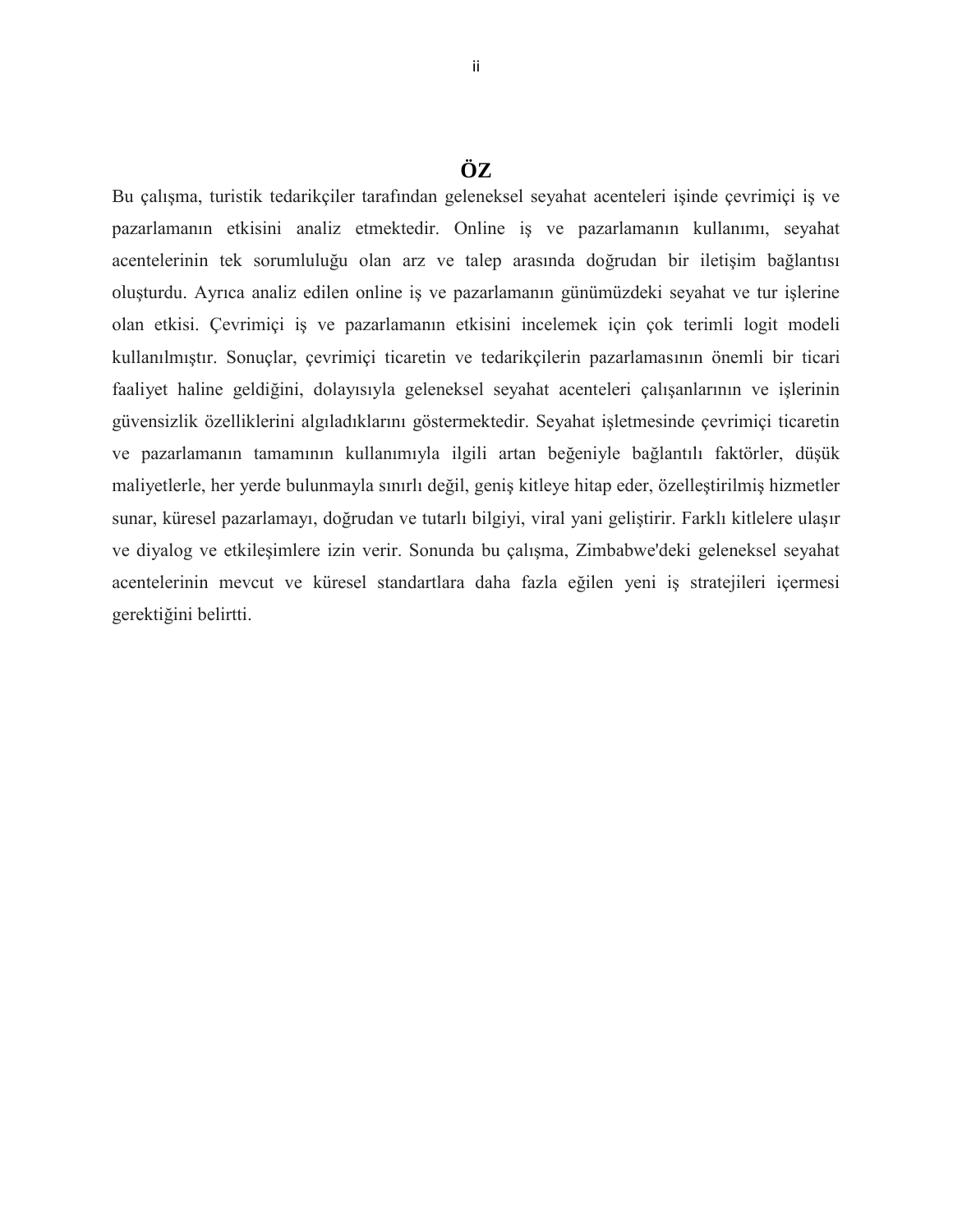# ÖZ

Bu çalışma, turistik tedarikçiler tarafından geleneksel seyahat acenteleri işinde çevrimiçi iş ve pazarlamanın etkisini analiz etmektedir. Online iş ve pazarlamanın kullanımı, seyahat acentelerinin tek sorumluluğu olan arz ve talep arasında doğrudan bir iletişim bağlantısı oluşturdu. Ayrıca analiz edilen online iş ve pazarlamanın günümüzdeki seyahat ve tur işlerine olan etkisi. Çevrimiçi iş ve pazarlamanın etkisini incelemek için çok terimli logit modeli kullanılmıştır. Sonuçlar, çevrimiçi ticaretin ve tedarikçilerin pazarlamasının önemli bir ticari faaliyet haline geldiğini, dolayısıyla geleneksel seyahat acenteleri çalışanlarının ve işlerinin güvensizlik özelliklerini algıladıklarını göstermektedir. Seyahat işletmesinde çevrimiçi ticaretin ve pazarlamanın tamamının kullanımıyla ilgili artan beğeniyle bağlantılı faktörler, düşük maliyetlerle, her yerde bulunmayla sınırlı değil, geniş kitleye hitap eder, özelleştirilmiş hizmetler sunar, küresel pazarlamayı, doğrudan ve tutarlı bilgiyi, viral yani geliştirir. Farklı kitlelere ulaşır ve diyalog ve etkileşimlere izin verir. Sonunda bu çalışma, Zimbabwe'deki geleneksel seyahat acentelerinin mevcut ve küresel standartlara daha fazla eğilen yeni iş stratejileri içermesi gerektiğini belirtti.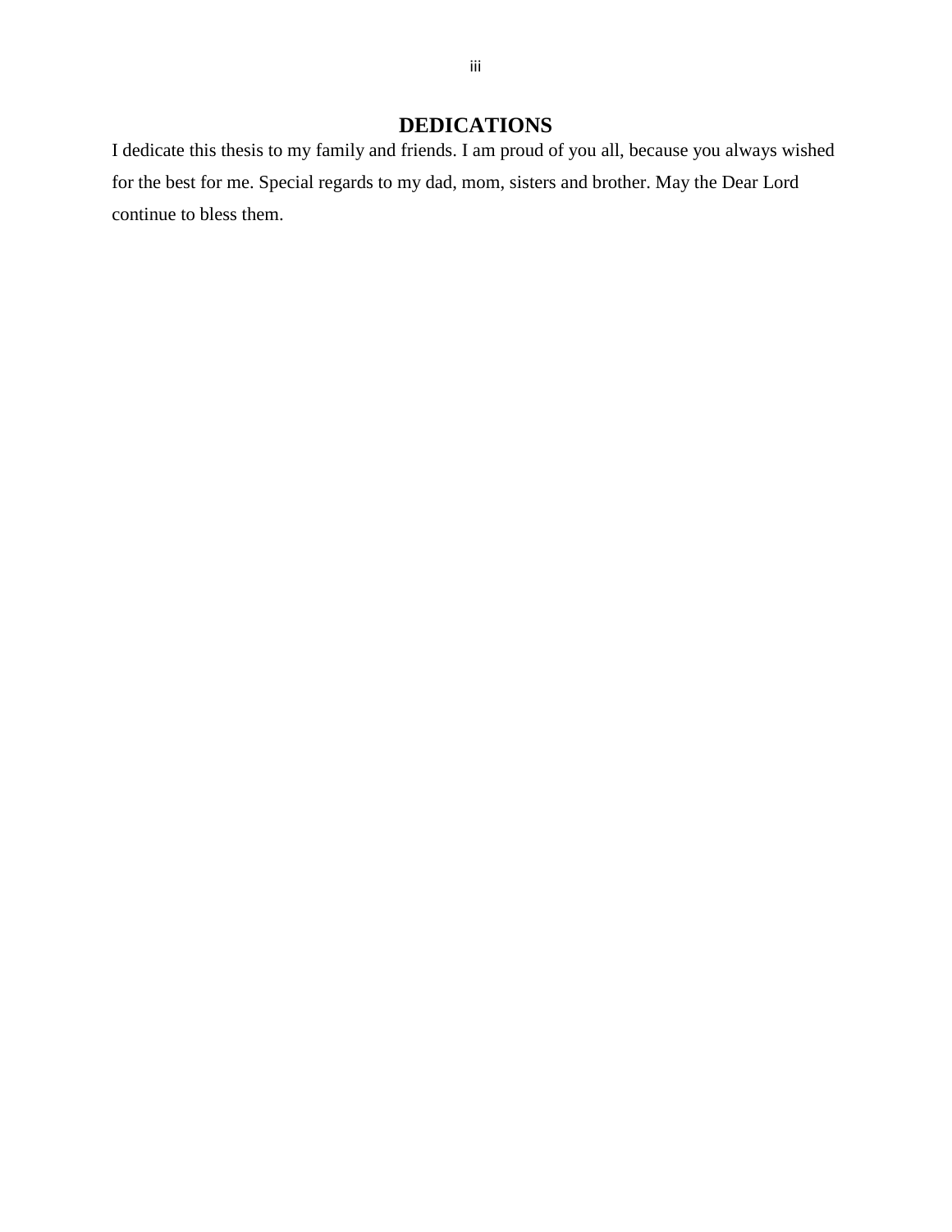# DEDICATIONS

I dedicate this thesis to my family and friends. I am proud of you all, because you always wished for the best for me. Special regards to my dad, mom, sisters and brother. May the Dear Lord continue to bless them.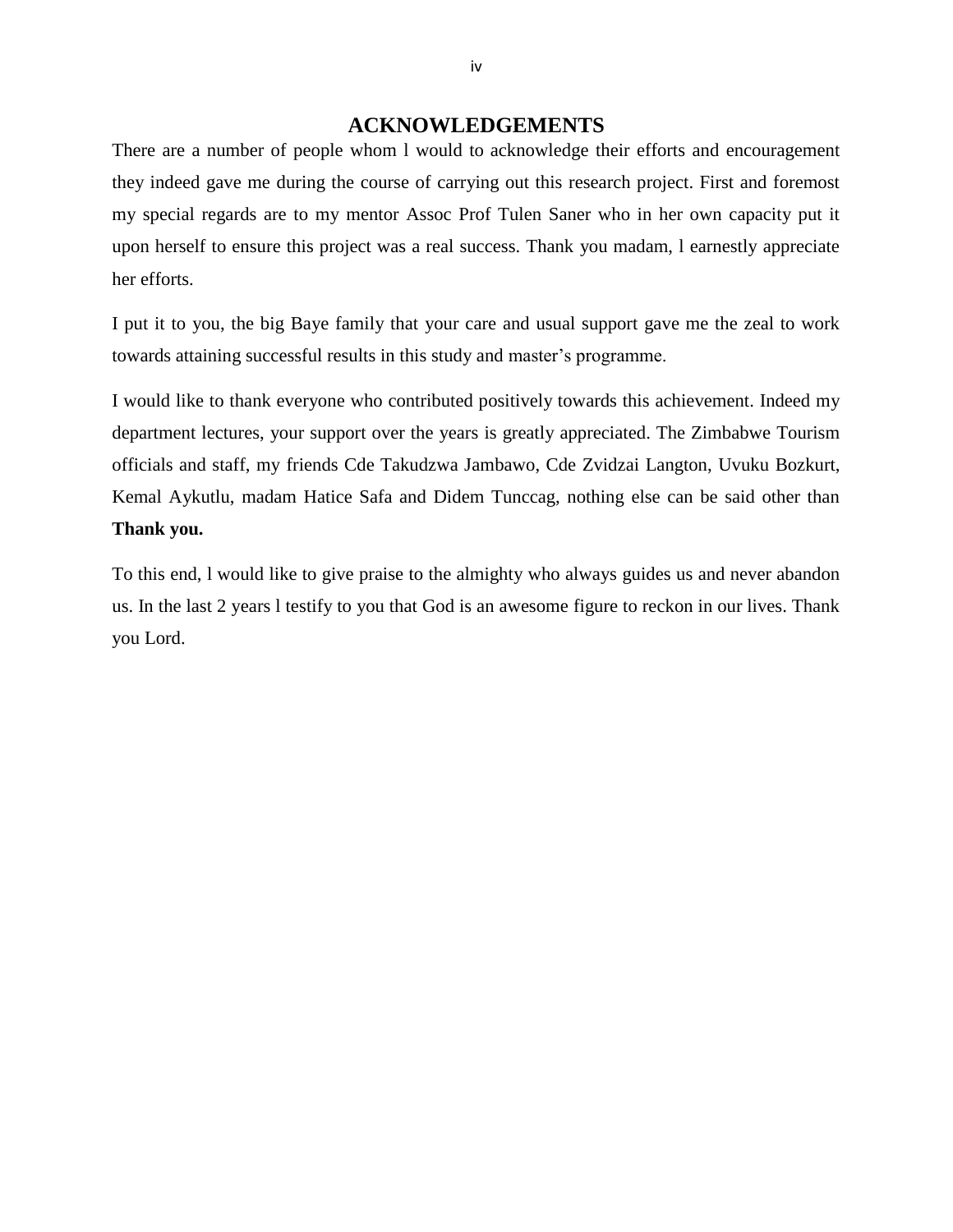# ACKNOWLEDGEMENTS

There are a number of people whom l would to acknowledge their efforts and encouragement they indeed gave me during the course of carrying out this research project. First and foremost my special regards are to my mentor Assoc Prof Tulen Saner who in her own capacity put it upon herself to ensure this project was a real success. Thank you madam, l earnestly appreciate her efforts.

I put it to you, the big Baye family that your care and usual support gave me the zeal to work towards attaining successful results in this study and master's programme.

I would like to thank everyone who contributed positively towards this achievement. Indeed my department lectures, your support over the years is greatly appreciated. The Zimbabwe Tourism officials and staff, my friends Cde Takudzwa Jambawo, Cde Zvidzai Langton, Uvuku Bozkurt, Kemal Aykutlu, madam Hatice Safa and Didem Tunccag, nothing else can be said other than **Thank you.**

To this end, l would like to give praise to the almighty who always guides us and never abandon us. In the last 2 years l testify to you that God is an awesome figure to reckon in our lives. Thank you Lord.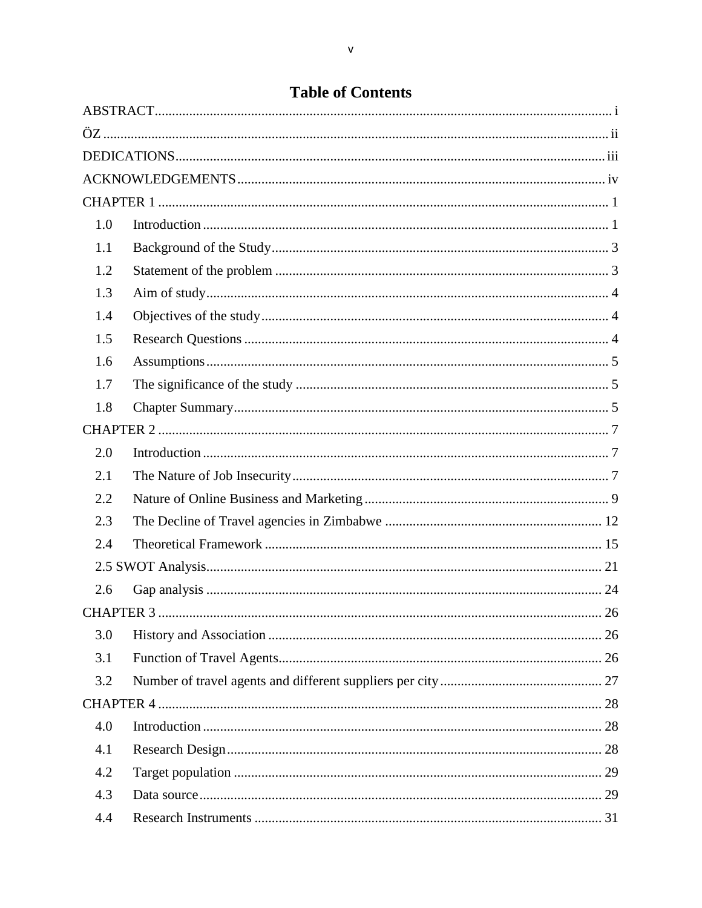# Table of Contents

ABSTRACT ..... i

ÖZ ..... ii

DEDICATIONS ..... iii

ACKNOWLEDGEMENTS ..... iv

CHAPTER 1 ..... 1

- 1.0 Introduction ..... 1
- 1.1 Background of the Study ..... 3
- 1.2 Statement of the problem ..... 3
- 1.3 Aim of study ..... 4
- 1.4 Objectives of the study ..... 4
- 1.5 Research Questions ..... 4
- 1.6 Assumptions ..... 5
- 1.7 The significance of the study ..... 5
- 1.8 Chapter Summary ..... 5

CHAPTER 2 ..... 7

- 2.0 Introduction ..... 7
- 2.1 The Nature of Job Insecurity ..... 7
- 2.2 Nature of Online Business and Marketing ..... 9
- 2.3 The Decline of Travel agencies in Zimbabwe ..... 12
- 2.4 Theoretical Framework ..... 15
- 2.5 SWOT Analysis ..... 21
- 2.6 Gap analysis ..... 24

CHAPTER 3 ..... 26

- 3.0 History and Association ..... 26
- 3.1 Function of Travel Agents ..... 26
- 3.2 Number of travel agents and different suppliers per city ..... 27

CHAPTER 4 ..... 28

- 4.0 Introduction ..... 28
- 4.1 Research Design ..... 28
- 4.2 Target population ..... 29
- 4.3 Data source ..... 29
- 4.4 Research Instruments ..... 31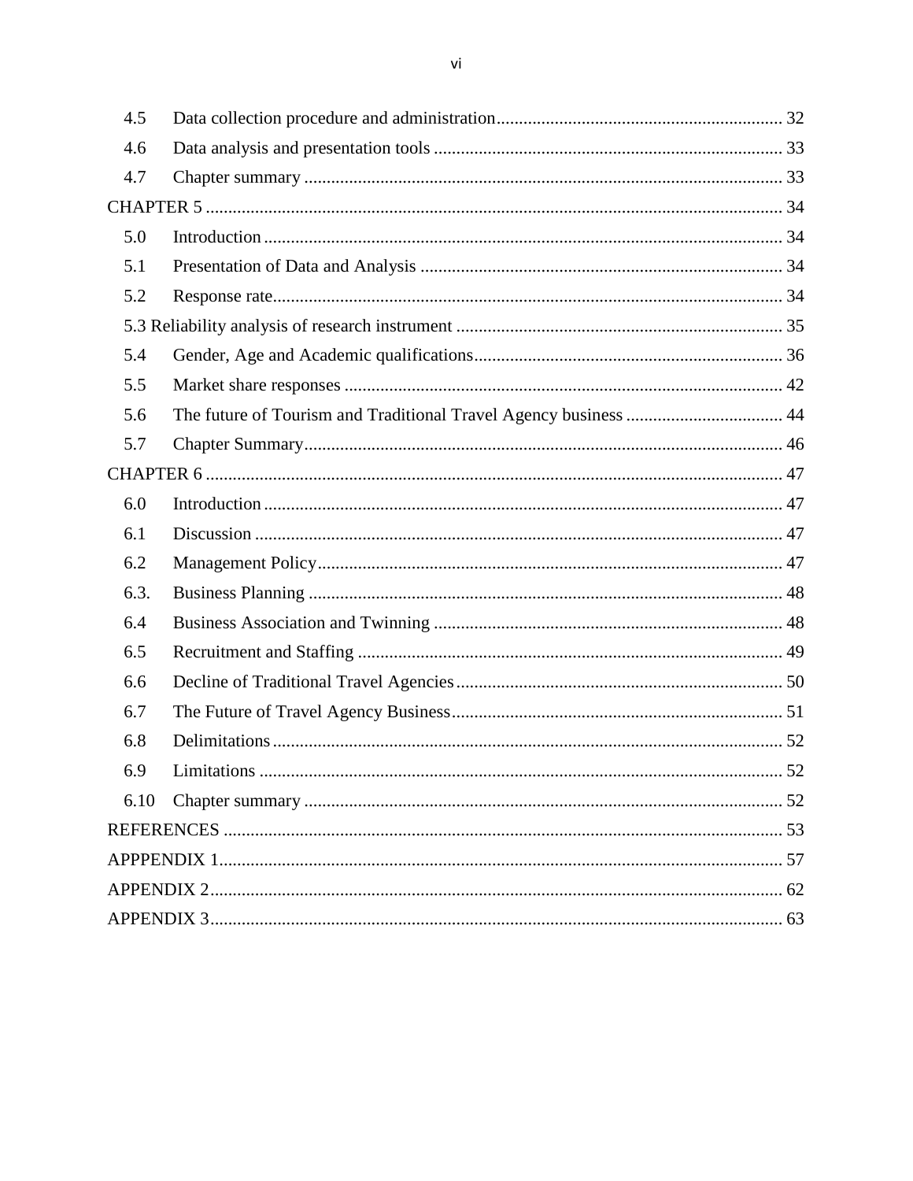| | | |
|---|---|---|
| 4.5 | Data collection procedure and administration | 32 |
| 4.6 | Data analysis and presentation tools | 33 |
| 4.7 | Chapter summary | 33 |
| CHAPTER 5 | | 34 |
| 5.0 | Introduction | 34 |
| 5.1 | Presentation of Data and Analysis | 34 |
| 5.2 | Response rate | 34 |
| 5.3 Reliability analysis of research instrument | | 35 |
| 5.4 | Gender, Age and Academic qualifications | 36 |
| 5.5 | Market share responses | 42 |
| 5.6 | The future of Tourism and Traditional Travel Agency business | 44 |
| 5.7 | Chapter Summary | 46 |
| CHAPTER 6 | | 47 |
| 6.0 | Introduction | 47 |
| 6.1 | Discussion | 47 |
| 6.2 | Management Policy | 47 |
| 6.3. | Business Planning | 48 |
| 6.4 | Business Association and Twinning | 48 |
| 6.5 | Recruitment and Staffing | 49 |
| 6.6 | Decline of Traditional Travel Agencies | 50 |
| 6.7 | The Future of Travel Agency Business | 51 |
| 6.8 | Delimitations | 52 |
| 6.9 | Limitations | 52 |
| 6.10 | Chapter summary | 52 |
| REFERENCES | | 53 |
| APPPENDIX 1 | | 57 |
| APPENDIX 2 | | 62 |
| APPENDIX 3 | | 63 |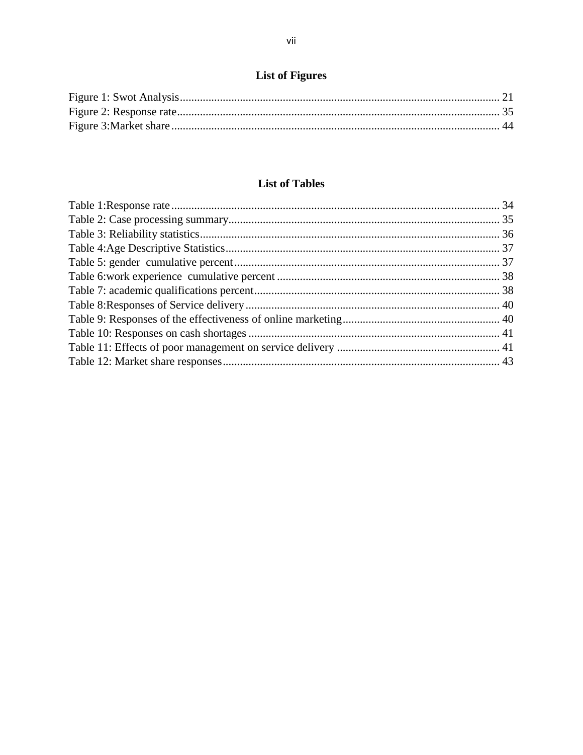## List of Figures

Figure 1: Swot Analysis ............................................................................................................ 21
Figure 2: Response rate ............................................................................................................ 35
Figure 3:Market share ............................................................................................................... 44

## List of Tables

Table 1:Response rate ................................................................................................................ 34
Table 2: Case processing summary ........................................................................................... 35
Table 3: Reliability statistics ...................................................................................................... 36
Table 4:Age Descriptive Statistics ............................................................................................. 37
Table 5: gender cumulative percent .......................................................................................... 37
Table 6:work experience cumulative percent ............................................................................ 38
Table 7: academic qualifications percent ................................................................................... 38
Table 8:Responses of Service delivery ...................................................................................... 40
Table 9: Responses of the effectiveness of online marketing ..................................................... 40
Table 10: Responses on cash shortages ..................................................................................... 41
Table 11: Effects of poor management on service delivery ....................................................... 41
Table 12: Market share responses .............................................................................................. 43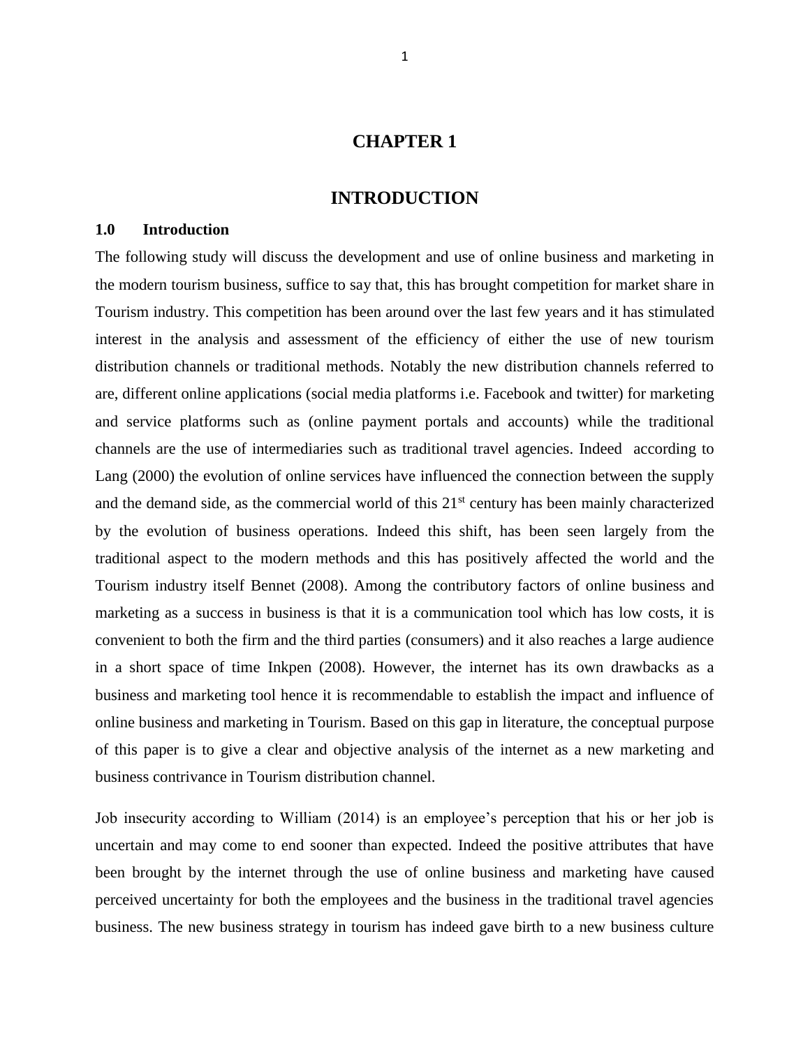# CHAPTER 1

# INTRODUCTION

## 1.0 Introduction

The following study will discuss the development and use of online business and marketing in the modern tourism business, suffice to say that, this has brought competition for market share in Tourism industry. This competition has been around over the last few years and it has stimulated interest in the analysis and assessment of the efficiency of either the use of new tourism distribution channels or traditional methods. Notably the new distribution channels referred to are, different online applications (social media platforms i.e. Facebook and twitter) for marketing and service platforms such as (online payment portals and accounts) while the traditional channels are the use of intermediaries such as traditional travel agencies. Indeed according to Lang (2000) the evolution of online services have influenced the connection between the supply and the demand side, as the commercial world of this 21st century has been mainly characterized by the evolution of business operations. Indeed this shift, has been seen largely from the traditional aspect to the modern methods and this has positively affected the world and the Tourism industry itself Bennet (2008). Among the contributory factors of online business and marketing as a success in business is that it is a communication tool which has low costs, it is convenient to both the firm and the third parties (consumers) and it also reaches a large audience in a short space of time Inkpen (2008). However, the internet has its own drawbacks as a business and marketing tool hence it is recommendable to establish the impact and influence of online business and marketing in Tourism. Based on this gap in literature, the conceptual purpose of this paper is to give a clear and objective analysis of the internet as a new marketing and business contrivance in Tourism distribution channel.

Job insecurity according to William (2014) is an employee's perception that his or her job is uncertain and may come to end sooner than expected. Indeed the positive attributes that have been brought by the internet through the use of online business and marketing have caused perceived uncertainty for both the employees and the business in the traditional travel agencies business. The new business strategy in tourism has indeed gave birth to a new business culture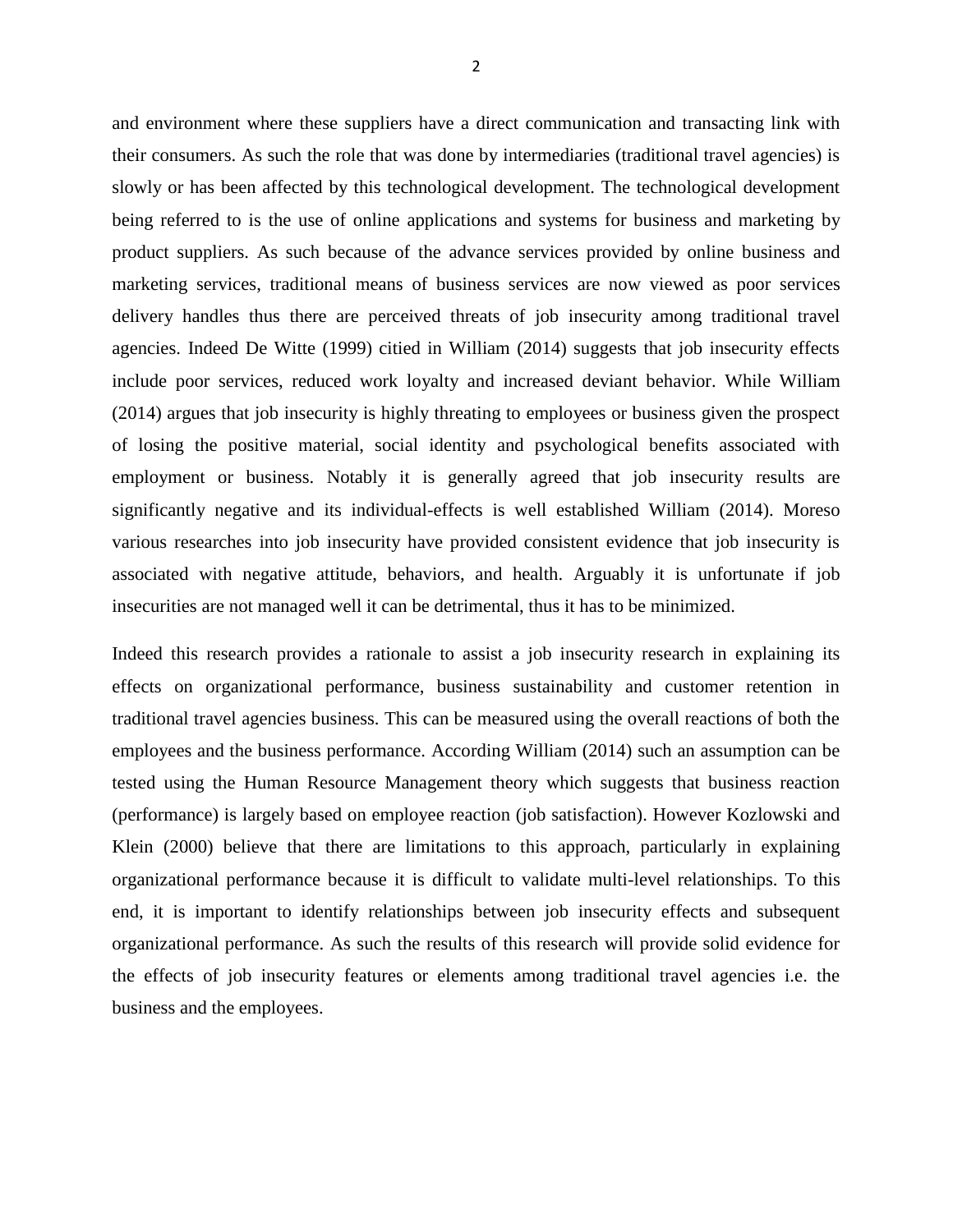and environment where these suppliers have a direct communication and transacting link with their consumers. As such the role that was done by intermediaries (traditional travel agencies) is slowly or has been affected by this technological development. The technological development being referred to is the use of online applications and systems for business and marketing by product suppliers. As such because of the advance services provided by online business and marketing services, traditional means of business services are now viewed as poor services delivery handles thus there are perceived threats of job insecurity among traditional travel agencies. Indeed De Witte (1999) citied in William (2014) suggests that job insecurity effects include poor services, reduced work loyalty and increased deviant behavior. While William (2014) argues that job insecurity is highly threating to employees or business given the prospect of losing the positive material, social identity and psychological benefits associated with employment or business. Notably it is generally agreed that job insecurity results are significantly negative and its individual-effects is well established William (2014). Moreso various researches into job insecurity have provided consistent evidence that job insecurity is associated with negative attitude, behaviors, and health. Arguably it is unfortunate if job insecurities are not managed well it can be detrimental, thus it has to be minimized.

Indeed this research provides a rationale to assist a job insecurity research in explaining its effects on organizational performance, business sustainability and customer retention in traditional travel agencies business. This can be measured using the overall reactions of both the employees and the business performance. According William (2014) such an assumption can be tested using the Human Resource Management theory which suggests that business reaction (performance) is largely based on employee reaction (job satisfaction). However Kozlowski and Klein (2000) believe that there are limitations to this approach, particularly in explaining organizational performance because it is difficult to validate multi-level relationships. To this end, it is important to identify relationships between job insecurity effects and subsequent organizational performance. As such the results of this research will provide solid evidence for the effects of job insecurity features or elements among traditional travel agencies i.e. the business and the employees.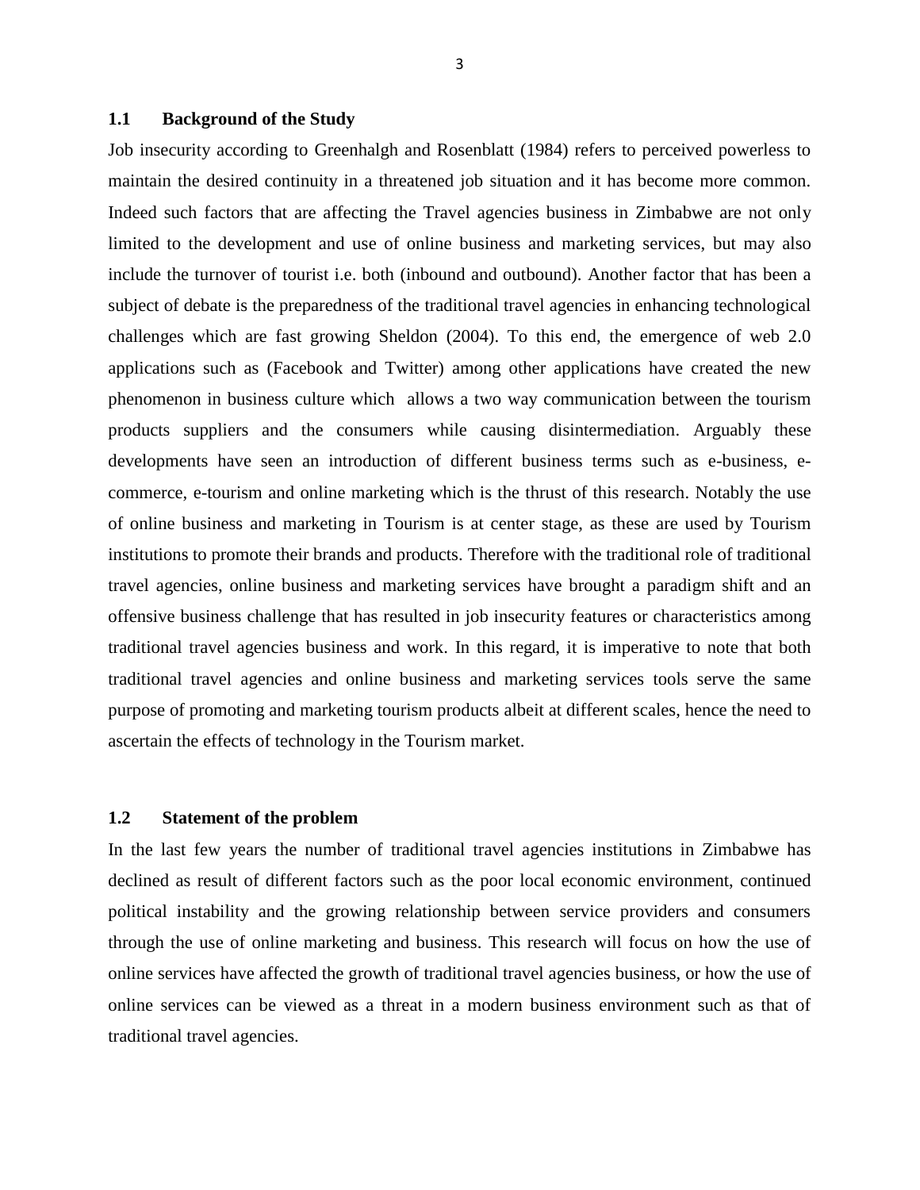### 1.1 Background of the Study

Job insecurity according to Greenhalgh and Rosenblatt (1984) refers to perceived powerless to maintain the desired continuity in a threatened job situation and it has become more common. Indeed such factors that are affecting the Travel agencies business in Zimbabwe are not only limited to the development and use of online business and marketing services, but may also include the turnover of tourist i.e. both (inbound and outbound). Another factor that has been a subject of debate is the preparedness of the traditional travel agencies in enhancing technological challenges which are fast growing Sheldon (2004). To this end, the emergence of web 2.0 applications such as (Facebook and Twitter) among other applications have created the new phenomenon in business culture which allows a two way communication between the tourism products suppliers and the consumers while causing disintermediation. Arguably these developments have seen an introduction of different business terms such as e-business, e-commerce, e-tourism and online marketing which is the thrust of this research. Notably the use of online business and marketing in Tourism is at center stage, as these are used by Tourism institutions to promote their brands and products. Therefore with the traditional role of traditional travel agencies, online business and marketing services have brought a paradigm shift and an offensive business challenge that has resulted in job insecurity features or characteristics among traditional travel agencies business and work. In this regard, it is imperative to note that both traditional travel agencies and online business and marketing services tools serve the same purpose of promoting and marketing tourism products albeit at different scales, hence the need to ascertain the effects of technology in the Tourism market.

### 1.2 Statement of the problem

In the last few years the number of traditional travel agencies institutions in Zimbabwe has declined as result of different factors such as the poor local economic environment, continued political instability and the growing relationship between service providers and consumers through the use of online marketing and business. This research will focus on how the use of online services have affected the growth of traditional travel agencies business, or how the use of online services can be viewed as a threat in a modern business environment such as that of traditional travel agencies.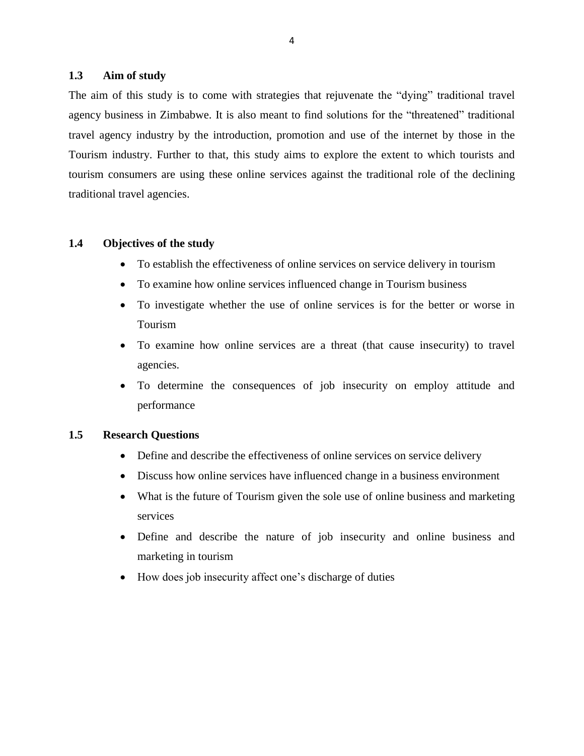### 1.3 Aim of study

The aim of this study is to come with strategies that rejuvenate the "dying" traditional travel agency business in Zimbabwe. It is also meant to find solutions for the "threatened" traditional travel agency industry by the introduction, promotion and use of the internet by those in the Tourism industry. Further to that, this study aims to explore the extent to which tourists and tourism consumers are using these online services against the traditional role of the declining traditional travel agencies.

### 1.4 Objectives of the study

- To establish the effectiveness of online services on service delivery in tourism
- To examine how online services influenced change in Tourism business
- To investigate whether the use of online services is for the better or worse in Tourism
- To examine how online services are a threat (that cause insecurity) to travel agencies.
- To determine the consequences of job insecurity on employ attitude and performance

### 1.5 Research Questions

- Define and describe the effectiveness of online services on service delivery
- Discuss how online services have influenced change in a business environment
- What is the future of Tourism given the sole use of online business and marketing services
- Define and describe the nature of job insecurity and online business and marketing in tourism
- How does job insecurity affect one's discharge of duties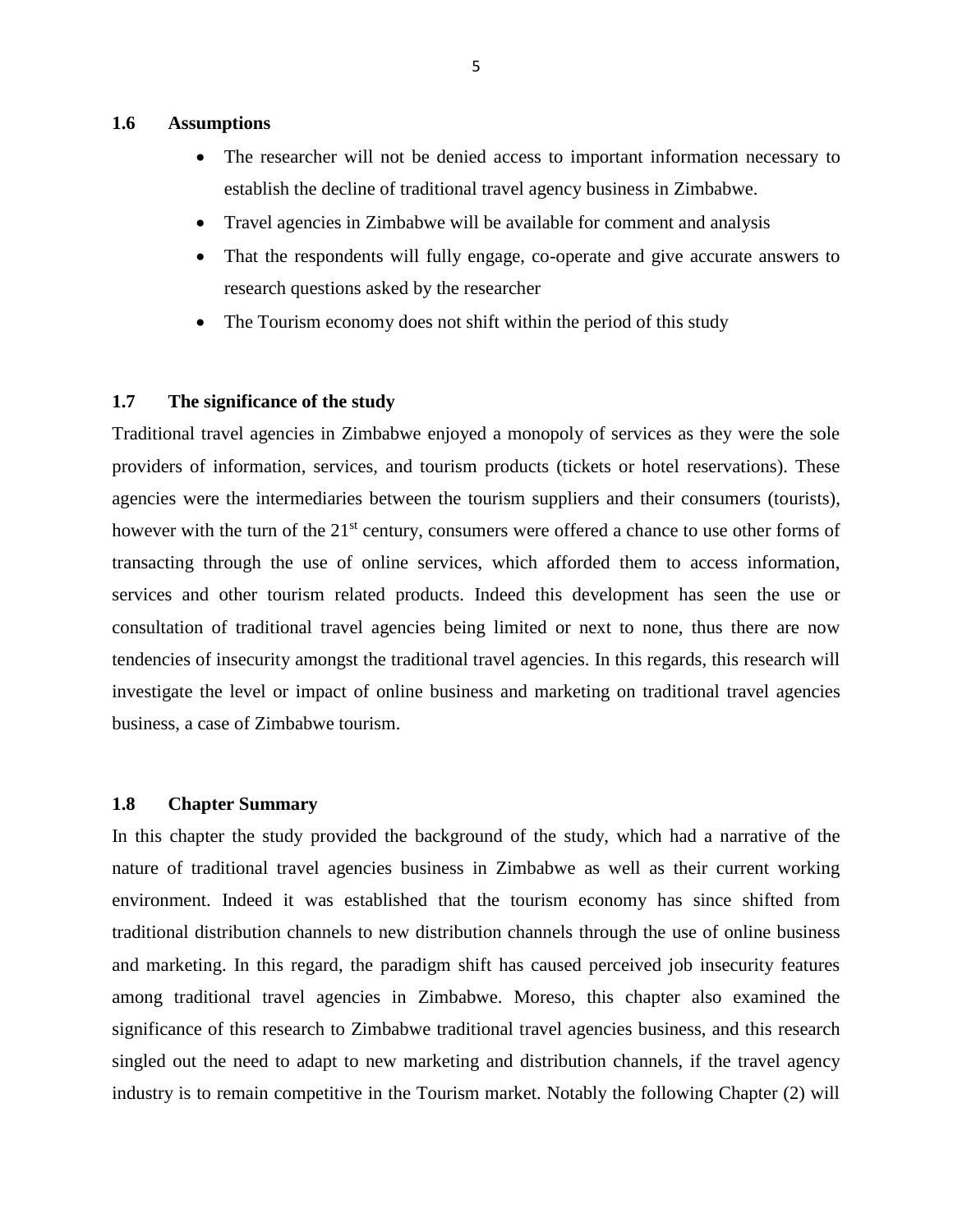### 1.6 Assumptions

- The researcher will not be denied access to important information necessary to establish the decline of traditional travel agency business in Zimbabwe.
- Travel agencies in Zimbabwe will be available for comment and analysis
- That the respondents will fully engage, co-operate and give accurate answers to research questions asked by the researcher
- The Tourism economy does not shift within the period of this study

### 1.7 The significance of the study

Traditional travel agencies in Zimbabwe enjoyed a monopoly of services as they were the sole providers of information, services, and tourism products (tickets or hotel reservations). These agencies were the intermediaries between the tourism suppliers and their consumers (tourists), however with the turn of the 21st century, consumers were offered a chance to use other forms of transacting through the use of online services, which afforded them to access information, services and other tourism related products. Indeed this development has seen the use or consultation of traditional travel agencies being limited or next to none, thus there are now tendencies of insecurity amongst the traditional travel agencies. In this regards, this research will investigate the level or impact of online business and marketing on traditional travel agencies business, a case of Zimbabwe tourism.

### 1.8 Chapter Summary

In this chapter the study provided the background of the study, which had a narrative of the nature of traditional travel agencies business in Zimbabwe as well as their current working environment. Indeed it was established that the tourism economy has since shifted from traditional distribution channels to new distribution channels through the use of online business and marketing. In this regard, the paradigm shift has caused perceived job insecurity features among traditional travel agencies in Zimbabwe. Moreso, this chapter also examined the significance of this research to Zimbabwe traditional travel agencies business, and this research singled out the need to adapt to new marketing and distribution channels, if the travel agency industry is to remain competitive in the Tourism market. Notably the following Chapter (2) will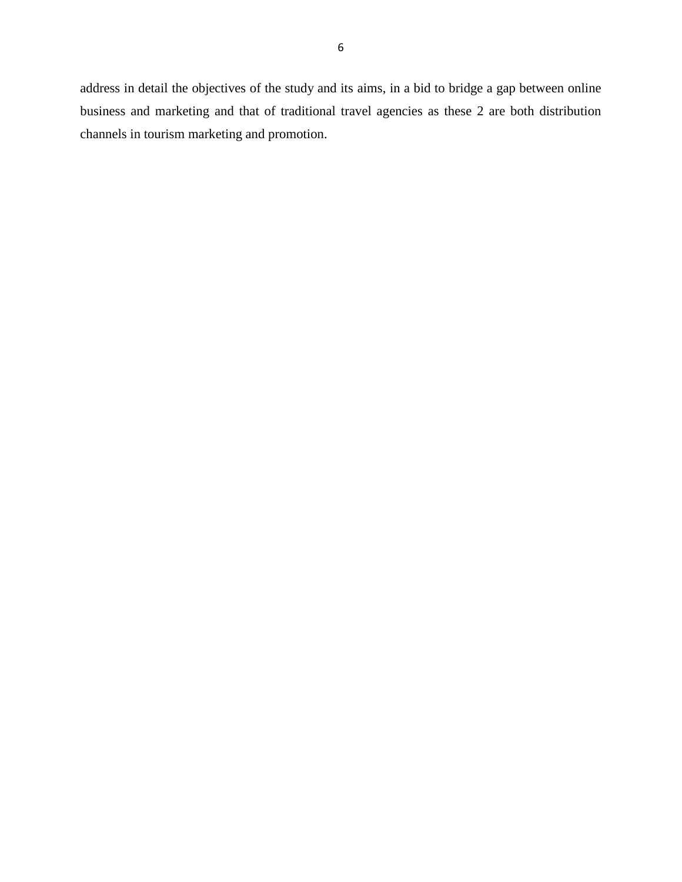address in detail the objectives of the study and its aims, in a bid to bridge a gap between online business and marketing and that of traditional travel agencies as these 2 are both distribution channels in tourism marketing and promotion.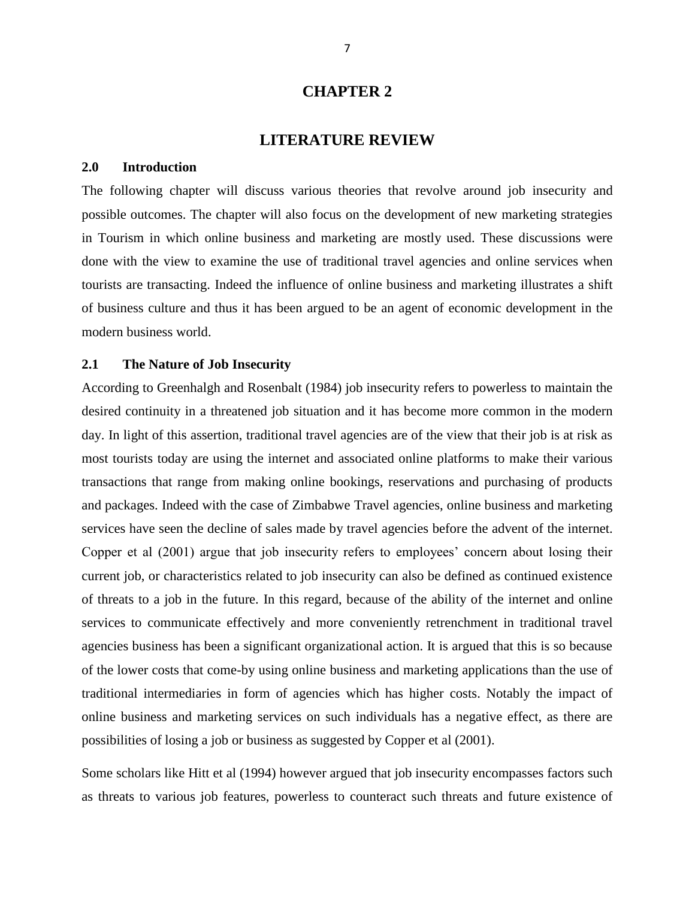# CHAPTER 2

# LITERATURE REVIEW

## 2.0 Introduction

The following chapter will discuss various theories that revolve around job insecurity and possible outcomes. The chapter will also focus on the development of new marketing strategies in Tourism in which online business and marketing are mostly used. These discussions were done with the view to examine the use of traditional travel agencies and online services when tourists are transacting. Indeed the influence of online business and marketing illustrates a shift of business culture and thus it has been argued to be an agent of economic development in the modern business world.

## 2.1 The Nature of Job Insecurity

According to Greenhalgh and Rosenbalt (1984) job insecurity refers to powerless to maintain the desired continuity in a threatened job situation and it has become more common in the modern day. In light of this assertion, traditional travel agencies are of the view that their job is at risk as most tourists today are using the internet and associated online platforms to make their various transactions that range from making online bookings, reservations and purchasing of products and packages. Indeed with the case of Zimbabwe Travel agencies, online business and marketing services have seen the decline of sales made by travel agencies before the advent of the internet. Copper et al (2001) argue that job insecurity refers to employees' concern about losing their current job, or characteristics related to job insecurity can also be defined as continued existence of threats to a job in the future. In this regard, because of the ability of the internet and online services to communicate effectively and more conveniently retrenchment in traditional travel agencies business has been a significant organizational action. It is argued that this is so because of the lower costs that come-by using online business and marketing applications than the use of traditional intermediaries in form of agencies which has higher costs. Notably the impact of online business and marketing services on such individuals has a negative effect, as there are possibilities of losing a job or business as suggested by Copper et al (2001).

Some scholars like Hitt et al (1994) however argued that job insecurity encompasses factors such as threats to various job features, powerless to counteract such threats and future existence of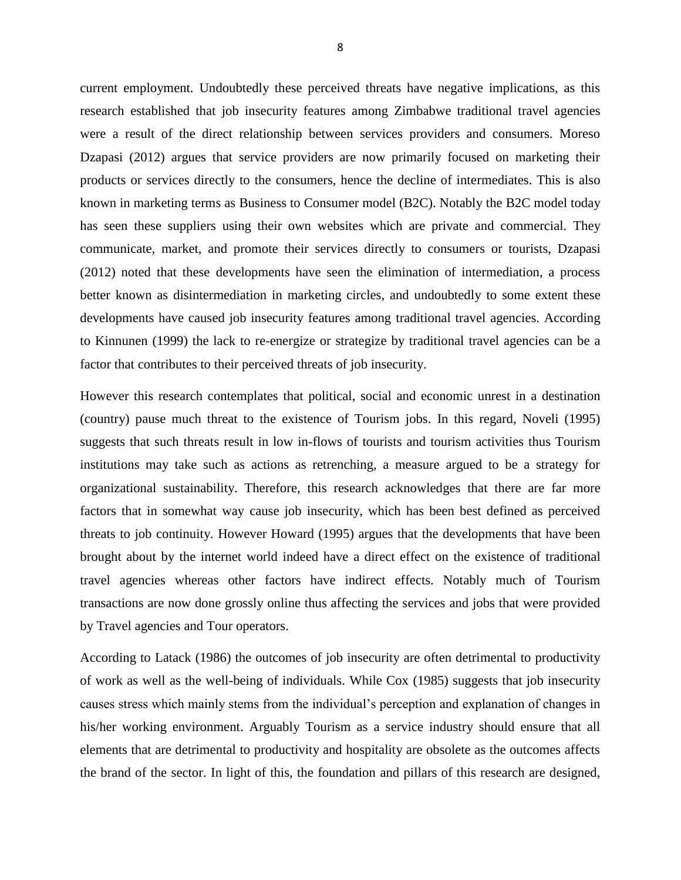current employment. Undoubtedly these perceived threats have negative implications, as this research established that job insecurity features among Zimbabwe traditional travel agencies were a result of the direct relationship between services providers and consumers. Moreso Dzapasi (2012) argues that service providers are now primarily focused on marketing their products or services directly to the consumers, hence the decline of intermediates. This is also known in marketing terms as Business to Consumer model (B2C). Notably the B2C model today has seen these suppliers using their own websites which are private and commercial. They communicate, market, and promote their services directly to consumers or tourists, Dzapasi (2012) noted that these developments have seen the elimination of intermediation, a process better known as disintermediation in marketing circles, and undoubtedly to some extent these developments have caused job insecurity features among traditional travel agencies. According to Kinnunen (1999) the lack to re-energize or strategize by traditional travel agencies can be a factor that contributes to their perceived threats of job insecurity.

However this research contemplates that political, social and economic unrest in a destination (country) pause much threat to the existence of Tourism jobs. In this regard, Noveli (1995) suggests that such threats result in low in-flows of tourists and tourism activities thus Tourism institutions may take such as actions as retrenching, a measure argued to be a strategy for organizational sustainability. Therefore, this research acknowledges that there are far more factors that in somewhat way cause job insecurity, which has been best defined as perceived threats to job continuity. However Howard (1995) argues that the developments that have been brought about by the internet world indeed have a direct effect on the existence of traditional travel agencies whereas other factors have indirect effects. Notably much of Tourism transactions are now done grossly online thus affecting the services and jobs that were provided by Travel agencies and Tour operators.

According to Latack (1986) the outcomes of job insecurity are often detrimental to productivity of work as well as the well-being of individuals. While Cox (1985) suggests that job insecurity causes stress which mainly stems from the individual's perception and explanation of changes in his/her working environment. Arguably Tourism as a service industry should ensure that all elements that are detrimental to productivity and hospitality are obsolete as the outcomes affects the brand of the sector. In light of this, the foundation and pillars of this research are designed,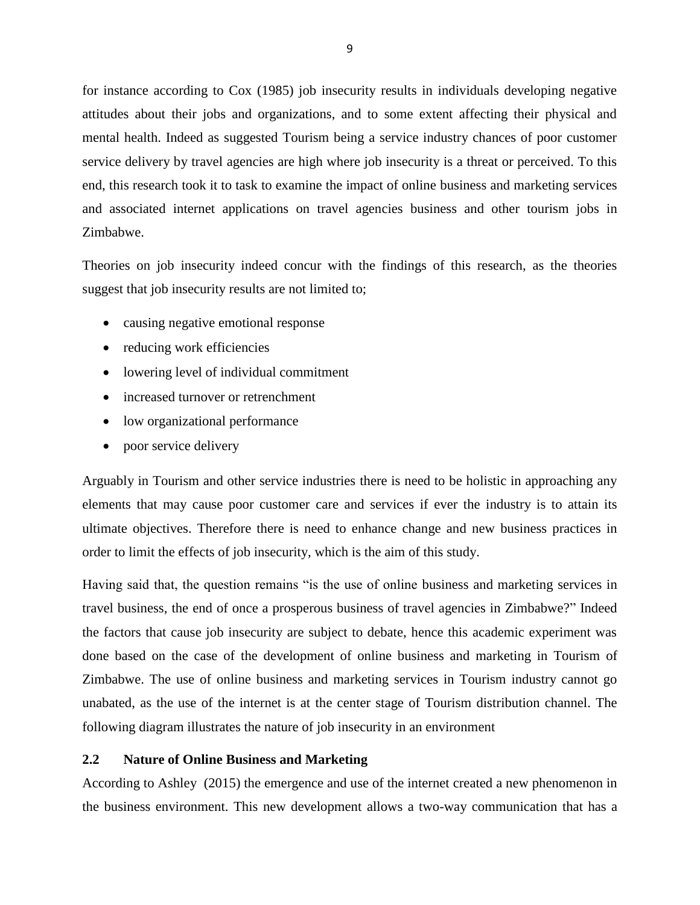for instance according to Cox (1985) job insecurity results in individuals developing negative attitudes about their jobs and organizations, and to some extent affecting their physical and mental health. Indeed as suggested Tourism being a service industry chances of poor customer service delivery by travel agencies are high where job insecurity is a threat or perceived. To this end, this research took it to task to examine the impact of online business and marketing services and associated internet applications on travel agencies business and other tourism jobs in Zimbabwe.

Theories on job insecurity indeed concur with the findings of this research, as the theories suggest that job insecurity results are not limited to;

- causing negative emotional response
- reducing work efficiencies
- lowering level of individual commitment
- increased turnover or retrenchment
- low organizational performance
- poor service delivery

Arguably in Tourism and other service industries there is need to be holistic in approaching any elements that may cause poor customer care and services if ever the industry is to attain its ultimate objectives. Therefore there is need to enhance change and new business practices in order to limit the effects of job insecurity, which is the aim of this study.

Having said that, the question remains "is the use of online business and marketing services in travel business, the end of once a prosperous business of travel agencies in Zimbabwe?" Indeed the factors that cause job insecurity are subject to debate, hence this academic experiment was done based on the case of the development of online business and marketing in Tourism of Zimbabwe. The use of online business and marketing services in Tourism industry cannot go unabated, as the use of the internet is at the center stage of Tourism distribution channel. The following diagram illustrates the nature of job insecurity in an environment

## 2.2 Nature of Online Business and Marketing

According to Ashley (2015) the emergence and use of the internet created a new phenomenon in the business environment. This new development allows a two-way communication that has a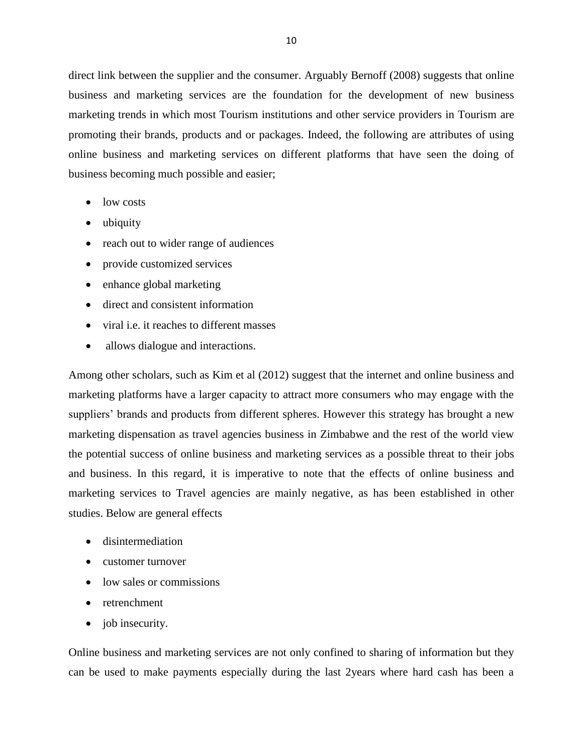direct link between the supplier and the consumer. Arguably Bernoff (2008) suggests that online business and marketing services are the foundation for the development of new business marketing trends in which most Tourism institutions and other service providers in Tourism are promoting their brands, products and or packages. Indeed, the following are attributes of using online business and marketing services on different platforms that have seen the doing of business becoming much possible and easier;

- low costs
- ubiquity
- reach out to wider range of audiences
- provide customized services
- enhance global marketing
- direct and consistent information
- viral i.e. it reaches to different masses
- allows dialogue and interactions.

Among other scholars, such as Kim et al (2012) suggest that the internet and online business and marketing platforms have a larger capacity to attract more consumers who may engage with the suppliers' brands and products from different spheres. However this strategy has brought a new marketing dispensation as travel agencies business in Zimbabwe and the rest of the world view the potential success of online business and marketing services as a possible threat to their jobs and business. In this regard, it is imperative to note that the effects of online business and marketing services to Travel agencies are mainly negative, as has been established in other studies. Below are general effects

- disintermediation
- customer turnover
- low sales or commissions
- retrenchment
- job insecurity.

Online business and marketing services are not only confined to sharing of information but they can be used to make payments especially during the last 2years where hard cash has been a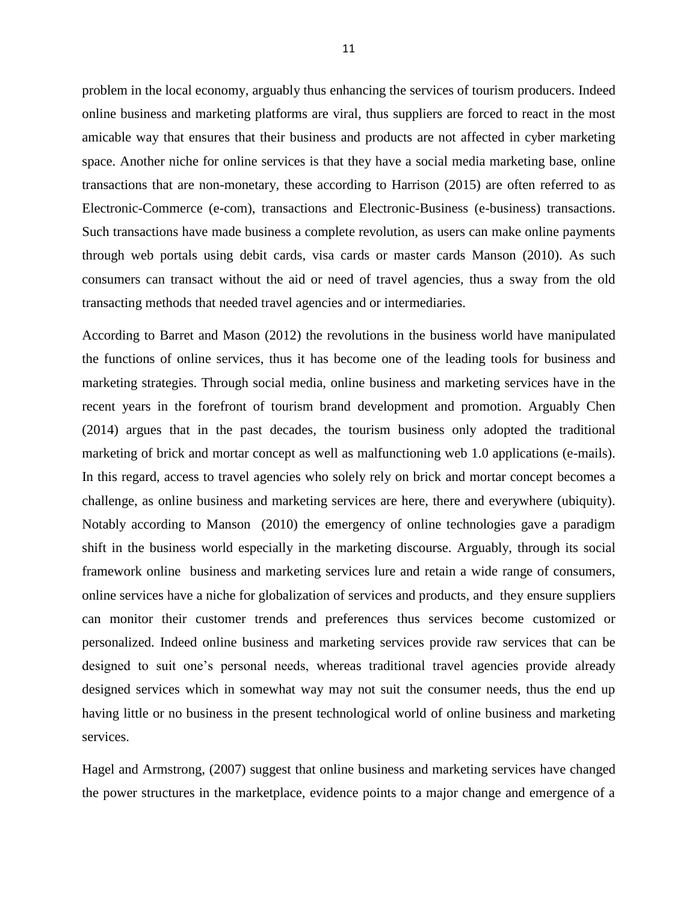problem in the local economy, arguably thus enhancing the services of tourism producers. Indeed online business and marketing platforms are viral, thus suppliers are forced to react in the most amicable way that ensures that their business and products are not affected in cyber marketing space. Another niche for online services is that they have a social media marketing base, online transactions that are non-monetary, these according to Harrison (2015) are often referred to as Electronic-Commerce (e-com), transactions and Electronic-Business (e-business) transactions. Such transactions have made business a complete revolution, as users can make online payments through web portals using debit cards, visa cards or master cards Manson (2010). As such consumers can transact without the aid or need of travel agencies, thus a sway from the old transacting methods that needed travel agencies and or intermediaries.

According to Barret and Mason (2012) the revolutions in the business world have manipulated the functions of online services, thus it has become one of the leading tools for business and marketing strategies. Through social media, online business and marketing services have in the recent years in the forefront of tourism brand development and promotion. Arguably Chen (2014) argues that in the past decades, the tourism business only adopted the traditional marketing of brick and mortar concept as well as malfunctioning web 1.0 applications (e-mails). In this regard, access to travel agencies who solely rely on brick and mortar concept becomes a challenge, as online business and marketing services are here, there and everywhere (ubiquity). Notably according to Manson (2010) the emergency of online technologies gave a paradigm shift in the business world especially in the marketing discourse. Arguably, through its social framework online business and marketing services lure and retain a wide range of consumers, online services have a niche for globalization of services and products, and they ensure suppliers can monitor their customer trends and preferences thus services become customized or personalized. Indeed online business and marketing services provide raw services that can be designed to suit one's personal needs, whereas traditional travel agencies provide already designed services which in somewhat way may not suit the consumer needs, thus the end up having little or no business in the present technological world of online business and marketing services.

Hagel and Armstrong, (2007) suggest that online business and marketing services have changed the power structures in the marketplace, evidence points to a major change and emergence of a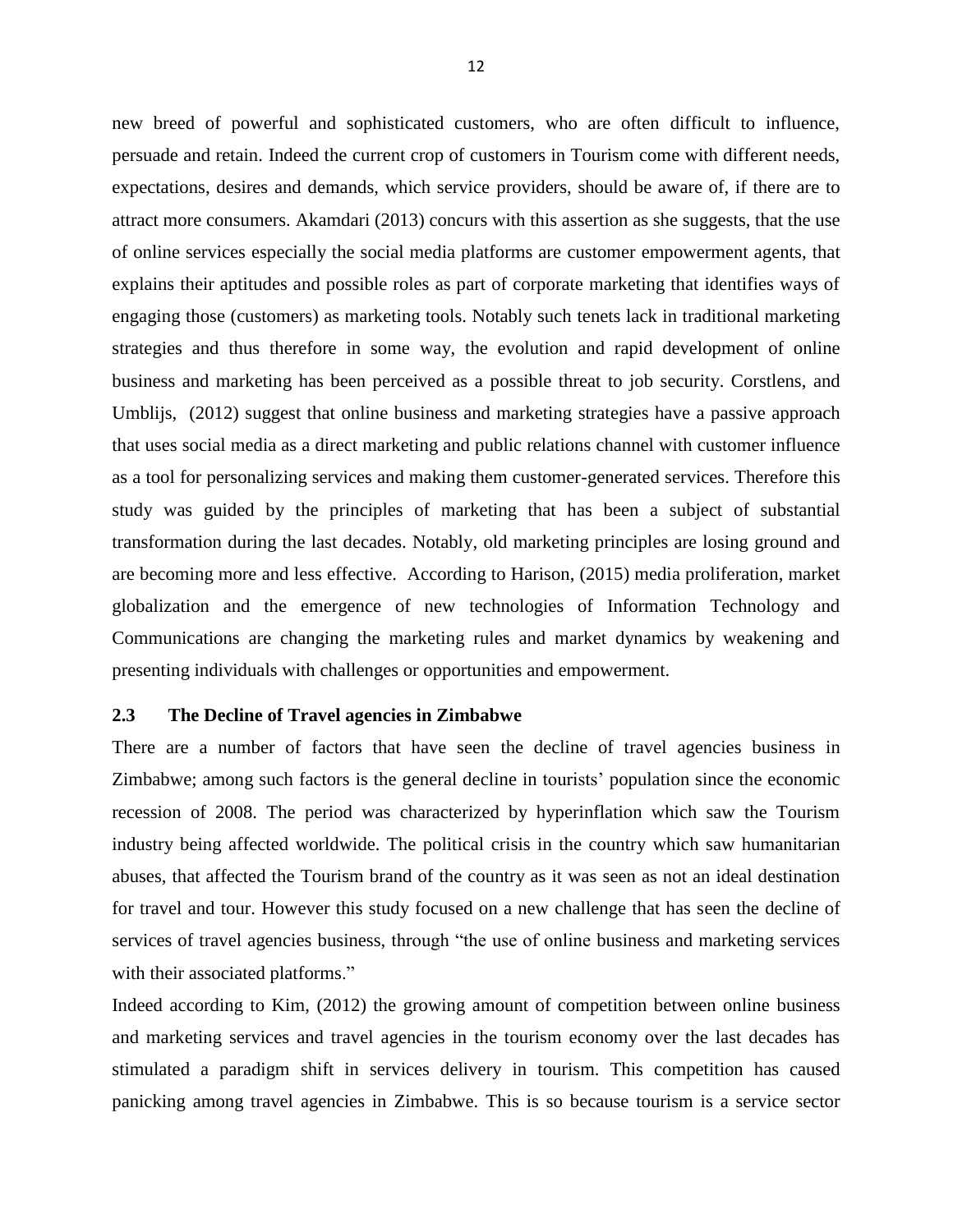new breed of powerful and sophisticated customers, who are often difficult to influence, persuade and retain. Indeed the current crop of customers in Tourism come with different needs, expectations, desires and demands, which service providers, should be aware of, if there are to attract more consumers. Akamdari (2013) concurs with this assertion as she suggests, that the use of online services especially the social media platforms are customer empowerment agents, that explains their aptitudes and possible roles as part of corporate marketing that identifies ways of engaging those (customers) as marketing tools. Notably such tenets lack in traditional marketing strategies and thus therefore in some way, the evolution and rapid development of online business and marketing has been perceived as a possible threat to job security. Corstlens, and Umblijs, (2012) suggest that online business and marketing strategies have a passive approach that uses social media as a direct marketing and public relations channel with customer influence as a tool for personalizing services and making them customer-generated services. Therefore this study was guided by the principles of marketing that has been a subject of substantial transformation during the last decades. Notably, old marketing principles are losing ground and are becoming more and less effective. According to Harison, (2015) media proliferation, market globalization and the emergence of new technologies of Information Technology and Communications are changing the marketing rules and market dynamics by weakening and presenting individuals with challenges or opportunities and empowerment.

## 2.3 The Decline of Travel agencies in Zimbabwe

There are a number of factors that have seen the decline of travel agencies business in Zimbabwe; among such factors is the general decline in tourists' population since the economic recession of 2008. The period was characterized by hyperinflation which saw the Tourism industry being affected worldwide. The political crisis in the country which saw humanitarian abuses, that affected the Tourism brand of the country as it was seen as not an ideal destination for travel and tour. However this study focused on a new challenge that has seen the decline of services of travel agencies business, through "the use of online business and marketing services with their associated platforms."

Indeed according to Kim, (2012) the growing amount of competition between online business and marketing services and travel agencies in the tourism economy over the last decades has stimulated a paradigm shift in services delivery in tourism. This competition has caused panicking among travel agencies in Zimbabwe. This is so because tourism is a service sector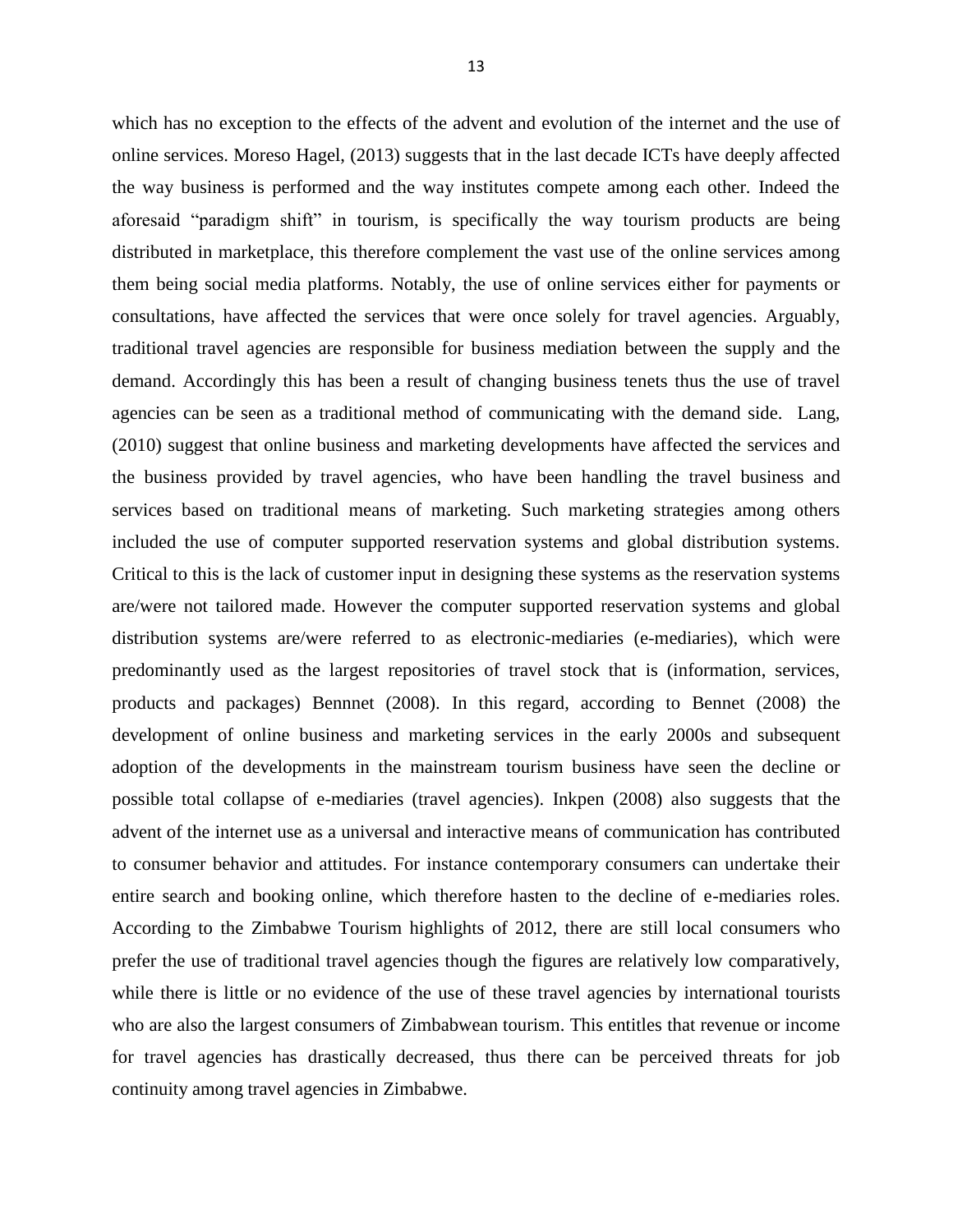which has no exception to the effects of the advent and evolution of the internet and the use of online services. Moreso Hagel, (2013) suggests that in the last decade ICTs have deeply affected the way business is performed and the way institutes compete among each other. Indeed the aforesaid "paradigm shift" in tourism, is specifically the way tourism products are being distributed in marketplace, this therefore complement the vast use of the online services among them being social media platforms. Notably, the use of online services either for payments or consultations, have affected the services that were once solely for travel agencies. Arguably, traditional travel agencies are responsible for business mediation between the supply and the demand. Accordingly this has been a result of changing business tenets thus the use of travel agencies can be seen as a traditional method of communicating with the demand side. Lang, (2010) suggest that online business and marketing developments have affected the services and the business provided by travel agencies, who have been handling the travel business and services based on traditional means of marketing. Such marketing strategies among others included the use of computer supported reservation systems and global distribution systems. Critical to this is the lack of customer input in designing these systems as the reservation systems are/were not tailored made. However the computer supported reservation systems and global distribution systems are/were referred to as electronic-mediaries (e-mediaries), which were predominantly used as the largest repositories of travel stock that is (information, services, products and packages) Bennnet (2008). In this regard, according to Bennet (2008) the development of online business and marketing services in the early 2000s and subsequent adoption of the developments in the mainstream tourism business have seen the decline or possible total collapse of e-mediaries (travel agencies). Inkpen (2008) also suggests that the advent of the internet use as a universal and interactive means of communication has contributed to consumer behavior and attitudes. For instance contemporary consumers can undertake their entire search and booking online, which therefore hasten to the decline of e-mediaries roles. According to the Zimbabwe Tourism highlights of 2012, there are still local consumers who prefer the use of traditional travel agencies though the figures are relatively low comparatively, while there is little or no evidence of the use of these travel agencies by international tourists who are also the largest consumers of Zimbabwean tourism. This entitles that revenue or income for travel agencies has drastically decreased, thus there can be perceived threats for job continuity among travel agencies in Zimbabwe.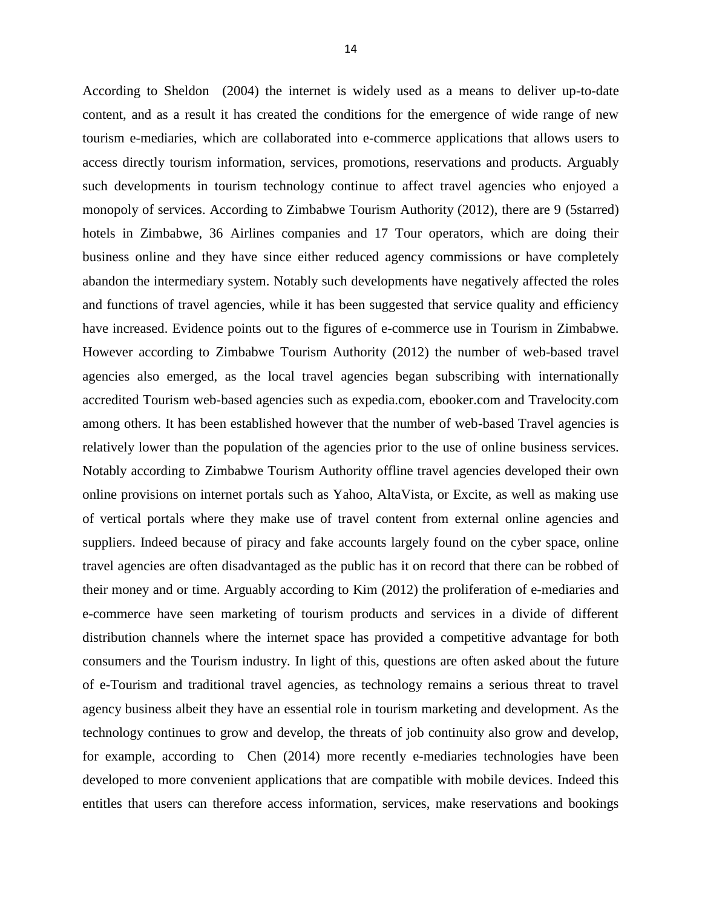According to Sheldon  (2004) the internet is widely used as a means to deliver up-to-date content, and as a result it has created the conditions for the emergence of wide range of new tourism e-mediaries, which are collaborated into e-commerce applications that allows users to access directly tourism information, services, promotions, reservations and products. Arguably such developments in tourism technology continue to affect travel agencies who enjoyed a monopoly of services. According to Zimbabwe Tourism Authority (2012), there are 9 (5starred) hotels in Zimbabwe, 36 Airlines companies and 17 Tour operators, which are doing their business online and they have since either reduced agency commissions or have completely abandon the intermediary system. Notably such developments have negatively affected the roles and functions of travel agencies, while it has been suggested that service quality and efficiency have increased. Evidence points out to the figures of e-commerce use in Tourism in Zimbabwe. However according to Zimbabwe Tourism Authority (2012) the number of web-based travel agencies also emerged, as the local travel agencies began subscribing with internationally accredited Tourism web-based agencies such as expedia.com, ebooker.com and Travelocity.com among others. It has been established however that the number of web-based Travel agencies is relatively lower than the population of the agencies prior to the use of online business services. Notably according to Zimbabwe Tourism Authority offline travel agencies developed their own online provisions on internet portals such as Yahoo, AltaVista, or Excite, as well as making use of vertical portals where they make use of travel content from external online agencies and suppliers. Indeed because of piracy and fake accounts largely found on the cyber space, online travel agencies are often disadvantaged as the public has it on record that there can be robbed of their money and or time. Arguably according to Kim (2012) the proliferation of e-mediaries and e-commerce have seen marketing of tourism products and services in a divide of different distribution channels where the internet space has provided a competitive advantage for both consumers and the Tourism industry. In light of this, questions are often asked about the future of e-Tourism and traditional travel agencies, as technology remains a serious threat to travel agency business albeit they have an essential role in tourism marketing and development. As the technology continues to grow and develop, the threats of job continuity also grow and develop, for example, according to  Chen (2014) more recently e-mediaries technologies have been developed to more convenient applications that are compatible with mobile devices. Indeed this entitles that users can therefore access information, services, make reservations and bookings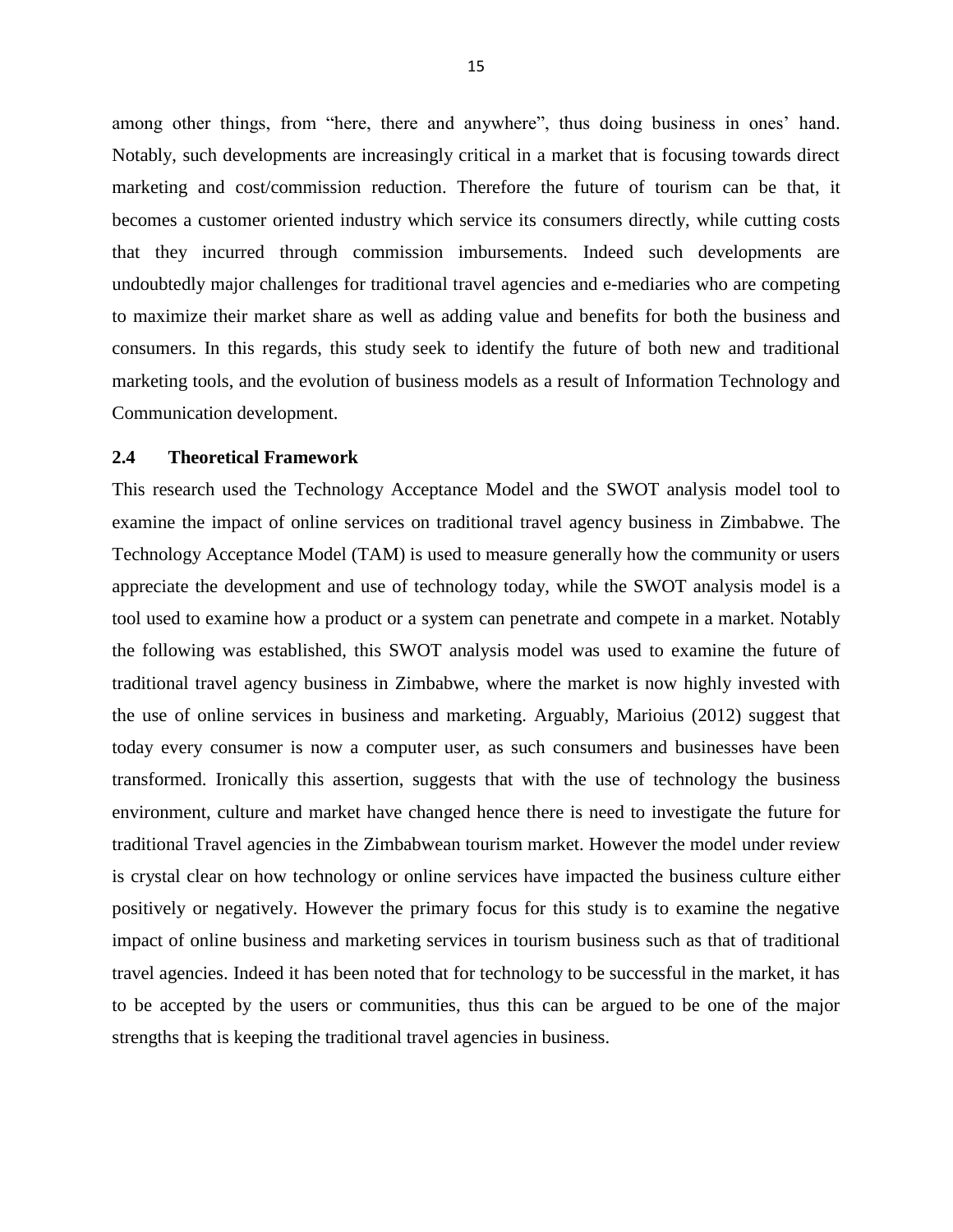among other things, from "here, there and anywhere", thus doing business in ones' hand. Notably, such developments are increasingly critical in a market that is focusing towards direct marketing and cost/commission reduction. Therefore the future of tourism can be that, it becomes a customer oriented industry which service its consumers directly, while cutting costs that they incurred through commission imbursements. Indeed such developments are undoubtedly major challenges for traditional travel agencies and e-mediaries who are competing to maximize their market share as well as adding value and benefits for both the business and consumers. In this regards, this study seek to identify the future of both new and traditional marketing tools, and the evolution of business models as a result of Information Technology and Communication development.

## 2.4 Theoretical Framework

This research used the Technology Acceptance Model and the SWOT analysis model tool to examine the impact of online services on traditional travel agency business in Zimbabwe. The Technology Acceptance Model (TAM) is used to measure generally how the community or users appreciate the development and use of technology today, while the SWOT analysis model is a tool used to examine how a product or a system can penetrate and compete in a market. Notably the following was established, this SWOT analysis model was used to examine the future of traditional travel agency business in Zimbabwe, where the market is now highly invested with the use of online services in business and marketing. Arguably, Marioius (2012) suggest that today every consumer is now a computer user, as such consumers and businesses have been transformed. Ironically this assertion, suggests that with the use of technology the business environment, culture and market have changed hence there is need to investigate the future for traditional Travel agencies in the Zimbabwean tourism market. However the model under review is crystal clear on how technology or online services have impacted the business culture either positively or negatively. However the primary focus for this study is to examine the negative impact of online business and marketing services in tourism business such as that of traditional travel agencies. Indeed it has been noted that for technology to be successful in the market, it has to be accepted by the users or communities, thus this can be argued to be one of the major strengths that is keeping the traditional travel agencies in business.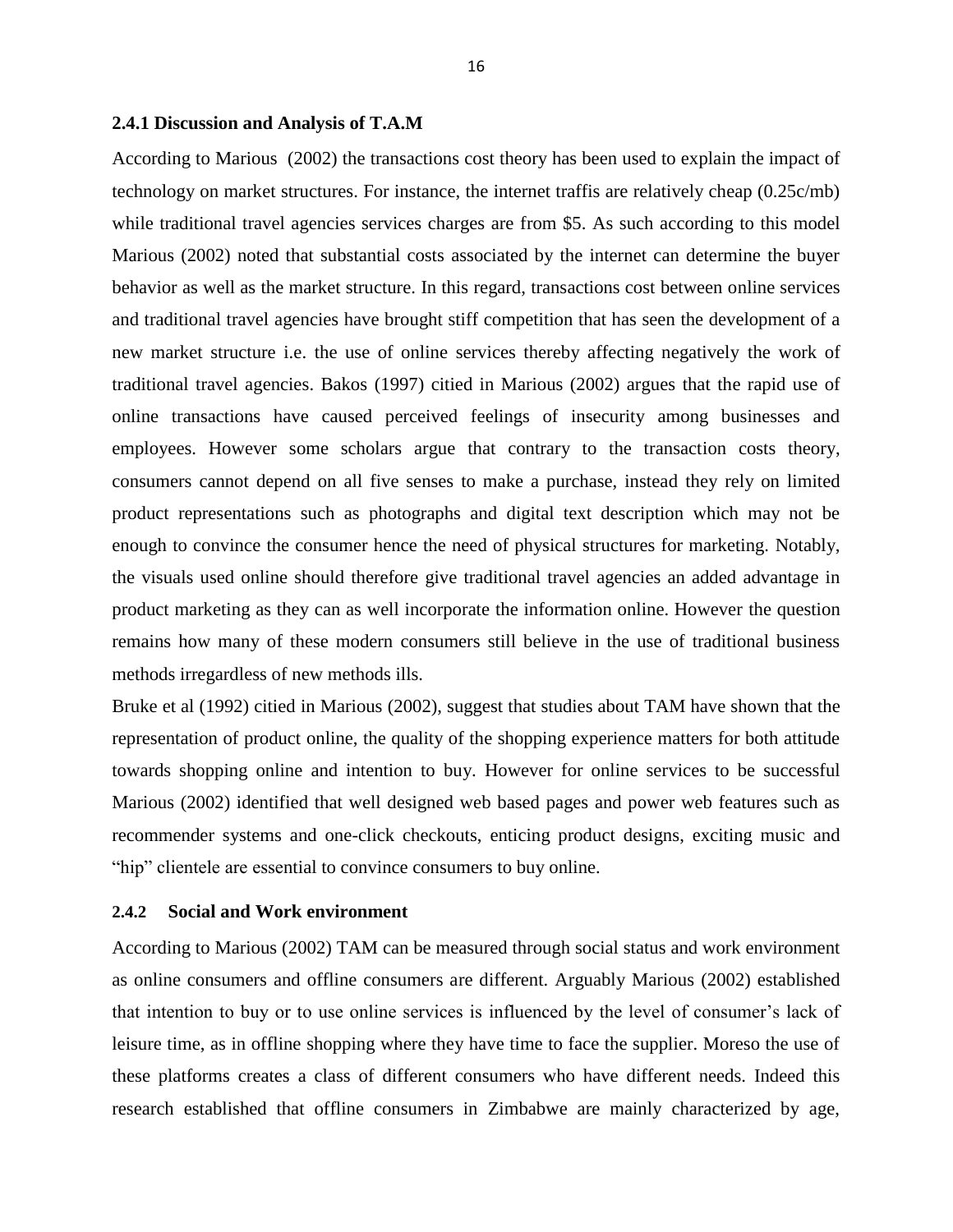### 2.4.1 Discussion and Analysis of T.A.M

According to Marious (2002) the transactions cost theory has been used to explain the impact of technology on market structures. For instance, the internet traffis are relatively cheap (0.25c/mb) while traditional travel agencies services charges are from $5. As such according to this model Marious (2002) noted that substantial costs associated by the internet can determine the buyer behavior as well as the market structure. In this regard, transactions cost between online services and traditional travel agencies have brought stiff competition that has seen the development of a new market structure i.e. the use of online services thereby affecting negatively the work of traditional travel agencies. Bakos (1997) citied in Marious (2002) argues that the rapid use of online transactions have caused perceived feelings of insecurity among businesses and employees. However some scholars argue that contrary to the transaction costs theory, consumers cannot depend on all five senses to make a purchase, instead they rely on limited product representations such as photographs and digital text description which may not be enough to convince the consumer hence the need of physical structures for marketing. Notably, the visuals used online should therefore give traditional travel agencies an added advantage in product marketing as they can as well incorporate the information online. However the question remains how many of these modern consumers still believe in the use of traditional business methods irregardless of new methods ills.

Bruke et al (1992) citied in Marious (2002), suggest that studies about TAM have shown that the representation of product online, the quality of the shopping experience matters for both attitude towards shopping online and intention to buy. However for online services to be successful Marious (2002) identified that well designed web based pages and power web features such as recommender systems and one-click checkouts, enticing product designs, exciting music and "hip" clientele are essential to convince consumers to buy online.

### 2.4.2 Social and Work environment

According to Marious (2002) TAM can be measured through social status and work environment as online consumers and offline consumers are different. Arguably Marious (2002) established that intention to buy or to use online services is influenced by the level of consumer's lack of leisure time, as in offline shopping where they have time to face the supplier. Moreso the use of these platforms creates a class of different consumers who have different needs. Indeed this research established that offline consumers in Zimbabwe are mainly characterized by age,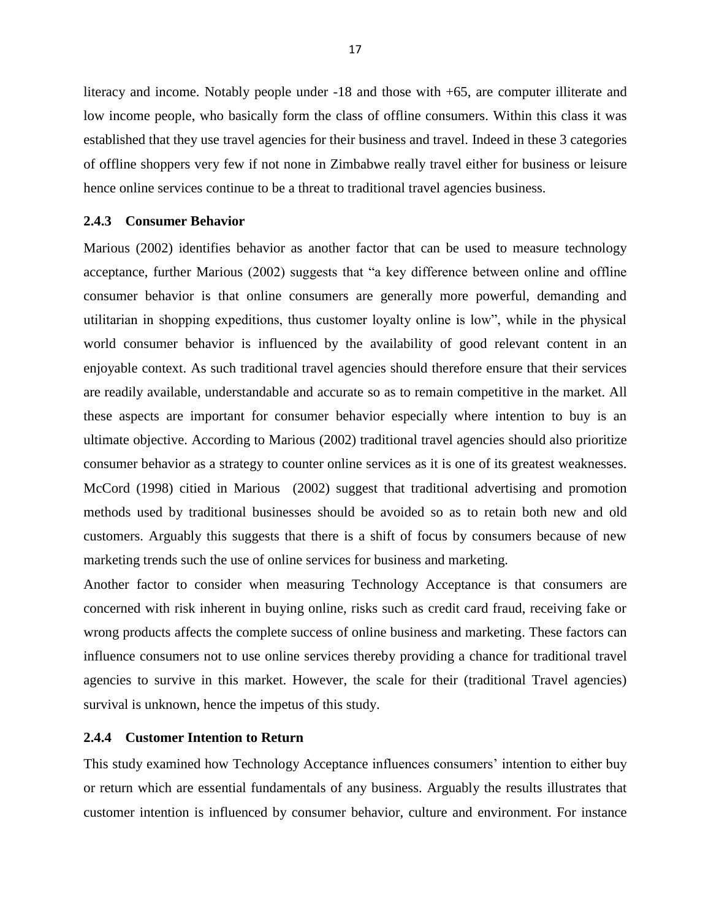literacy and income. Notably people under -18 and those with +65, are computer illiterate and low income people, who basically form the class of offline consumers. Within this class it was established that they use travel agencies for their business and travel. Indeed in these 3 categories of offline shoppers very few if not none in Zimbabwe really travel either for business or leisure hence online services continue to be a threat to traditional travel agencies business.

### 2.4.3 Consumer Behavior

Marious (2002) identifies behavior as another factor that can be used to measure technology acceptance, further Marious (2002) suggests that "a key difference between online and offline consumer behavior is that online consumers are generally more powerful, demanding and utilitarian in shopping expeditions, thus customer loyalty online is low", while in the physical world consumer behavior is influenced by the availability of good relevant content in an enjoyable context. As such traditional travel agencies should therefore ensure that their services are readily available, understandable and accurate so as to remain competitive in the market. All these aspects are important for consumer behavior especially where intention to buy is an ultimate objective. According to Marious (2002) traditional travel agencies should also prioritize consumer behavior as a strategy to counter online services as it is one of its greatest weaknesses. McCord (1998) citied in Marious (2002) suggest that traditional advertising and promotion methods used by traditional businesses should be avoided so as to retain both new and old customers. Arguably this suggests that there is a shift of focus by consumers because of new marketing trends such the use of online services for business and marketing.

Another factor to consider when measuring Technology Acceptance is that consumers are concerned with risk inherent in buying online, risks such as credit card fraud, receiving fake or wrong products affects the complete success of online business and marketing. These factors can influence consumers not to use online services thereby providing a chance for traditional travel agencies to survive in this market. However, the scale for their (traditional Travel agencies) survival is unknown, hence the impetus of this study.

### 2.4.4 Customer Intention to Return

This study examined how Technology Acceptance influences consumers' intention to either buy or return which are essential fundamentals of any business. Arguably the results illustrates that customer intention is influenced by consumer behavior, culture and environment. For instance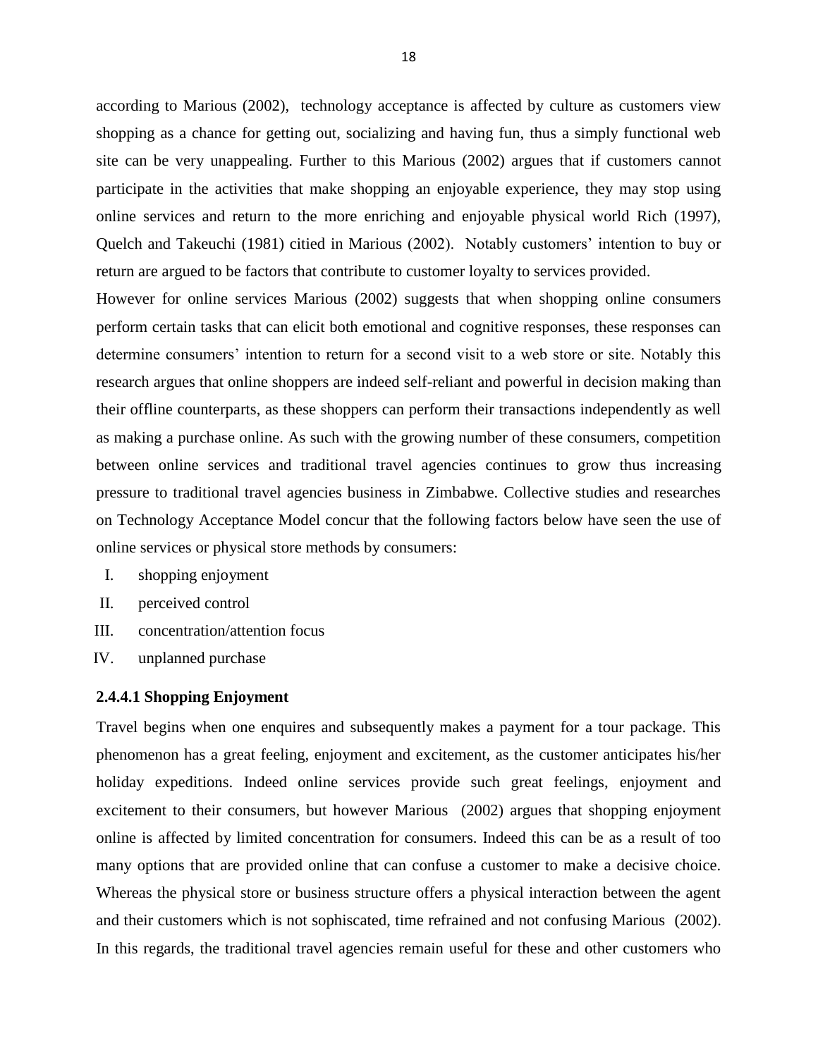according to Marious (2002), technology acceptance is affected by culture as customers view shopping as a chance for getting out, socializing and having fun, thus a simply functional web site can be very unappealing. Further to this Marious (2002) argues that if customers cannot participate in the activities that make shopping an enjoyable experience, they may stop using online services and return to the more enriching and enjoyable physical world Rich (1997), Quelch and Takeuchi (1981) citied in Marious (2002). Notably customers' intention to buy or return are argued to be factors that contribute to customer loyalty to services provided.

However for online services Marious (2002) suggests that when shopping online consumers perform certain tasks that can elicit both emotional and cognitive responses, these responses can determine consumers' intention to return for a second visit to a web store or site. Notably this research argues that online shoppers are indeed self-reliant and powerful in decision making than their offline counterparts, as these shoppers can perform their transactions independently as well as making a purchase online. As such with the growing number of these consumers, competition between online services and traditional travel agencies continues to grow thus increasing pressure to traditional travel agencies business in Zimbabwe. Collective studies and researches on Technology Acceptance Model concur that the following factors below have seen the use of online services or physical store methods by consumers:

I. shopping enjoyment
II. perceived control
III. concentration/attention focus
IV. unplanned purchase

#### 2.4.4.1 Shopping Enjoyment

Travel begins when one enquires and subsequently makes a payment for a tour package. This phenomenon has a great feeling, enjoyment and excitement, as the customer anticipates his/her holiday expeditions. Indeed online services provide such great feelings, enjoyment and excitement to their consumers, but however Marious (2002) argues that shopping enjoyment online is affected by limited concentration for consumers. Indeed this can be as a result of too many options that are provided online that can confuse a customer to make a decisive choice. Whereas the physical store or business structure offers a physical interaction between the agent and their customers which is not sophiscated, time refrained and not confusing Marious (2002). In this regards, the traditional travel agencies remain useful for these and other customers who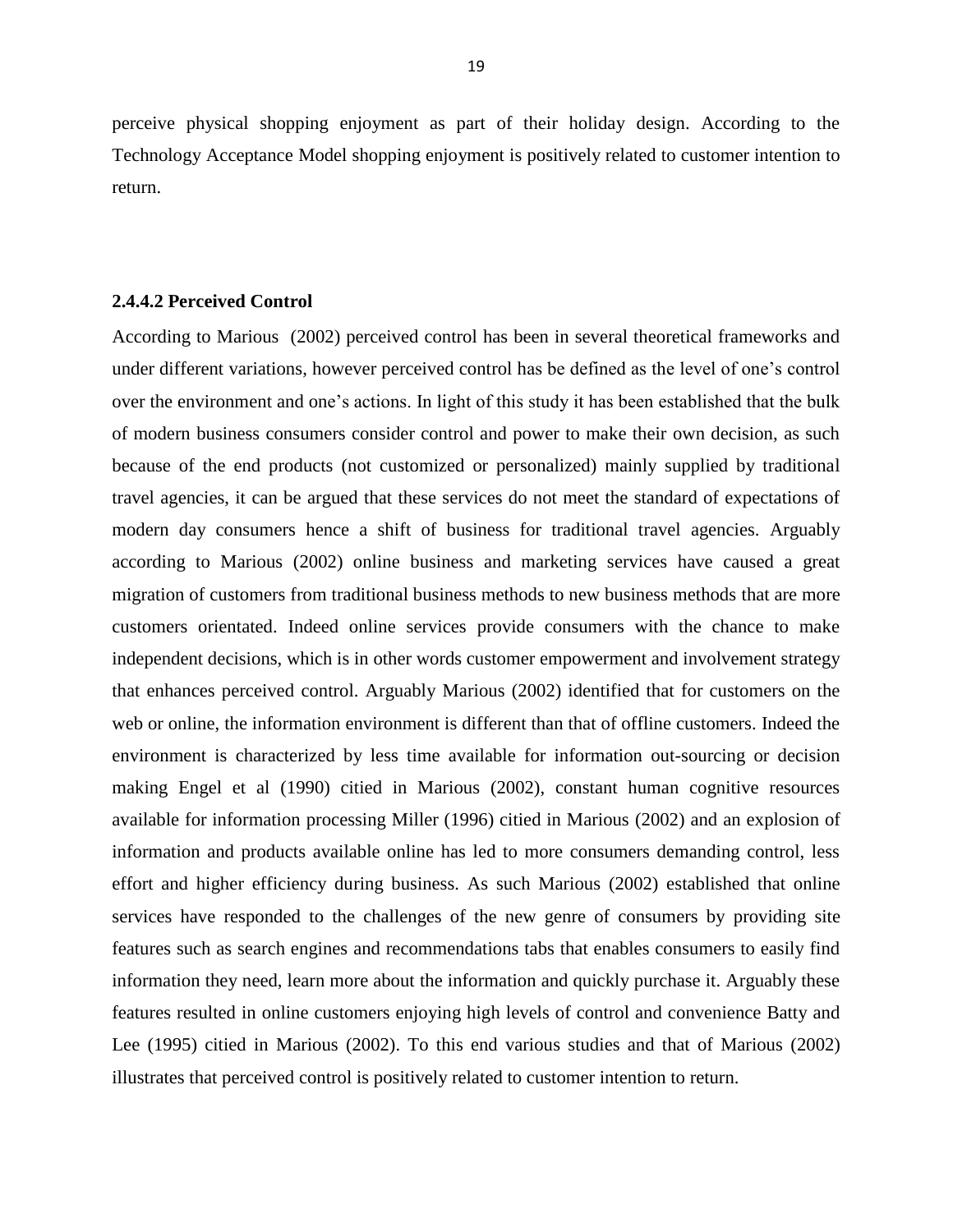perceive physical shopping enjoyment as part of their holiday design. According to the Technology Acceptance Model shopping enjoyment is positively related to customer intention to return.

#### 2.4.4.2 Perceived Control

According to Marious (2002) perceived control has been in several theoretical frameworks and under different variations, however perceived control has be defined as the level of one's control over the environment and one's actions. In light of this study it has been established that the bulk of modern business consumers consider control and power to make their own decision, as such because of the end products (not customized or personalized) mainly supplied by traditional travel agencies, it can be argued that these services do not meet the standard of expectations of modern day consumers hence a shift of business for traditional travel agencies. Arguably according to Marious (2002) online business and marketing services have caused a great migration of customers from traditional business methods to new business methods that are more customers orientated. Indeed online services provide consumers with the chance to make independent decisions, which is in other words customer empowerment and involvement strategy that enhances perceived control. Arguably Marious (2002) identified that for customers on the web or online, the information environment is different than that of offline customers. Indeed the environment is characterized by less time available for information out-sourcing or decision making Engel et al (1990) citied in Marious (2002), constant human cognitive resources available for information processing Miller (1996) citied in Marious (2002) and an explosion of information and products available online has led to more consumers demanding control, less effort and higher efficiency during business. As such Marious (2002) established that online services have responded to the challenges of the new genre of consumers by providing site features such as search engines and recommendations tabs that enables consumers to easily find information they need, learn more about the information and quickly purchase it. Arguably these features resulted in online customers enjoying high levels of control and convenience Batty and Lee (1995) citied in Marious (2002). To this end various studies and that of Marious (2002) illustrates that perceived control is positively related to customer intention to return.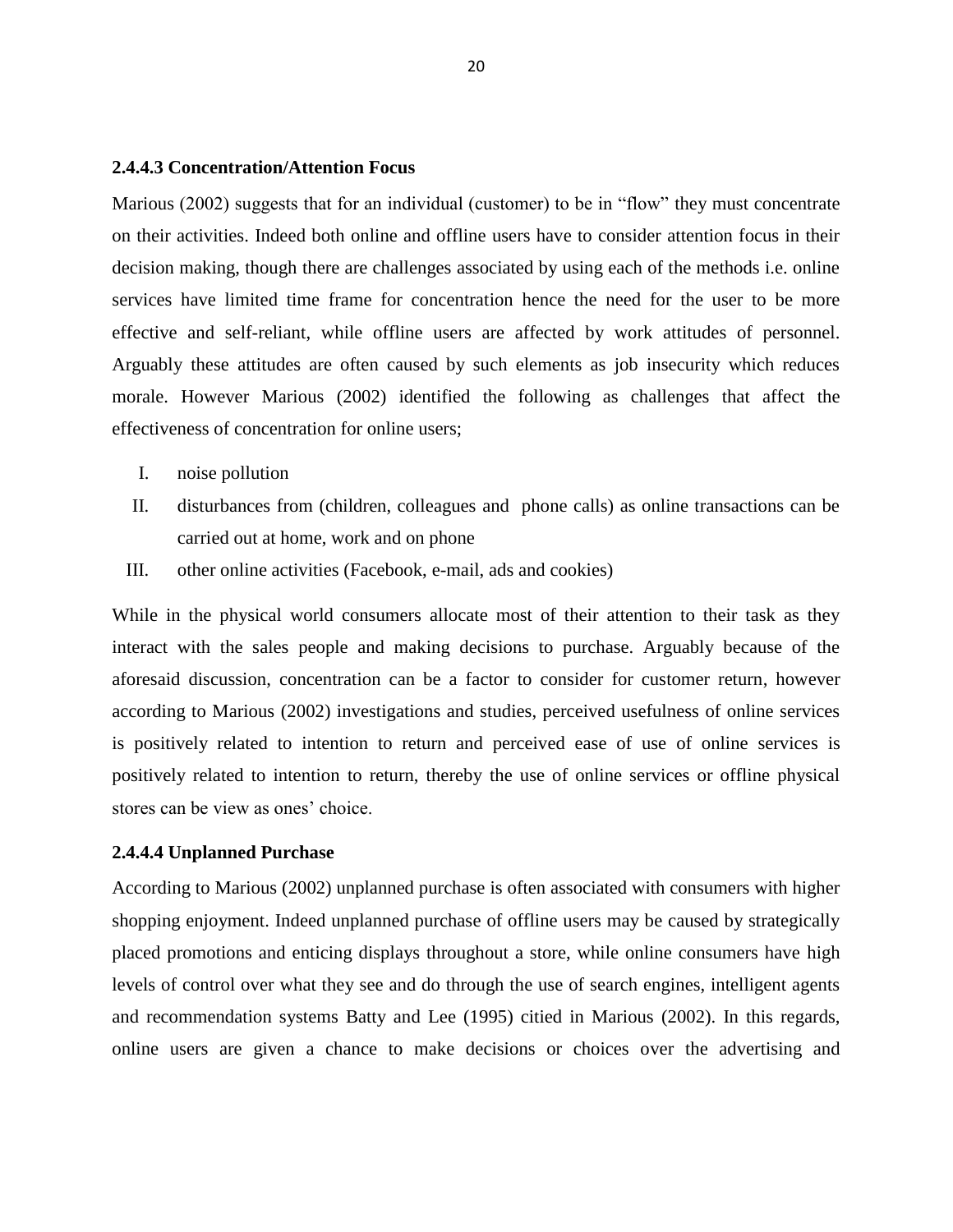#### 2.4.4.3 Concentration/Attention Focus

Marious (2002) suggests that for an individual (customer) to be in "flow" they must concentrate on their activities. Indeed both online and offline users have to consider attention focus in their decision making, though there are challenges associated by using each of the methods i.e. online services have limited time frame for concentration hence the need for the user to be more effective and self-reliant, while offline users are affected by work attitudes of personnel. Arguably these attitudes are often caused by such elements as job insecurity which reduces morale. However Marious (2002) identified the following as challenges that affect the effectiveness of concentration for online users;

I. noise pollution
II. disturbances from (children, colleagues and phone calls) as online transactions can be carried out at home, work and on phone
III. other online activities (Facebook, e-mail, ads and cookies)

While in the physical world consumers allocate most of their attention to their task as they interact with the sales people and making decisions to purchase. Arguably because of the aforesaid discussion, concentration can be a factor to consider for customer return, however according to Marious (2002) investigations and studies, perceived usefulness of online services is positively related to intention to return and perceived ease of use of online services is positively related to intention to return, thereby the use of online services or offline physical stores can be view as ones' choice.

#### 2.4.4.4 Unplanned Purchase

According to Marious (2002) unplanned purchase is often associated with consumers with higher shopping enjoyment. Indeed unplanned purchase of offline users may be caused by strategically placed promotions and enticing displays throughout a store, while online consumers have high levels of control over what they see and do through the use of search engines, intelligent agents and recommendation systems Batty and Lee (1995) citied in Marious (2002). In this regards, online users are given a chance to make decisions or choices over the advertising and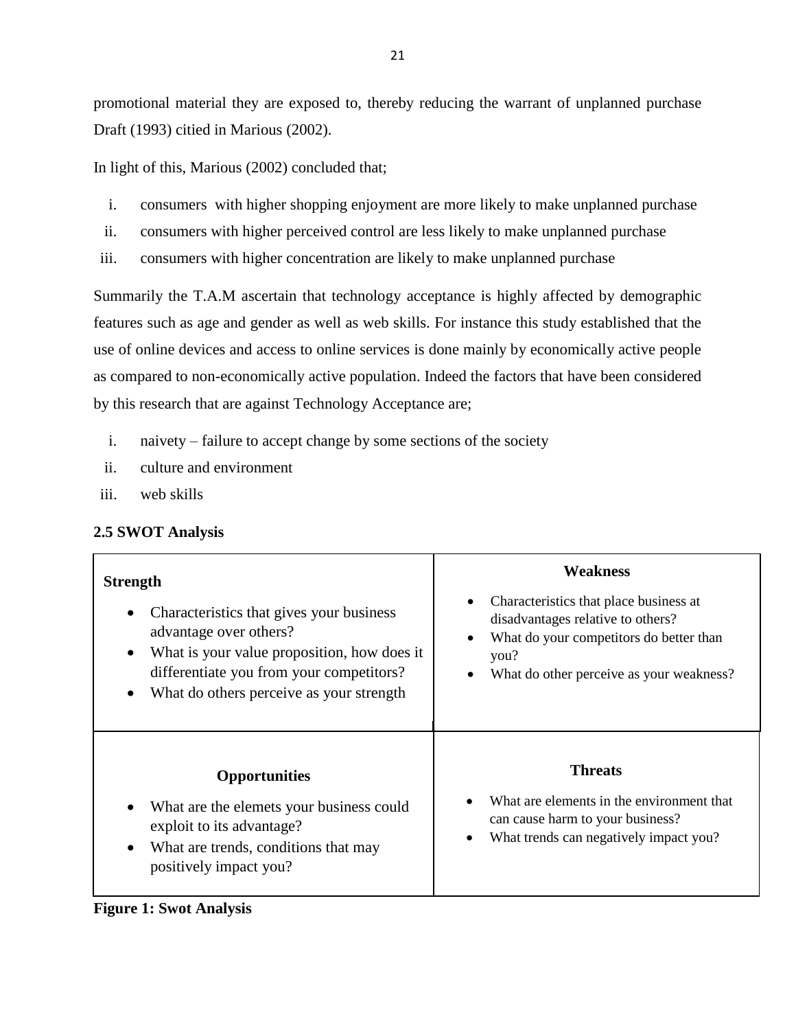promotional material they are exposed to, thereby reducing the warrant of unplanned purchase Draft (1993) citied in Marious (2002).

In light of this, Marious (2002) concluded that;

i. consumers with higher shopping enjoyment are more likely to make unplanned purchase
ii. consumers with higher perceived control are less likely to make unplanned purchase
iii. consumers with higher concentration are likely to make unplanned purchase

Summarily the T.A.M ascertain that technology acceptance is highly affected by demographic features such as age and gender as well as web skills. For instance this study established that the use of online devices and access to online services is done mainly by economically active people as compared to non-economically active population. Indeed the factors that have been considered by this research that are against Technology Acceptance are;

i. naivety – failure to accept change by some sections of the society
ii. culture and environment
iii. web skills

### 2.5 SWOT Analysis

| **Strength** | **Weakness** |
|---|---|
| • Characteristics that gives your business advantage over others?<br>• What is your value proposition, how does it differentiate you from your competitors?<br>• What do others perceive as your strength | • Characteristics that place business at disadvantages relative to others?<br>• What do your competitors do better than you?<br>• What do other perceive as your weakness? |
| **Opportunities** | **Threats** |
| • What are the elemets your business could exploit to its advantage?<br>• What are trends, conditions that may positively impact you? | • What are elements in the environment that can cause harm to your business?<br>• What trends can negatively impact you? |

**Figure 1: Swot Analysis**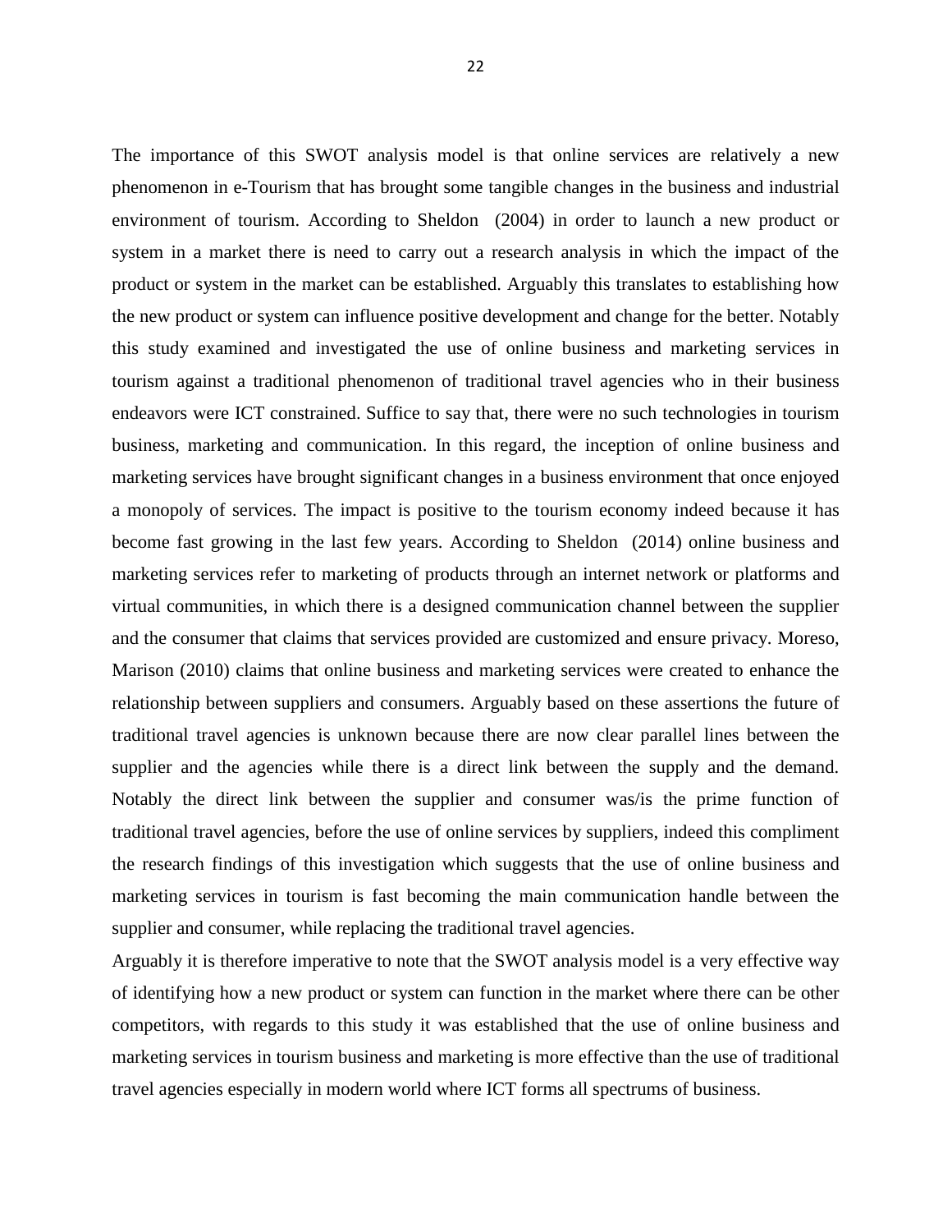The importance of this SWOT analysis model is that online services are relatively a new phenomenon in e-Tourism that has brought some tangible changes in the business and industrial environment of tourism. According to Sheldon  (2004) in order to launch a new product or system in a market there is need to carry out a research analysis in which the impact of the product or system in the market can be established. Arguably this translates to establishing how the new product or system can influence positive development and change for the better. Notably this study examined and investigated the use of online business and marketing services in tourism against a traditional phenomenon of traditional travel agencies who in their business endeavors were ICT constrained. Suffice to say that, there were no such technologies in tourism business, marketing and communication. In this regard, the inception of online business and marketing services have brought significant changes in a business environment that once enjoyed a monopoly of services. The impact is positive to the tourism economy indeed because it has become fast growing in the last few years. According to Sheldon  (2014) online business and marketing services refer to marketing of products through an internet network or platforms and virtual communities, in which there is a designed communication channel between the supplier and the consumer that claims that services provided are customized and ensure privacy. Moreso, Marison (2010) claims that online business and marketing services were created to enhance the relationship between suppliers and consumers. Arguably based on these assertions the future of traditional travel agencies is unknown because there are now clear parallel lines between the supplier and the agencies while there is a direct link between the supply and the demand. Notably the direct link between the supplier and consumer was/is the prime function of traditional travel agencies, before the use of online services by suppliers, indeed this compliment the research findings of this investigation which suggests that the use of online business and marketing services in tourism is fast becoming the main communication handle between the supplier and consumer, while replacing the traditional travel agencies.

Arguably it is therefore imperative to note that the SWOT analysis model is a very effective way of identifying how a new product or system can function in the market where there can be other competitors, with regards to this study it was established that the use of online business and marketing services in tourism business and marketing is more effective than the use of traditional travel agencies especially in modern world where ICT forms all spectrums of business.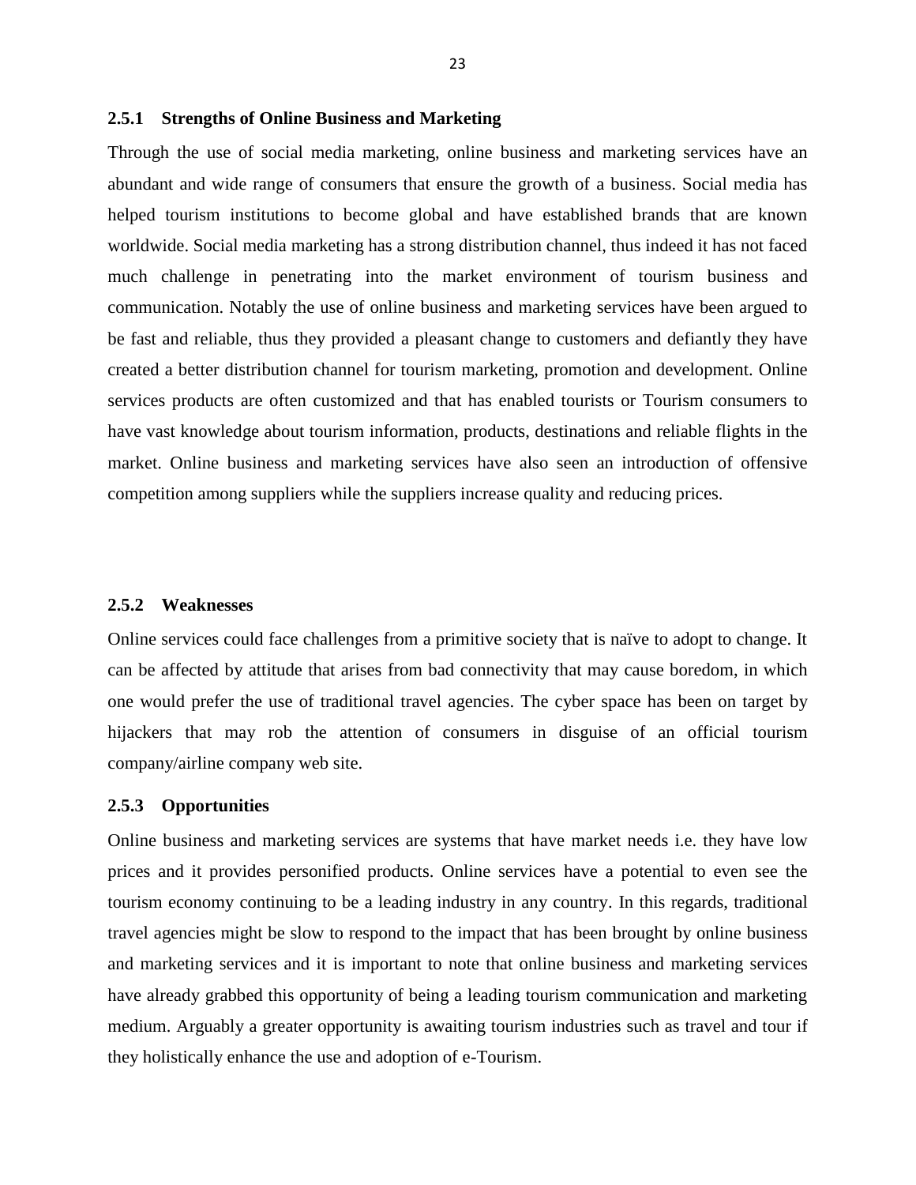### 2.5.1 Strengths of Online Business and Marketing

Through the use of social media marketing, online business and marketing services have an abundant and wide range of consumers that ensure the growth of a business. Social media has helped tourism institutions to become global and have established brands that are known worldwide. Social media marketing has a strong distribution channel, thus indeed it has not faced much challenge in penetrating into the market environment of tourism business and communication. Notably the use of online business and marketing services have been argued to be fast and reliable, thus they provided a pleasant change to customers and defiantly they have created a better distribution channel for tourism marketing, promotion and development. Online services products are often customized and that has enabled tourists or Tourism consumers to have vast knowledge about tourism information, products, destinations and reliable flights in the market. Online business and marketing services have also seen an introduction of offensive competition among suppliers while the suppliers increase quality and reducing prices.

### 2.5.2 Weaknesses

Online services could face challenges from a primitive society that is naïve to adopt to change. It can be affected by attitude that arises from bad connectivity that may cause boredom, in which one would prefer the use of traditional travel agencies. The cyber space has been on target by hijackers that may rob the attention of consumers in disguise of an official tourism company/airline company web site.

### 2.5.3 Opportunities

Online business and marketing services are systems that have market needs i.e. they have low prices and it provides personified products. Online services have a potential to even see the tourism economy continuing to be a leading industry in any country. In this regards, traditional travel agencies might be slow to respond to the impact that has been brought by online business and marketing services and it is important to note that online business and marketing services have already grabbed this opportunity of being a leading tourism communication and marketing medium. Arguably a greater opportunity is awaiting tourism industries such as travel and tour if they holistically enhance the use and adoption of e-Tourism.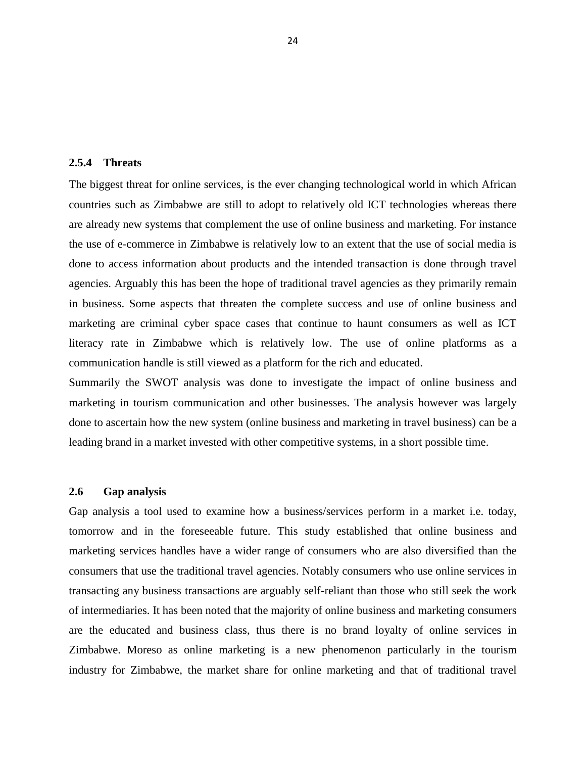### 2.5.4 Threats

The biggest threat for online services, is the ever changing technological world in which African countries such as Zimbabwe are still to adopt to relatively old ICT technologies whereas there are already new systems that complement the use of online business and marketing. For instance the use of e-commerce in Zimbabwe is relatively low to an extent that the use of social media is done to access information about products and the intended transaction is done through travel agencies. Arguably this has been the hope of traditional travel agencies as they primarily remain in business. Some aspects that threaten the complete success and use of online business and marketing are criminal cyber space cases that continue to haunt consumers as well as ICT literacy rate in Zimbabwe which is relatively low. The use of online platforms as a communication handle is still viewed as a platform for the rich and educated.

Summarily the SWOT analysis was done to investigate the impact of online business and marketing in tourism communication and other businesses. The analysis however was largely done to ascertain how the new system (online business and marketing in travel business) can be a leading brand in a market invested with other competitive systems, in a short possible time.

## 2.6 Gap analysis

Gap analysis a tool used to examine how a business/services perform in a market i.e. today, tomorrow and in the foreseeable future. This study established that online business and marketing services handles have a wider range of consumers who are also diversified than the consumers that use the traditional travel agencies. Notably consumers who use online services in transacting any business transactions are arguably self-reliant than those who still seek the work of intermediaries. It has been noted that the majority of online business and marketing consumers are the educated and business class, thus there is no brand loyalty of online services in Zimbabwe. Moreso as online marketing is a new phenomenon particularly in the tourism industry for Zimbabwe, the market share for online marketing and that of traditional travel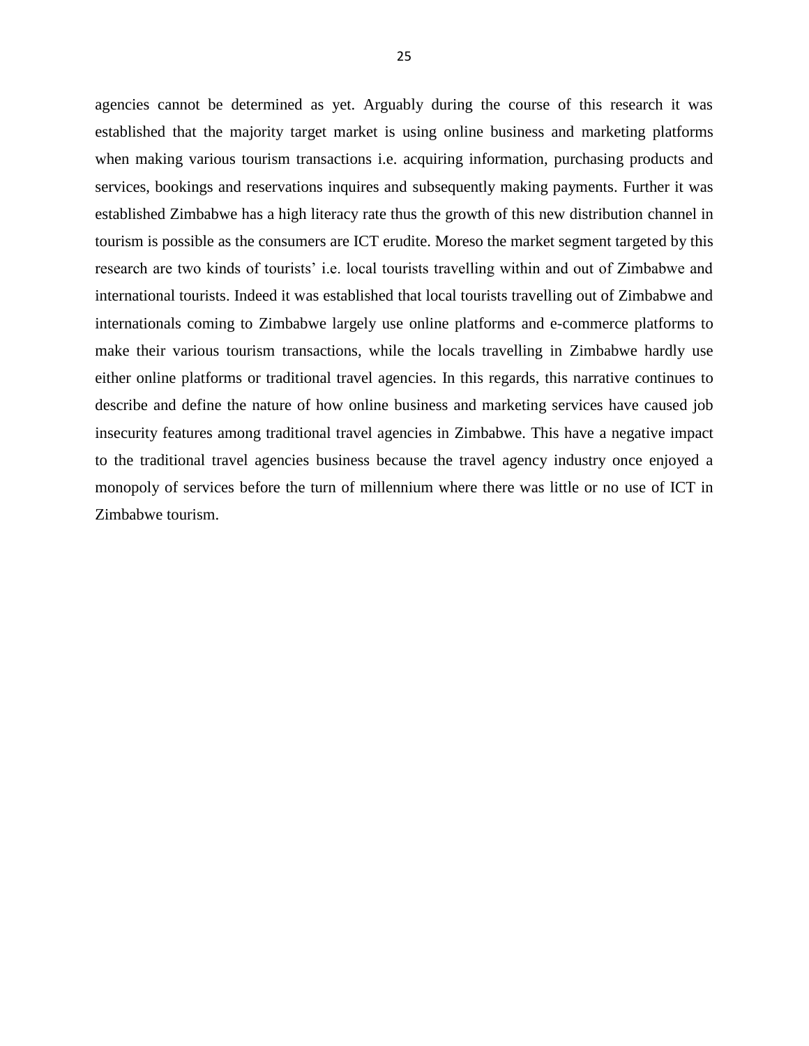agencies cannot be determined as yet. Arguably during the course of this research it was established that the majority target market is using online business and marketing platforms when making various tourism transactions i.e. acquiring information, purchasing products and services, bookings and reservations inquires and subsequently making payments. Further it was established Zimbabwe has a high literacy rate thus the growth of this new distribution channel in tourism is possible as the consumers are ICT erudite. Moreso the market segment targeted by this research are two kinds of tourists' i.e. local tourists travelling within and out of Zimbabwe and international tourists. Indeed it was established that local tourists travelling out of Zimbabwe and internationals coming to Zimbabwe largely use online platforms and e-commerce platforms to make their various tourism transactions, while the locals travelling in Zimbabwe hardly use either online platforms or traditional travel agencies. In this regards, this narrative continues to describe and define the nature of how online business and marketing services have caused job insecurity features among traditional travel agencies in Zimbabwe. This have a negative impact to the traditional travel agencies business because the travel agency industry once enjoyed a monopoly of services before the turn of millennium where there was little or no use of ICT in Zimbabwe tourism.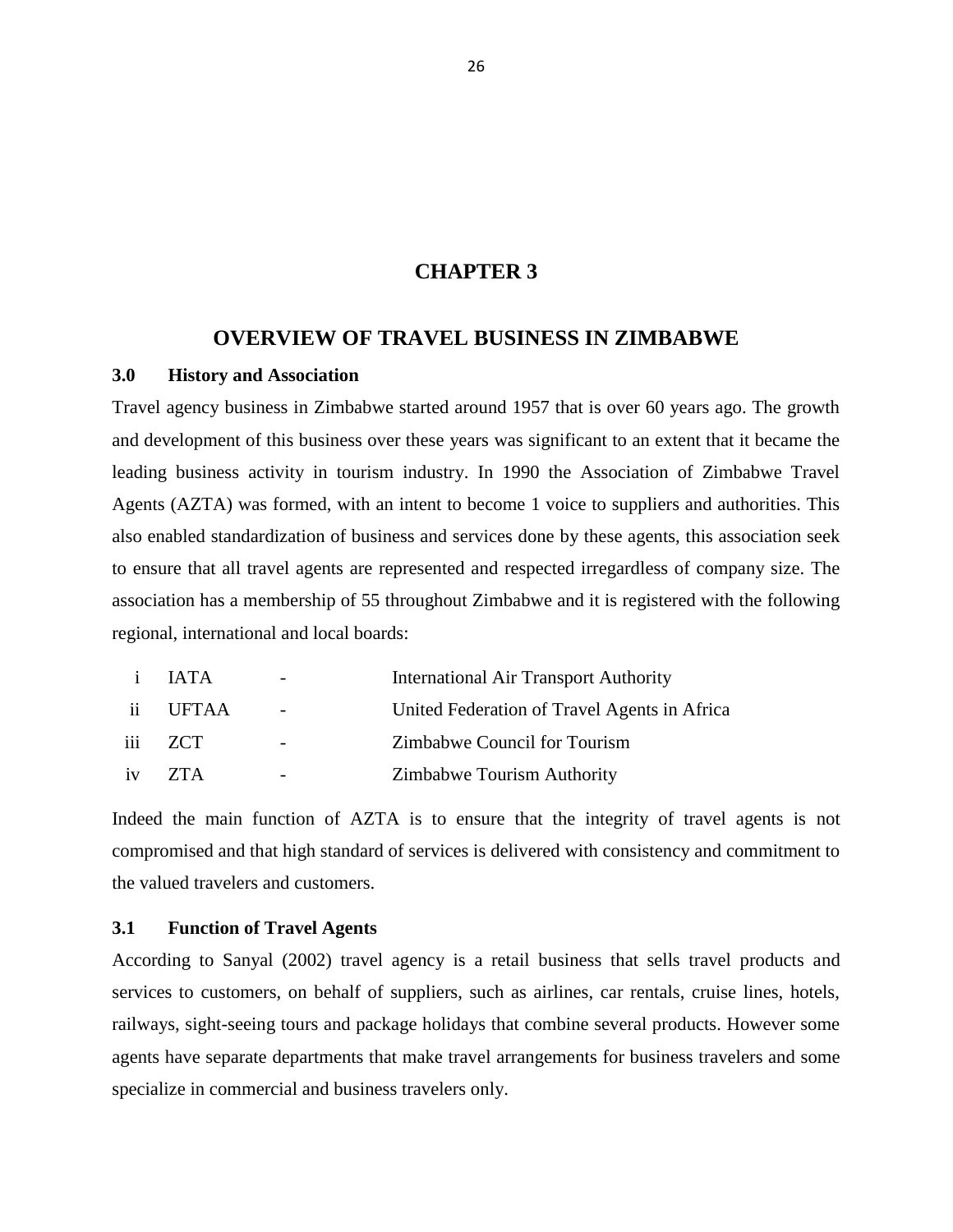# CHAPTER 3

## OVERVIEW OF TRAVEL BUSINESS IN ZIMBABWE

### 3.0 History and Association

Travel agency business in Zimbabwe started around 1957 that is over 60 years ago. The growth and development of this business over these years was significant to an extent that it became the leading business activity in tourism industry. In 1990 the Association of Zimbabwe Travel Agents (AZTA) was formed, with an intent to become 1 voice to suppliers and authorities. This also enabled standardization of business and services done by these agents, this association seek to ensure that all travel agents are represented and respected irregardless of company size. The association has a membership of 55 throughout Zimbabwe and it is registered with the following regional, international and local boards:

| | | | |
|---|---|---|---|
| i | IATA | - | International Air Transport Authority |
| ii | UFTAA | - | United Federation of Travel Agents in Africa |
| iii | ZCT | - | Zimbabwe Council for Tourism |
| iv | ZTA | - | Zimbabwe Tourism Authority |

Indeed the main function of AZTA is to ensure that the integrity of travel agents is not compromised and that high standard of services is delivered with consistency and commitment to the valued travelers and customers.

### 3.1 Function of Travel Agents

According to Sanyal (2002) travel agency is a retail business that sells travel products and services to customers, on behalf of suppliers, such as airlines, car rentals, cruise lines, hotels, railways, sight-seeing tours and package holidays that combine several products. However some agents have separate departments that make travel arrangements for business travelers and some specialize in commercial and business travelers only.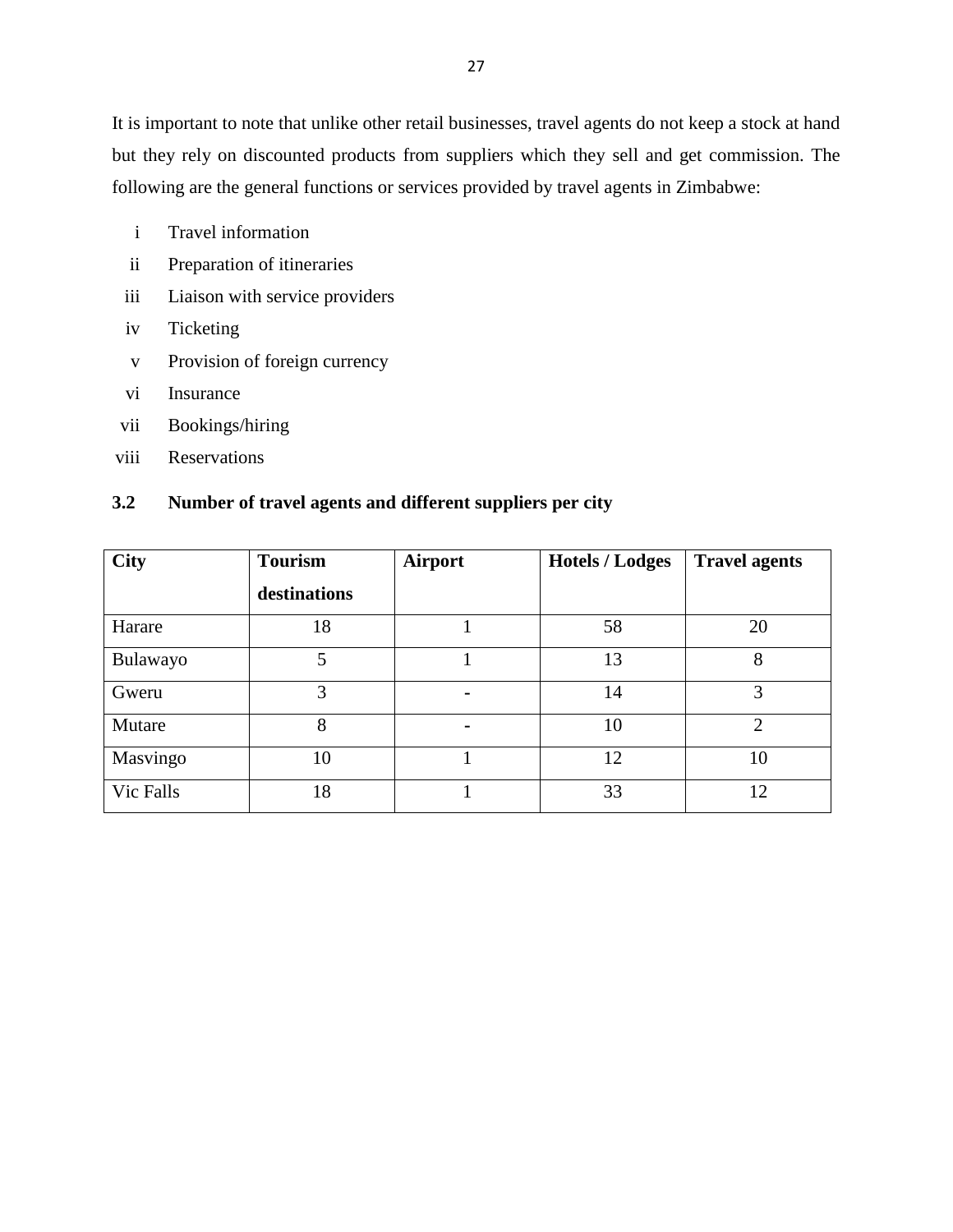It is important to note that unlike other retail businesses, travel agents do not keep a stock at hand but they rely on discounted products from suppliers which they sell and get commission. The following are the general functions or services provided by travel agents in Zimbabwe:

i. Travel information
ii. Preparation of itineraries
iii. Liaison with service providers
iv. Ticketing
v. Provision of foreign currency
vi. Insurance
vii. Bookings/hiring
viii. Reservations

### 3.2 Number of travel agents and different suppliers per city

| City | Tourism destinations | Airport | Hotels / Lodges | Travel agents |
|---|---|---|---|---|
| Harare | 18 | 1 | 58 | 20 |
| Bulawayo | 5 | 1 | 13 | 8 |
| Gweru | 3 | - | 14 | 3 |
| Mutare | 8 | - | 10 | 2 |
| Masvingo | 10 | 1 | 12 | 10 |
| Vic Falls | 18 | 1 | 33 | 12 |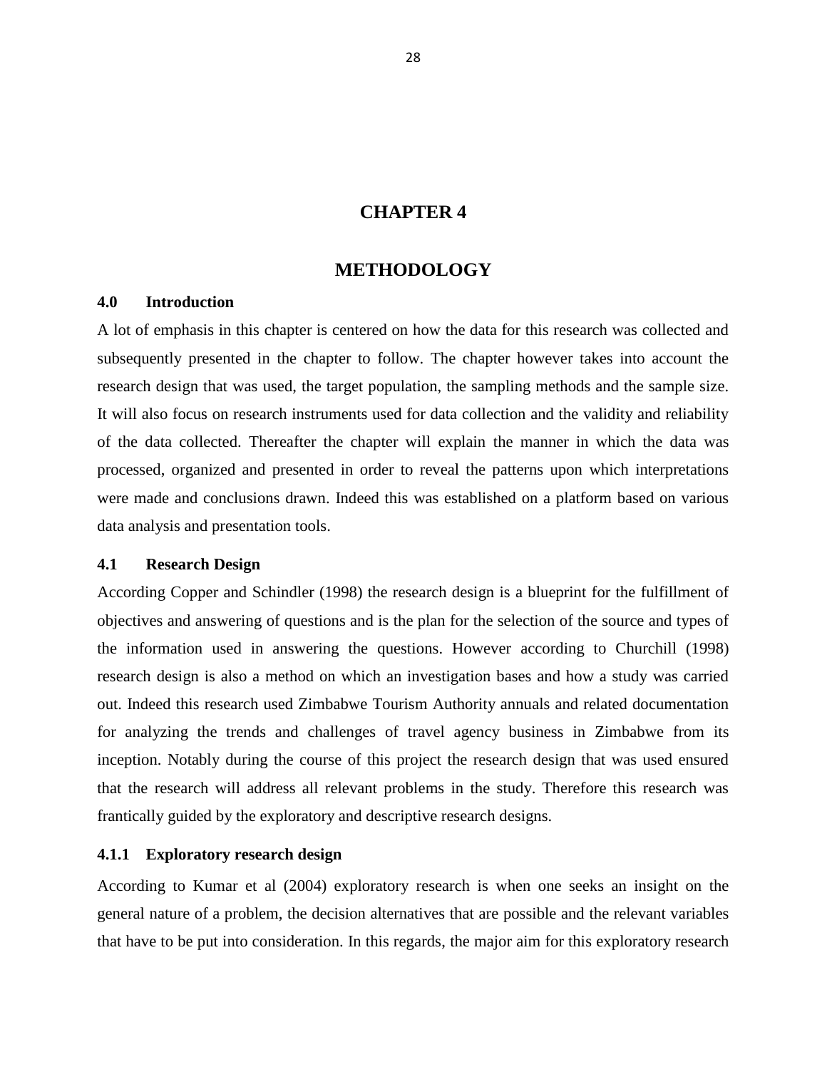# CHAPTER 4

# METHODOLOGY

### 4.0 Introduction

A lot of emphasis in this chapter is centered on how the data for this research was collected and subsequently presented in the chapter to follow. The chapter however takes into account the research design that was used, the target population, the sampling methods and the sample size. It will also focus on research instruments used for data collection and the validity and reliability of the data collected. Thereafter the chapter will explain the manner in which the data was processed, organized and presented in order to reveal the patterns upon which interpretations were made and conclusions drawn. Indeed this was established on a platform based on various data analysis and presentation tools.

### 4.1 Research Design

According Copper and Schindler (1998) the research design is a blueprint for the fulfillment of objectives and answering of questions and is the plan for the selection of the source and types of the information used in answering the questions. However according to Churchill (1998) research design is also a method on which an investigation bases and how a study was carried out. Indeed this research used Zimbabwe Tourism Authority annuals and related documentation for analyzing the trends and challenges of travel agency business in Zimbabwe from its inception. Notably during the course of this project the research design that was used ensured that the research will address all relevant problems in the study. Therefore this research was frantically guided by the exploratory and descriptive research designs.

#### 4.1.1 Exploratory research design

According to Kumar et al (2004) exploratory research is when one seeks an insight on the general nature of a problem, the decision alternatives that are possible and the relevant variables that have to be put into consideration. In this regards, the major aim for this exploratory research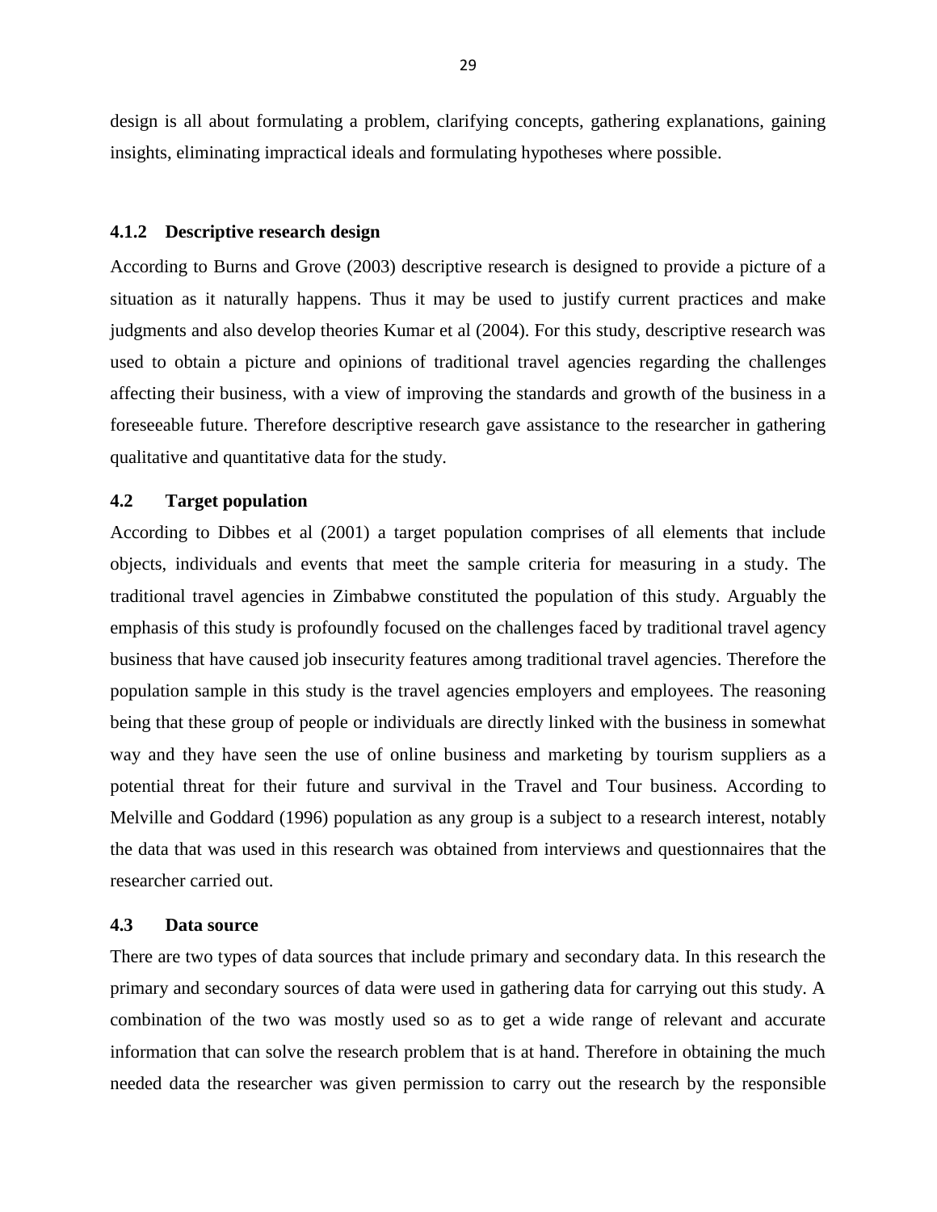design is all about formulating a problem, clarifying concepts, gathering explanations, gaining insights, eliminating impractical ideals and formulating hypotheses where possible.

### 4.1.2 Descriptive research design

According to Burns and Grove (2003) descriptive research is designed to provide a picture of a situation as it naturally happens. Thus it may be used to justify current practices and make judgments and also develop theories Kumar et al (2004). For this study, descriptive research was used to obtain a picture and opinions of traditional travel agencies regarding the challenges affecting their business, with a view of improving the standards and growth of the business in a foreseeable future. Therefore descriptive research gave assistance to the researcher in gathering qualitative and quantitative data for the study.

## 4.2 Target population

According to Dibbes et al (2001) a target population comprises of all elements that include objects, individuals and events that meet the sample criteria for measuring in a study. The traditional travel agencies in Zimbabwe constituted the population of this study. Arguably the emphasis of this study is profoundly focused on the challenges faced by traditional travel agency business that have caused job insecurity features among traditional travel agencies. Therefore the population sample in this study is the travel agencies employers and employees. The reasoning being that these group of people or individuals are directly linked with the business in somewhat way and they have seen the use of online business and marketing by tourism suppliers as a potential threat for their future and survival in the Travel and Tour business. According to Melville and Goddard (1996) population as any group is a subject to a research interest, notably the data that was used in this research was obtained from interviews and questionnaires that the researcher carried out.

## 4.3 Data source

There are two types of data sources that include primary and secondary data. In this research the primary and secondary sources of data were used in gathering data for carrying out this study. A combination of the two was mostly used so as to get a wide range of relevant and accurate information that can solve the research problem that is at hand. Therefore in obtaining the much needed data the researcher was given permission to carry out the research by the responsible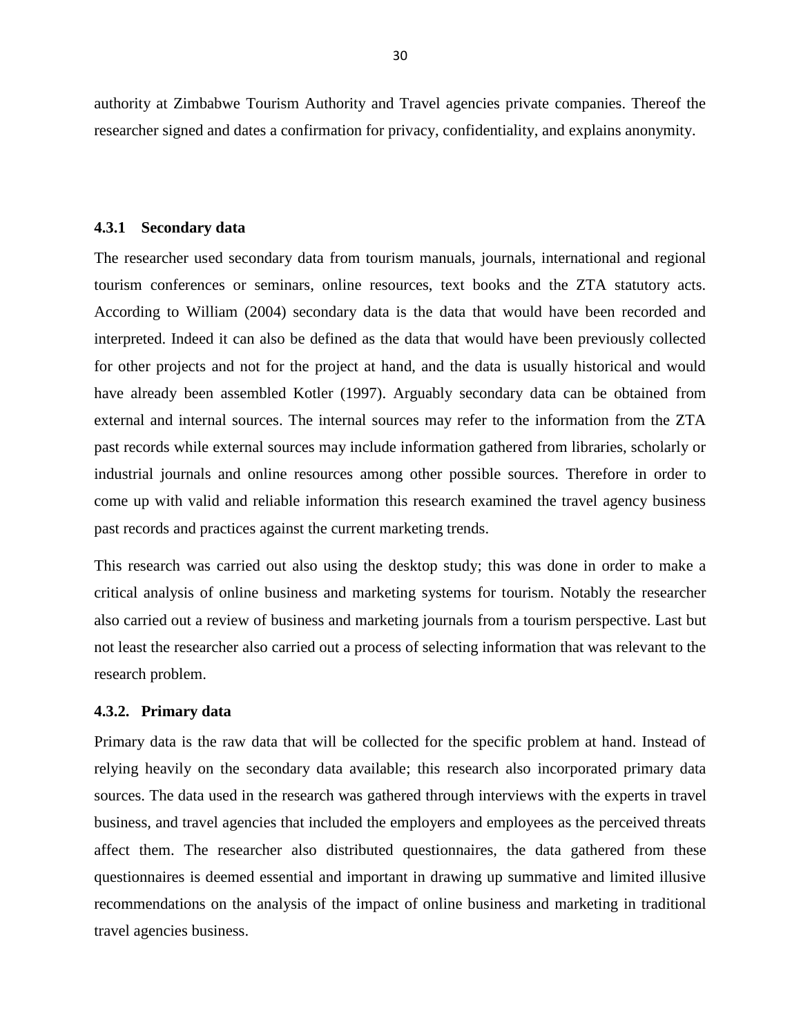authority at Zimbabwe Tourism Authority and Travel agencies private companies. Thereof the researcher signed and dates a confirmation for privacy, confidentiality, and explains anonymity.

### 4.3.1 Secondary data

The researcher used secondary data from tourism manuals, journals, international and regional tourism conferences or seminars, online resources, text books and the ZTA statutory acts. According to William (2004) secondary data is the data that would have been recorded and interpreted. Indeed it can also be defined as the data that would have been previously collected for other projects and not for the project at hand, and the data is usually historical and would have already been assembled Kotler (1997). Arguably secondary data can be obtained from external and internal sources. The internal sources may refer to the information from the ZTA past records while external sources may include information gathered from libraries, scholarly or industrial journals and online resources among other possible sources. Therefore in order to come up with valid and reliable information this research examined the travel agency business past records and practices against the current marketing trends.

This research was carried out also using the desktop study; this was done in order to make a critical analysis of online business and marketing systems for tourism. Notably the researcher also carried out a review of business and marketing journals from a tourism perspective. Last but not least the researcher also carried out a process of selecting information that was relevant to the research problem.

### 4.3.2. Primary data

Primary data is the raw data that will be collected for the specific problem at hand. Instead of relying heavily on the secondary data available; this research also incorporated primary data sources. The data used in the research was gathered through interviews with the experts in travel business, and travel agencies that included the employers and employees as the perceived threats affect them. The researcher also distributed questionnaires, the data gathered from these questionnaires is deemed essential and important in drawing up summative and limited illusive recommendations on the analysis of the impact of online business and marketing in traditional travel agencies business.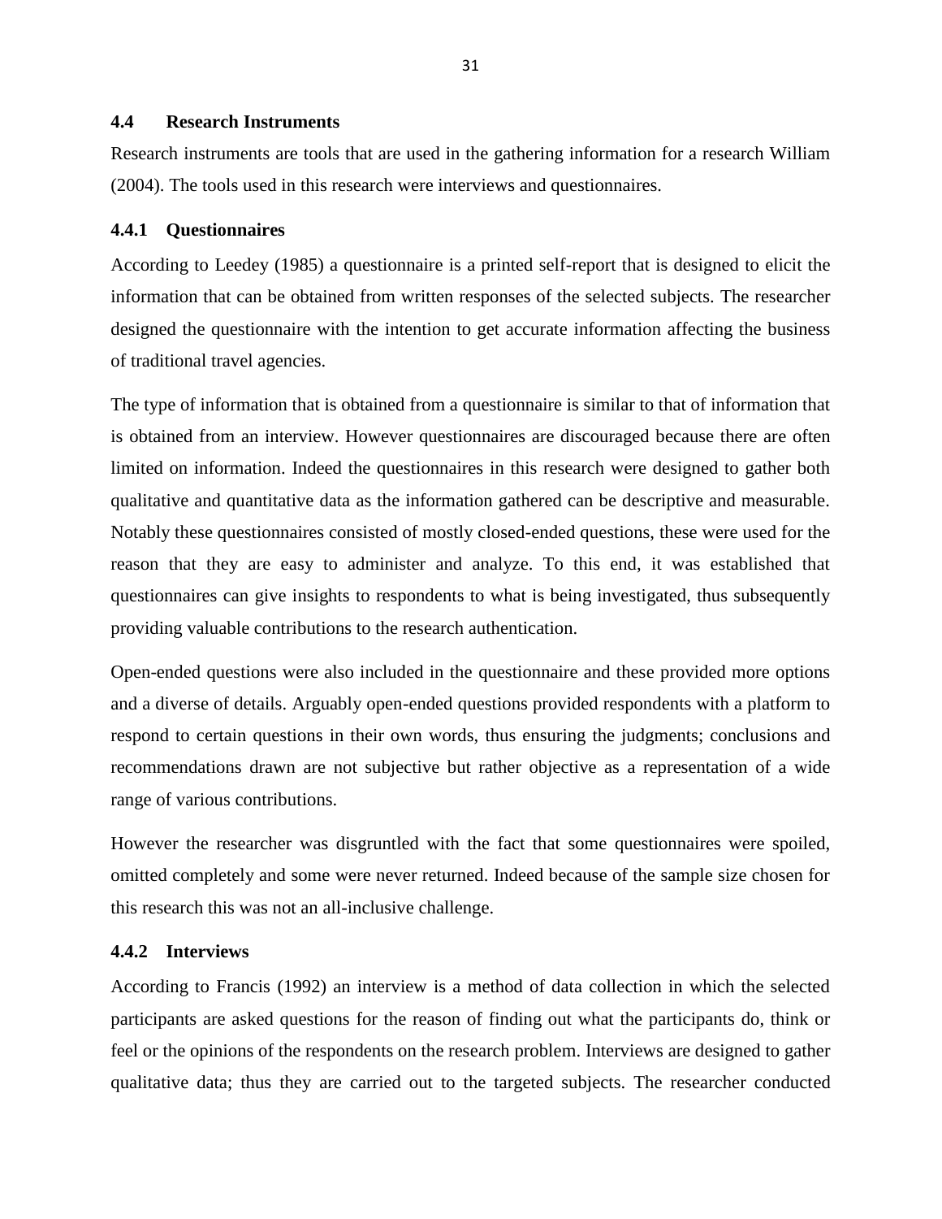## 4.4 Research Instruments

Research instruments are tools that are used in the gathering information for a research William (2004). The tools used in this research were interviews and questionnaires.

### 4.4.1 Questionnaires

According to Leedey (1985) a questionnaire is a printed self-report that is designed to elicit the information that can be obtained from written responses of the selected subjects. The researcher designed the questionnaire with the intention to get accurate information affecting the business of traditional travel agencies.

The type of information that is obtained from a questionnaire is similar to that of information that is obtained from an interview. However questionnaires are discouraged because there are often limited on information. Indeed the questionnaires in this research were designed to gather both qualitative and quantitative data as the information gathered can be descriptive and measurable. Notably these questionnaires consisted of mostly closed-ended questions, these were used for the reason that they are easy to administer and analyze. To this end, it was established that questionnaires can give insights to respondents to what is being investigated, thus subsequently providing valuable contributions to the research authentication.

Open-ended questions were also included in the questionnaire and these provided more options and a diverse of details. Arguably open-ended questions provided respondents with a platform to respond to certain questions in their own words, thus ensuring the judgments; conclusions and recommendations drawn are not subjective but rather objective as a representation of a wide range of various contributions.

However the researcher was disgruntled with the fact that some questionnaires were spoiled, omitted completely and some were never returned. Indeed because of the sample size chosen for this research this was not an all-inclusive challenge.

### 4.4.2 Interviews

According to Francis (1992) an interview is a method of data collection in which the selected participants are asked questions for the reason of finding out what the participants do, think or feel or the opinions of the respondents on the research problem. Interviews are designed to gather qualitative data; thus they are carried out to the targeted subjects. The researcher conducted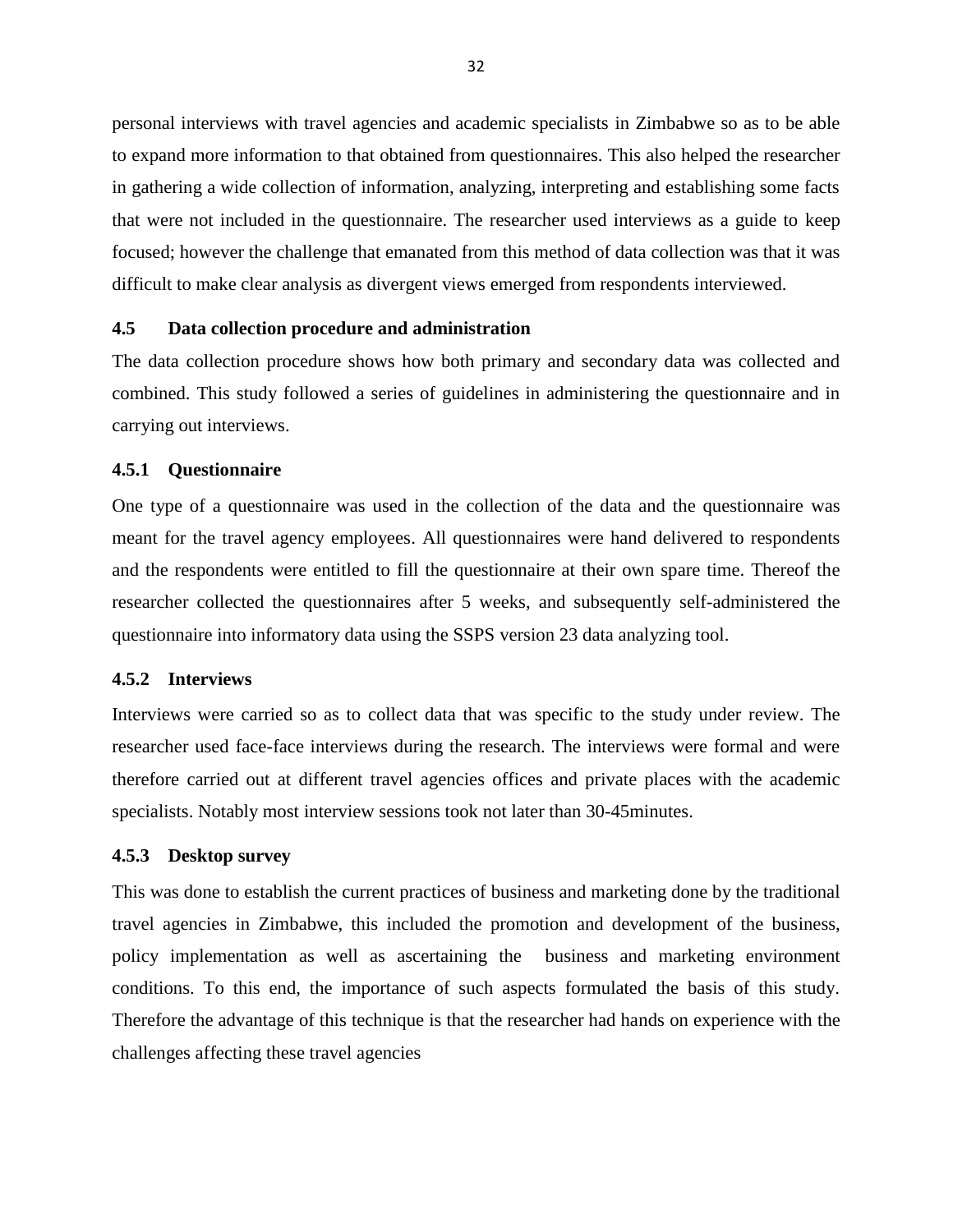personal interviews with travel agencies and academic specialists in Zimbabwe so as to be able to expand more information to that obtained from questionnaires. This also helped the researcher in gathering a wide collection of information, analyzing, interpreting and establishing some facts that were not included in the questionnaire. The researcher used interviews as a guide to keep focused; however the challenge that emanated from this method of data collection was that it was difficult to make clear analysis as divergent views emerged from respondents interviewed.

### 4.5 Data collection procedure and administration

The data collection procedure shows how both primary and secondary data was collected and combined. This study followed a series of guidelines in administering the questionnaire and in carrying out interviews.

#### 4.5.1 Questionnaire

One type of a questionnaire was used in the collection of the data and the questionnaire was meant for the travel agency employees. All questionnaires were hand delivered to respondents and the respondents were entitled to fill the questionnaire at their own spare time. Thereof the researcher collected the questionnaires after 5 weeks, and subsequently self-administered the questionnaire into informatory data using the SSPS version 23 data analyzing tool.

#### 4.5.2 Interviews

Interviews were carried so as to collect data that was specific to the study under review. The researcher used face-face interviews during the research. The interviews were formal and were therefore carried out at different travel agencies offices and private places with the academic specialists. Notably most interview sessions took not later than 30-45minutes.

#### 4.5.3 Desktop survey

This was done to establish the current practices of business and marketing done by the traditional travel agencies in Zimbabwe, this included the promotion and development of the business, policy implementation as well as ascertaining the business and marketing environment conditions. To this end, the importance of such aspects formulated the basis of this study. Therefore the advantage of this technique is that the researcher had hands on experience with the challenges affecting these travel agencies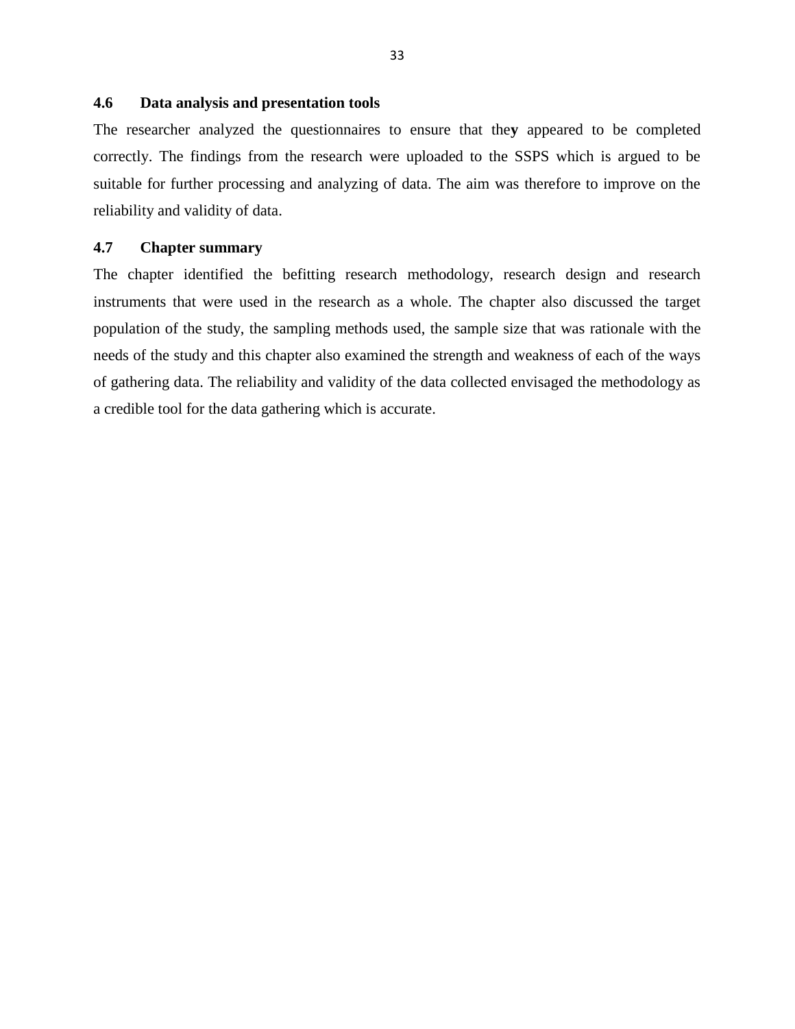### 4.6 Data analysis and presentation tools

The researcher analyzed the questionnaires to ensure that the**y** appeared to be completed correctly. The findings from the research were uploaded to the SSPS which is argued to be suitable for further processing and analyzing of data. The aim was therefore to improve on the reliability and validity of data.

### 4.7 Chapter summary

The chapter identified the befitting research methodology, research design and research instruments that were used in the research as a whole. The chapter also discussed the target population of the study, the sampling methods used, the sample size that was rationale with the needs of the study and this chapter also examined the strength and weakness of each of the ways of gathering data. The reliability and validity of the data collected envisaged the methodology as a credible tool for the data gathering which is accurate.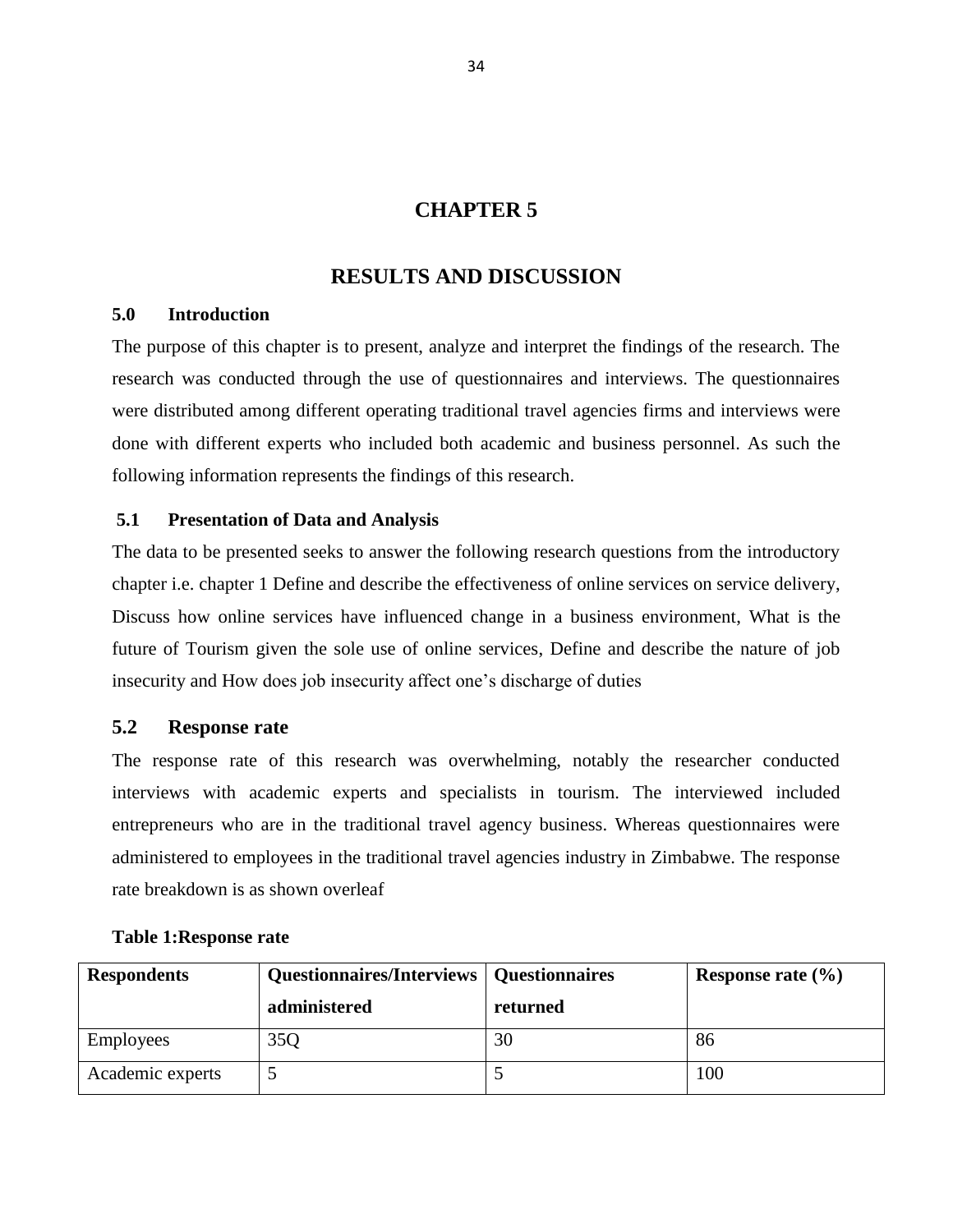# CHAPTER 5

# RESULTS AND DISCUSSION

## 5.0 Introduction

The purpose of this chapter is to present, analyze and interpret the findings of the research. The research was conducted through the use of questionnaires and interviews. The questionnaires were distributed among different operating traditional travel agencies firms and interviews were done with different experts who included both academic and business personnel. As such the following information represents the findings of this research.

## 5.1 Presentation of Data and Analysis

The data to be presented seeks to answer the following research questions from the introductory chapter i.e. chapter 1 Define and describe the effectiveness of online services on service delivery, Discuss how online services have influenced change in a business environment, What is the future of Tourism given the sole use of online services, Define and describe the nature of job insecurity and How does job insecurity affect one's discharge of duties

## 5.2 Response rate

The response rate of this research was overwhelming, notably the researcher conducted interviews with academic experts and specialists in tourism. The interviewed included entrepreneurs who are in the traditional travel agency business. Whereas questionnaires were administered to employees in the traditional travel agencies industry in Zimbabwe. The response rate breakdown is as shown overleaf

**Table 1:Response rate**

| Respondents | Questionnaires/Interviews administered | Questionnaires returned | Response rate (%) |
| --- | --- | --- | --- |
| Employees | 35Q | 30 | 86 |
| Academic experts | 5 | 5 | 100 |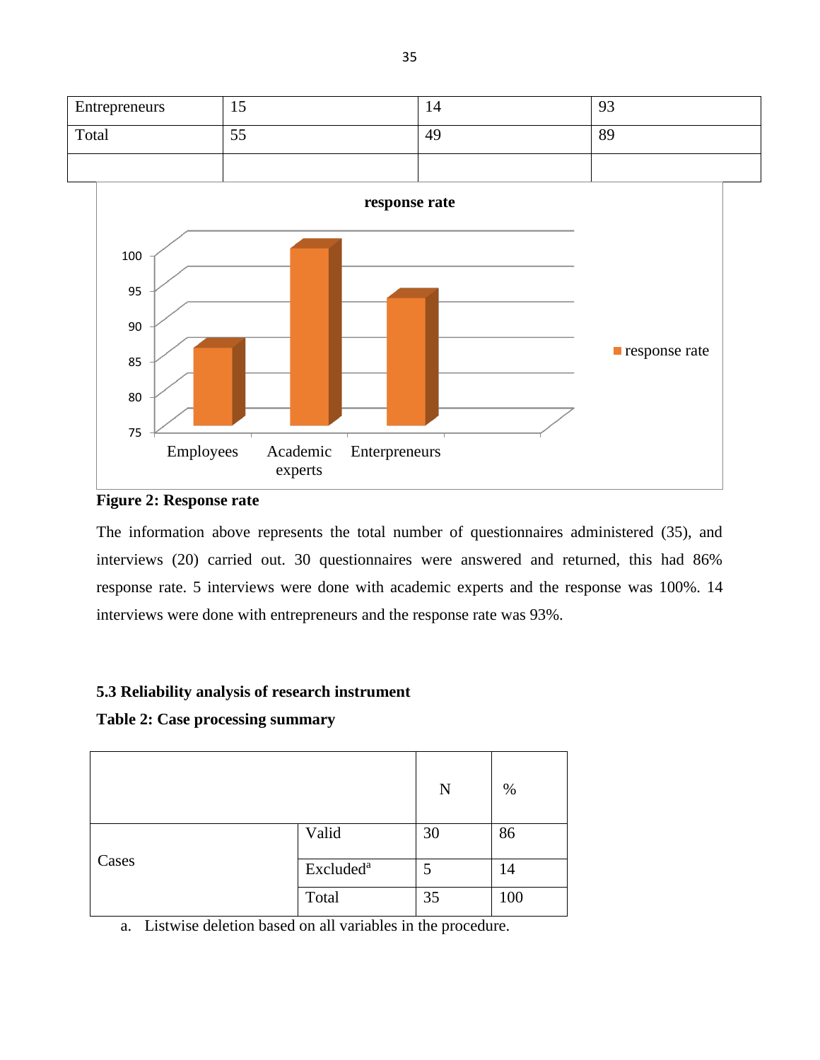| Entrepreneurs | 15 | 14 | 93 |
|---|---|---|---|
| Total | 55 | 49 | 89 |
| | | | |

**Figure 2: Response rate**

The information above represents the total number of questionnaires administered (35), and interviews (20) carried out. 30 questionnaires were answered and returned, this had 86% response rate. 5 interviews were done with academic experts and the response was 100%. 14 interviews were done with entrepreneurs and the response rate was 93%.

### 5.3 Reliability analysis of research instrument

**Table 2: Case processing summary**

| | | N | % |
|---|---|---|---|
| Cases | Valid | 30 | 86 |
| | Excluded[a] | 5 | 14 |
| | Total | 35 | 100 |

a. Listwise deletion based on all variables in the procedure.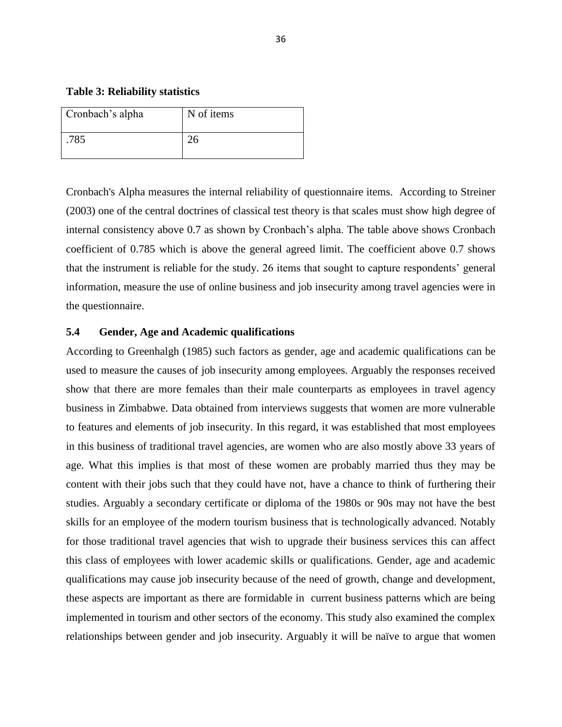**Table 3: Reliability statistics**

| Cronbach's alpha | N of items |
|---|---|
| .785 | 26 |

Cronbach's Alpha measures the internal reliability of questionnaire items. According to Streiner (2003) one of the central doctrines of classical test theory is that scales must show high degree of internal consistency above 0.7 as shown by Cronbach's alpha. The table above shows Cronbach coefficient of 0.785 which is above the general agreed limit. The coefficient above 0.7 shows that the instrument is reliable for the study. 26 items that sought to capture respondents' general information, measure the use of online business and job insecurity among travel agencies were in the questionnaire.

### 5.4 Gender, Age and Academic qualifications

According to Greenhalgh (1985) such factors as gender, age and academic qualifications can be used to measure the causes of job insecurity among employees. Arguably the responses received show that there are more females than their male counterparts as employees in travel agency business in Zimbabwe. Data obtained from interviews suggests that women are more vulnerable to features and elements of job insecurity. In this regard, it was established that most employees in this business of traditional travel agencies, are women who are also mostly above 33 years of age. What this implies is that most of these women are probably married thus they may be content with their jobs such that they could have not, have a chance to think of furthering their studies. Arguably a secondary certificate or diploma of the 1980s or 90s may not have the best skills for an employee of the modern tourism business that is technologically advanced. Notably for those traditional travel agencies that wish to upgrade their business services this can affect this class of employees with lower academic skills or qualifications. Gender, age and academic qualifications may cause job insecurity because of the need of growth, change and development, these aspects are important as there are formidable in current business patterns which are being implemented in tourism and other sectors of the economy. This study also examined the complex relationships between gender and job insecurity. Arguably it will be naïve to argue that women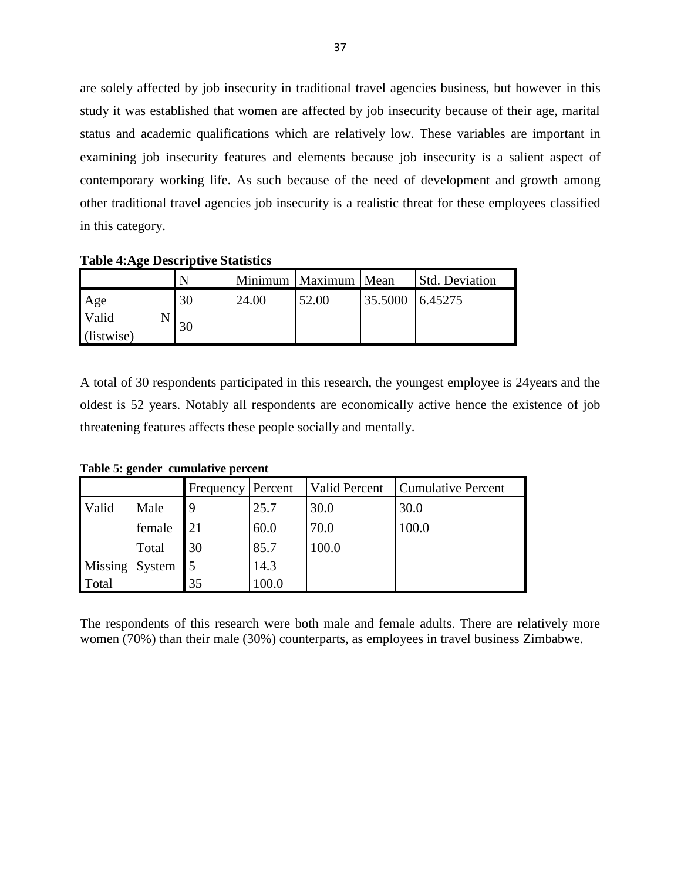are solely affected by job insecurity in traditional travel agencies business, but however in this study it was established that women are affected by job insecurity because of their age, marital status and academic qualifications which are relatively low. These variables are important in examining job insecurity features and elements because job insecurity is a salient aspect of contemporary working life. As such because of the need of development and growth among other traditional travel agencies job insecurity is a realistic threat for these employees classified in this category.

**Table 4:Age Descriptive Statistics**

| | N | Minimum | Maximum | Mean | Std. Deviation |
|---|---|---|---|---|---|
| Age | 30 | 24.00 | 52.00 | 35.5000 | 6.45275 |
| Valid N (listwise) | 30 | | | | |

A total of 30 respondents participated in this research, the youngest employee is 24years and the oldest is 52 years. Notably all respondents are economically active hence the existence of job threatening features affects these people socially and mentally.

**Table 5: gender cumulative percent**

| | | Frequency | Percent | Valid Percent | Cumulative Percent |
|---|---|---|---|---|---|
| Valid | Male | 9 | 25.7 | 30.0 | 30.0 |
| | female | 21 | 60.0 | 70.0 | 100.0 |
| | Total | 30 | 85.7 | 100.0 | |
| Missing | System | 5 | 14.3 | | |
| Total | | 35 | 100.0 | | |

The respondents of this research were both male and female adults. There are relatively more women (70%) than their male (30%) counterparts, as employees in travel business Zimbabwe.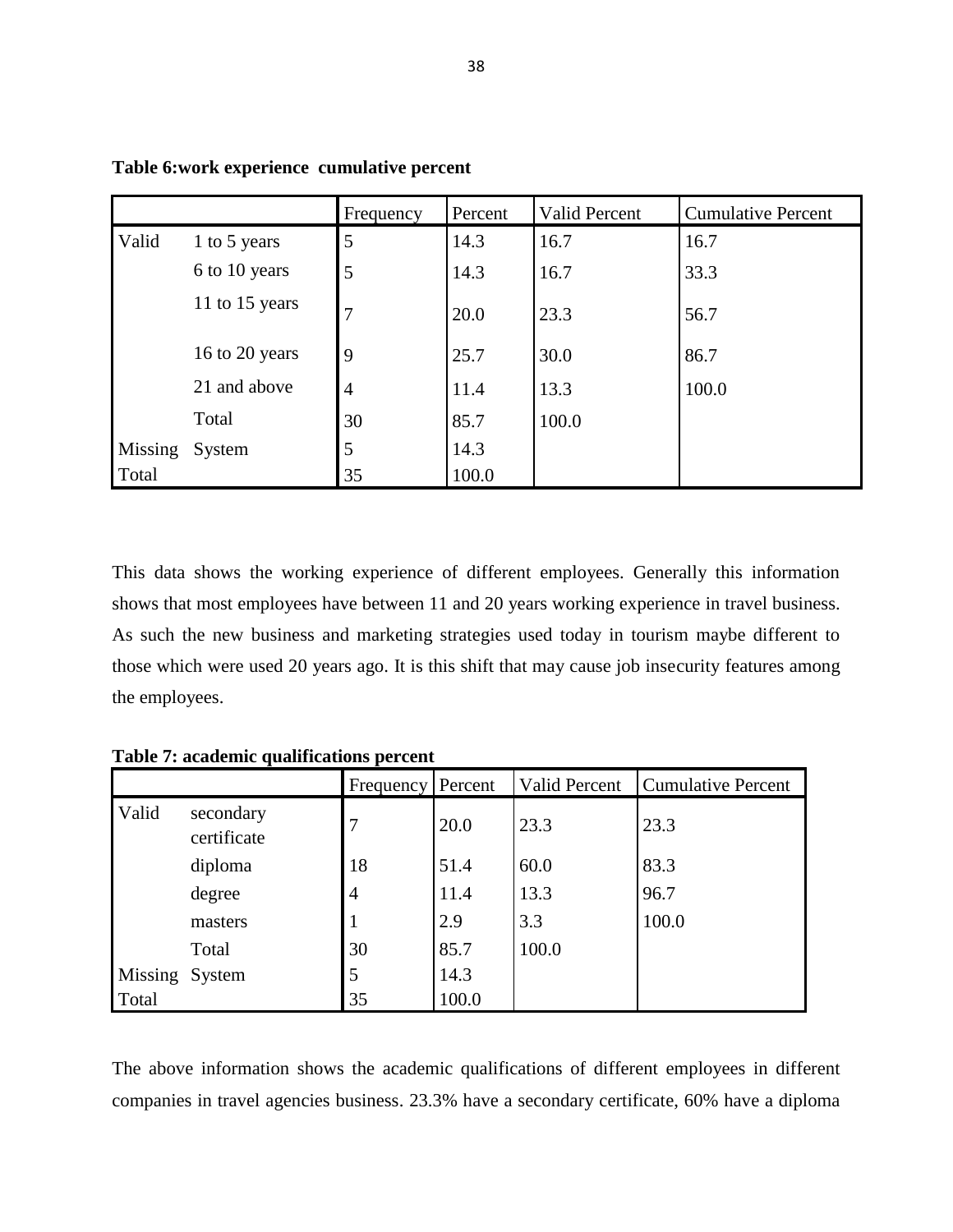**Table 6:work experience cumulative percent**

| | | Frequency | Percent | Valid Percent | Cumulative Percent |
|---|---|---|---|---|---|
| Valid | 1 to 5 years | 5 | 14.3 | 16.7 | 16.7 |
| | 6 to 10 years | 5 | 14.3 | 16.7 | 33.3 |
| | 11 to 15 years | 7 | 20.0 | 23.3 | 56.7 |
| | 16 to 20 years | 9 | 25.7 | 30.0 | 86.7 |
| | 21 and above | 4 | 11.4 | 13.3 | 100.0 |
| | Total | 30 | 85.7 | 100.0 | |
| Missing | System | 5 | 14.3 | | |
| Total | | 35 | 100.0 | | |

This data shows the working experience of different employees. Generally this information shows that most employees have between 11 and 20 years working experience in travel business. As such the new business and marketing strategies used today in tourism maybe different to those which were used 20 years ago. It is this shift that may cause job insecurity features among the employees.

**Table 7: academic qualifications percent**

| | | Frequency | Percent | Valid Percent | Cumulative Percent |
|---|---|---|---|---|---|
| Valid | secondary certificate | 7 | 20.0 | 23.3 | 23.3 |
| | diploma | 18 | 51.4 | 60.0 | 83.3 |
| | degree | 4 | 11.4 | 13.3 | 96.7 |
| | masters | 1 | 2.9 | 3.3 | 100.0 |
| | Total | 30 | 85.7 | 100.0 | |
| Missing | System | 5 | 14.3 | | |
| Total | | 35 | 100.0 | | |

The above information shows the academic qualifications of different employees in different companies in travel agencies business. 23.3% have a secondary certificate, 60% have a diploma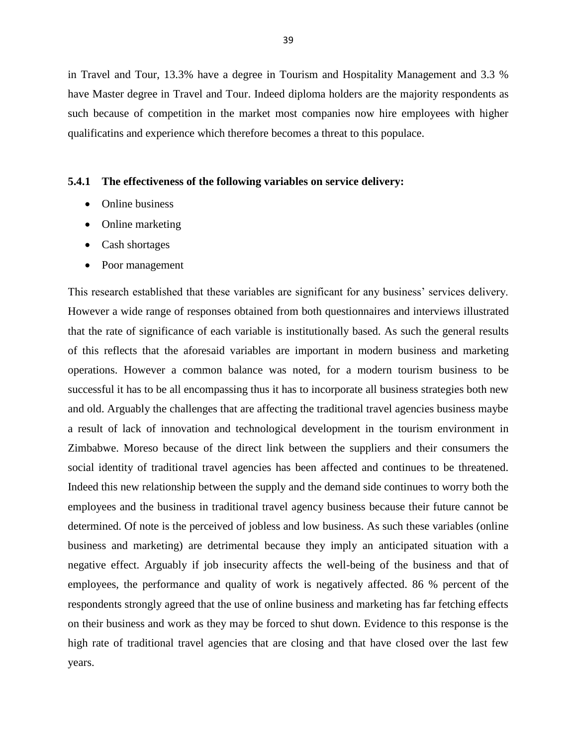in Travel and Tour, 13.3% have a degree in Tourism and Hospitality Management and 3.3 % have Master degree in Travel and Tour. Indeed diploma holders are the majority respondents as such because of competition in the market most companies now hire employees with higher qualificatins and experience which therefore becomes a threat to this populace.

### 5.4.1 The effectiveness of the following variables on service delivery:

- Online business
- Online marketing
- Cash shortages
- Poor management

This research established that these variables are significant for any business' services delivery. However a wide range of responses obtained from both questionnaires and interviews illustrated that the rate of significance of each variable is institutionally based. As such the general results of this reflects that the aforesaid variables are important in modern business and marketing operations. However a common balance was noted, for a modern tourism business to be successful it has to be all encompassing thus it has to incorporate all business strategies both new and old. Arguably the challenges that are affecting the traditional travel agencies business maybe a result of lack of innovation and technological development in the tourism environment in Zimbabwe. Moreso because of the direct link between the suppliers and their consumers the social identity of traditional travel agencies has been affected and continues to be threatened. Indeed this new relationship between the supply and the demand side continues to worry both the employees and the business in traditional travel agency business because their future cannot be determined. Of note is the perceived of jobless and low business. As such these variables (online business and marketing) are detrimental because they imply an anticipated situation with a negative effect. Arguably if job insecurity affects the well-being of the business and that of employees, the performance and quality of work is negatively affected. 86 % percent of the respondents strongly agreed that the use of online business and marketing has far fetching effects on their business and work as they may be forced to shut down. Evidence to this response is the high rate of traditional travel agencies that are closing and that have closed over the last few years.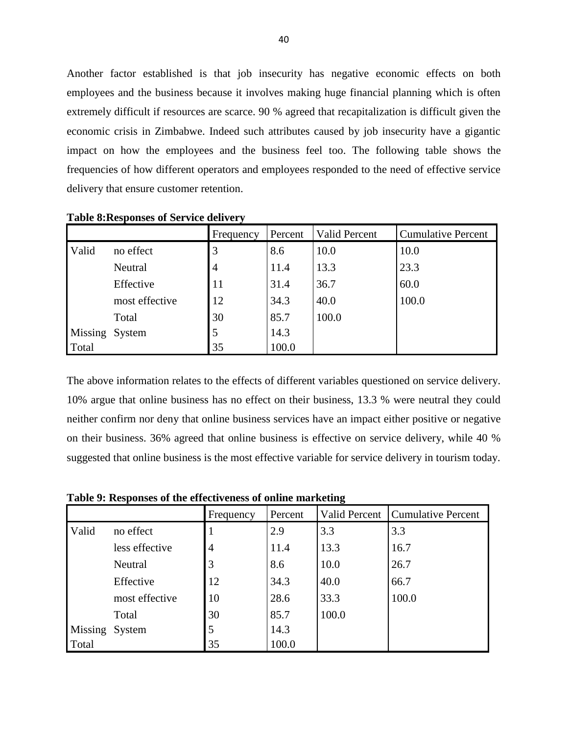Another factor established is that job insecurity has negative economic effects on both employees and the business because it involves making huge financial planning which is often extremely difficult if resources are scarce. 90 % agreed that recapitalization is difficult given the economic crisis in Zimbabwe. Indeed such attributes caused by job insecurity have a gigantic impact on how the employees and the business feel too. The following table shows the frequencies of how different operators and employees responded to the need of effective service delivery that ensure customer retention.

**Table 8:Responses of Service delivery**

| | | Frequency | Percent | Valid Percent | Cumulative Percent |
|---|---|---|---|---|---|
| Valid | no effect | 3 | 8.6 | 10.0 | 10.0 |
| | Neutral | 4 | 11.4 | 13.3 | 23.3 |
| | Effective | 11 | 31.4 | 36.7 | 60.0 |
| | most effective | 12 | 34.3 | 40.0 | 100.0 |
| | Total | 30 | 85.7 | 100.0 | |
| Missing | System | 5 | 14.3 | | |
| Total | | 35 | 100.0 | | |

The above information relates to the effects of different variables questioned on service delivery. 10% argue that online business has no effect on their business, 13.3 % were neutral they could neither confirm nor deny that online business services have an impact either positive or negative on their business. 36% agreed that online business is effective on service delivery, while 40 % suggested that online business is the most effective variable for service delivery in tourism today.

**Table 9: Responses of the effectiveness of online marketing**

| | | Frequency | Percent | Valid Percent | Cumulative Percent |
|---|---|---|---|---|---|
| Valid | no effect | 1 | 2.9 | 3.3 | 3.3 |
| | less effective | 4 | 11.4 | 13.3 | 16.7 |
| | Neutral | 3 | 8.6 | 10.0 | 26.7 |
| | Effective | 12 | 34.3 | 40.0 | 66.7 |
| | most effective | 10 | 28.6 | 33.3 | 100.0 |
| | Total | 30 | 85.7 | 100.0 | |
| Missing | System | 5 | 14.3 | | |
| Total | | 35 | 100.0 | | |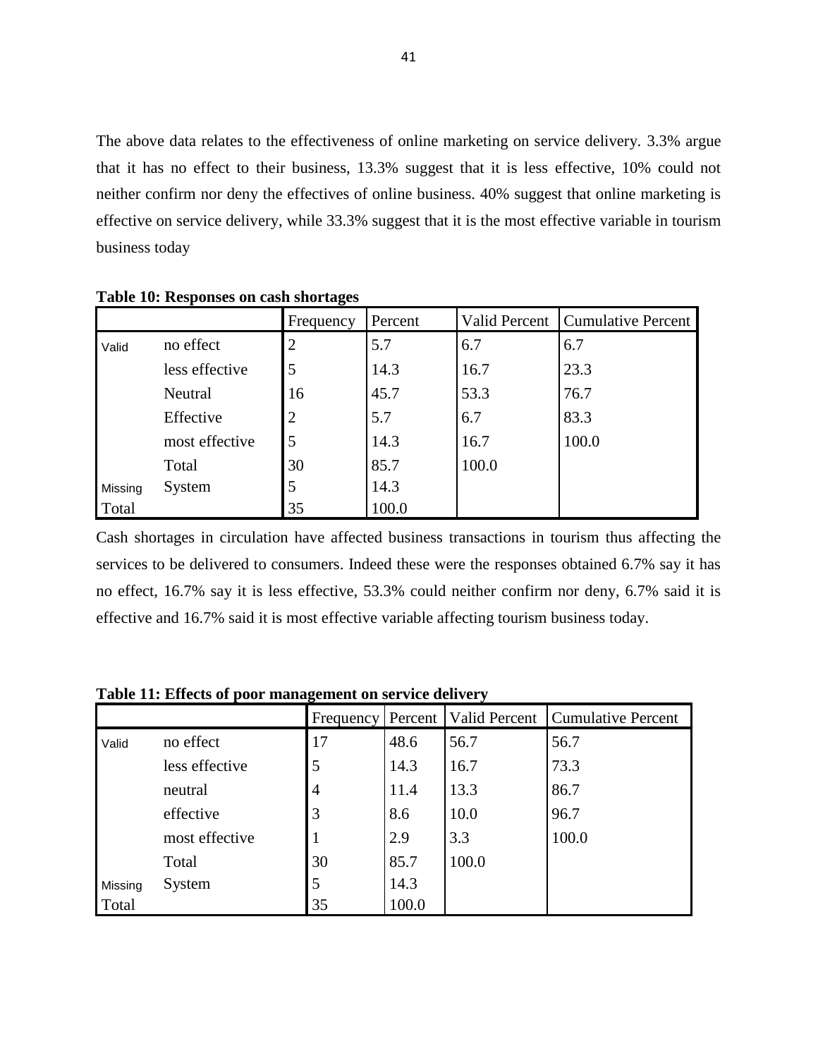The above data relates to the effectiveness of online marketing on service delivery. 3.3% argue that it has no effect to their business, 13.3% suggest that it is less effective, 10% could not neither confirm nor deny the effectives of online business. 40% suggest that online marketing is effective on service delivery, while 33.3% suggest that it is the most effective variable in tourism business today

**Table 10: Responses on cash shortages**

| | | Frequency | Percent | Valid Percent | Cumulative Percent |
|---|---|---|---|---|---|
| Valid | no effect | 2 | 5.7 | 6.7 | 6.7 |
| | less effective | 5 | 14.3 | 16.7 | 23.3 |
| | Neutral | 16 | 45.7 | 53.3 | 76.7 |
| | Effective | 2 | 5.7 | 6.7 | 83.3 |
| | most effective | 5 | 14.3 | 16.7 | 100.0 |
| | Total | 30 | 85.7 | 100.0 | |
| Missing | System | 5 | 14.3 | | |
| Total | | 35 | 100.0 | | |

Cash shortages in circulation have affected business transactions in tourism thus affecting the services to be delivered to consumers. Indeed these were the responses obtained 6.7% say it has no effect, 16.7% say it is less effective, 53.3% could neither confirm nor deny, 6.7% said it is effective and 16.7% said it is most effective variable affecting tourism business today.

**Table 11: Effects of poor management on service delivery**

| | | Frequency | Percent | Valid Percent | Cumulative Percent |
|---|---|---|---|---|---|
| Valid | no effect | 17 | 48.6 | 56.7 | 56.7 |
| | less effective | 5 | 14.3 | 16.7 | 73.3 |
| | neutral | 4 | 11.4 | 13.3 | 86.7 |
| | effective | 3 | 8.6 | 10.0 | 96.7 |
| | most effective | 1 | 2.9 | 3.3 | 100.0 |
| | Total | 30 | 85.7 | 100.0 | |
| Missing | System | 5 | 14.3 | | |
| Total | | 35 | 100.0 | | |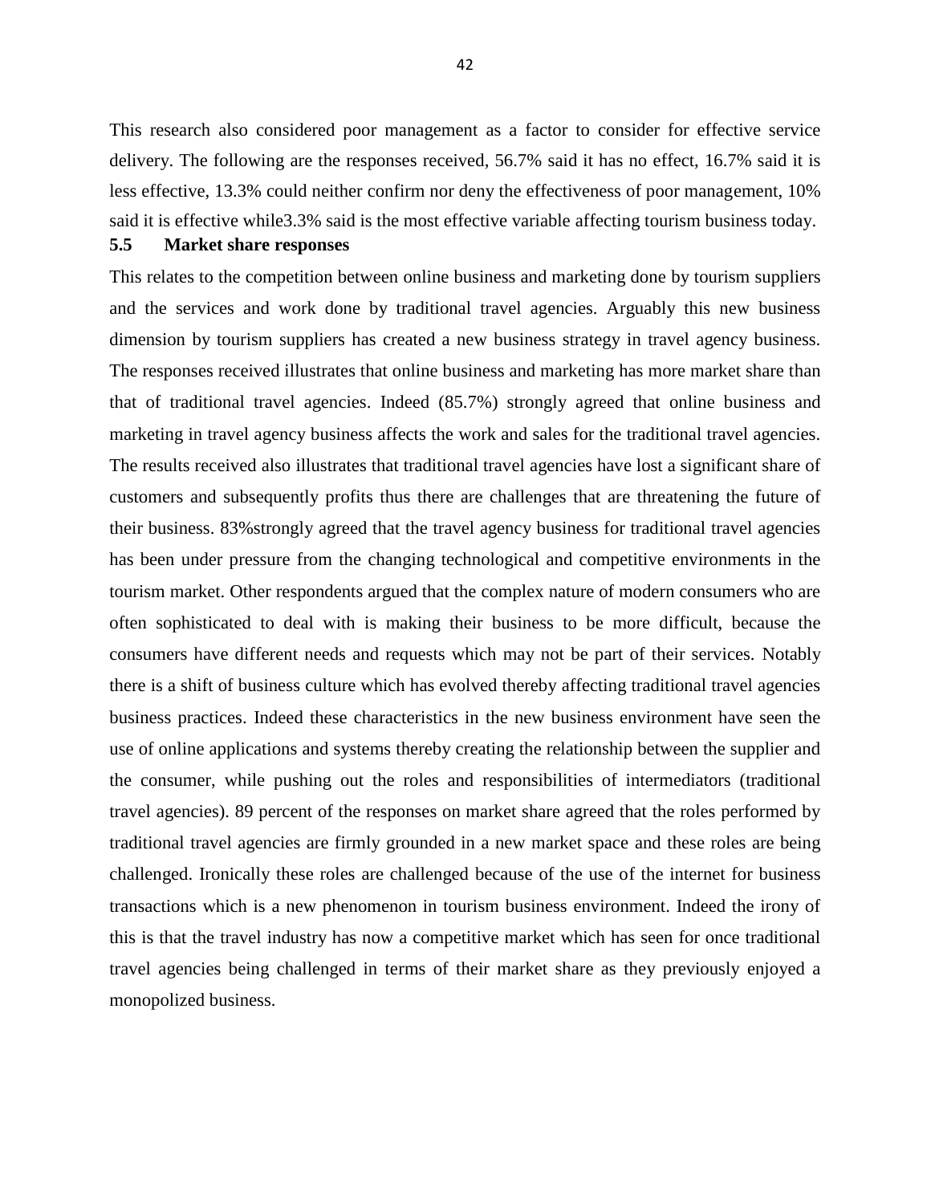This research also considered poor management as a factor to consider for effective service delivery. The following are the responses received, 56.7% said it has no effect, 16.7% said it is less effective, 13.3% could neither confirm nor deny the effectiveness of poor management, 10% said it is effective while3.3% said is the most effective variable affecting tourism business today.

## 5.5 Market share responses

This relates to the competition between online business and marketing done by tourism suppliers and the services and work done by traditional travel agencies. Arguably this new business dimension by tourism suppliers has created a new business strategy in travel agency business. The responses received illustrates that online business and marketing has more market share than that of traditional travel agencies. Indeed (85.7%) strongly agreed that online business and marketing in travel agency business affects the work and sales for the traditional travel agencies. The results received also illustrates that traditional travel agencies have lost a significant share of customers and subsequently profits thus there are challenges that are threatening the future of their business. 83%strongly agreed that the travel agency business for traditional travel agencies has been under pressure from the changing technological and competitive environments in the tourism market. Other respondents argued that the complex nature of modern consumers who are often sophisticated to deal with is making their business to be more difficult, because the consumers have different needs and requests which may not be part of their services. Notably there is a shift of business culture which has evolved thereby affecting traditional travel agencies business practices. Indeed these characteristics in the new business environment have seen the use of online applications and systems thereby creating the relationship between the supplier and the consumer, while pushing out the roles and responsibilities of intermediators (traditional travel agencies). 89 percent of the responses on market share agreed that the roles performed by traditional travel agencies are firmly grounded in a new market space and these roles are being challenged. Ironically these roles are challenged because of the use of the internet for business transactions which is a new phenomenon in tourism business environment. Indeed the irony of this is that the travel industry has now a competitive market which has seen for once traditional travel agencies being challenged in terms of their market share as they previously enjoyed a monopolized business.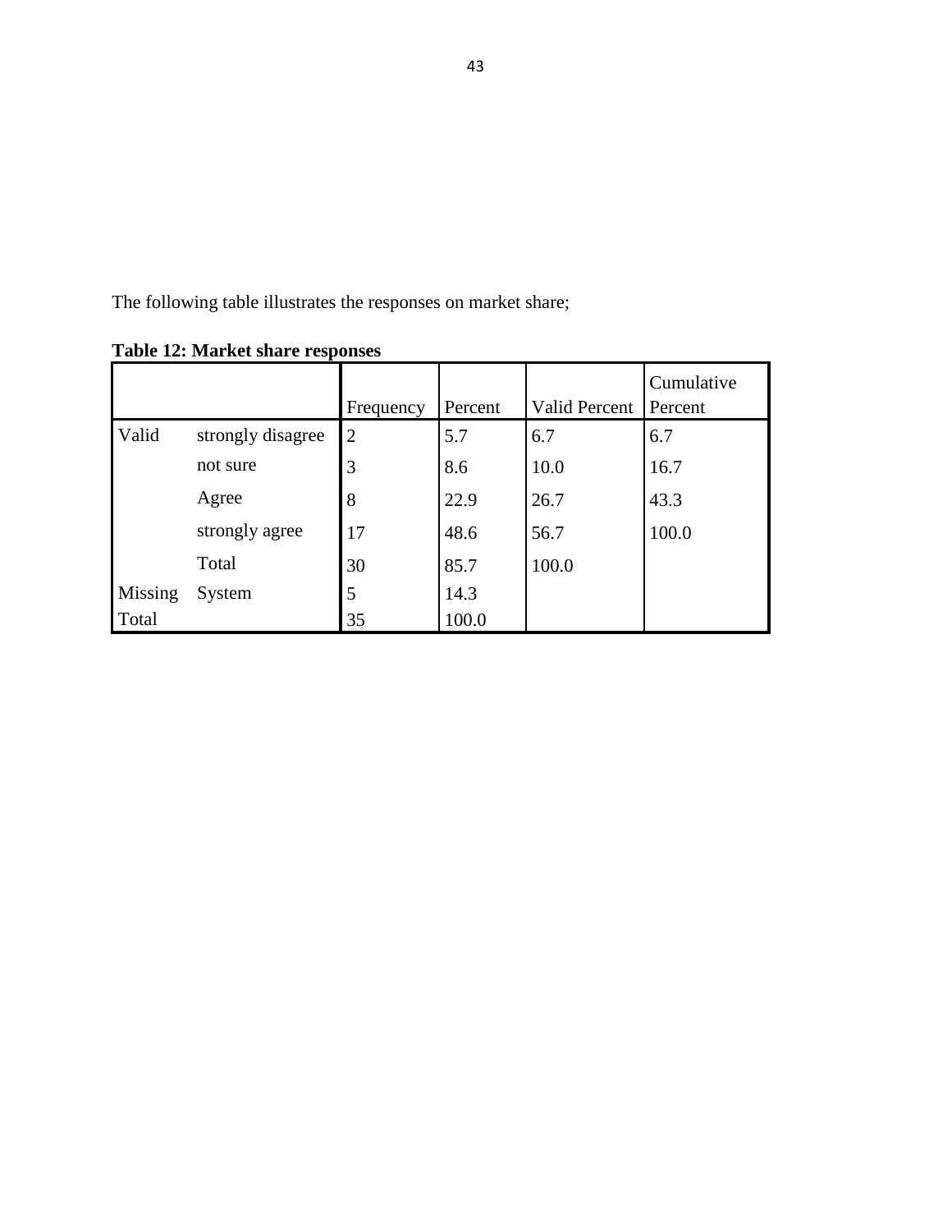The following table illustrates the responses on market share;

**Table 12: Market share responses**

| | | Frequency | Percent | Valid Percent | Cumulative Percent |
|---|---|---|---|---|---|
| Valid | strongly disagree | 2 | 5.7 | 6.7 | 6.7 |
| | not sure | 3 | 8.6 | 10.0 | 16.7 |
| | Agree | 8 | 22.9 | 26.7 | 43.3 |
| | strongly agree | 17 | 48.6 | 56.7 | 100.0 |
| | Total | 30 | 85.7 | 100.0 | |
| Missing | System | 5 | 14.3 | | |
| Total | | 35 | 100.0 | | |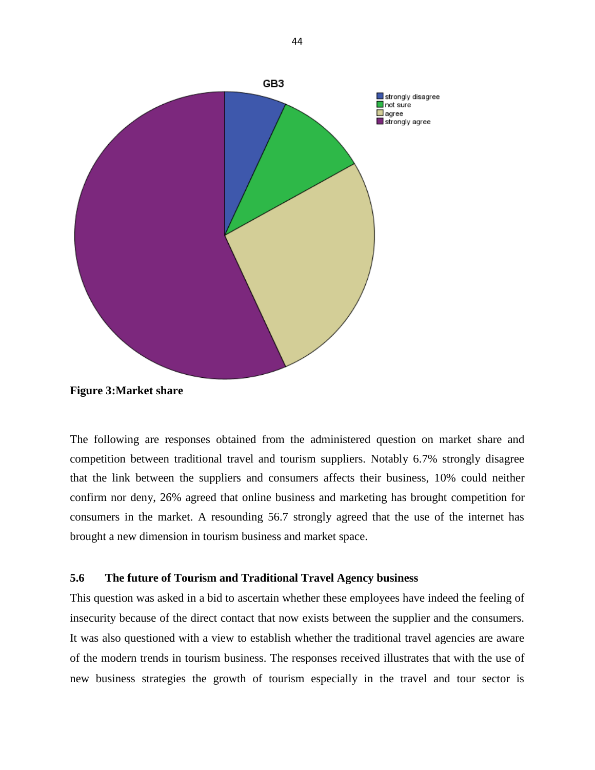**Figure 3:Market share**

The following are responses obtained from the administered question on market share and competition between traditional travel and tourism suppliers. Notably 6.7% strongly disagree that the link between the suppliers and consumers affects their business, 10% could neither confirm nor deny, 26% agreed that online business and marketing has brought competition for consumers in the market. A resounding 56.7 strongly agreed that the use of the internet has brought a new dimension in tourism business and market space.

### 5.6 The future of Tourism and Traditional Travel Agency business

This question was asked in a bid to ascertain whether these employees have indeed the feeling of insecurity because of the direct contact that now exists between the supplier and the consumers. It was also questioned with a view to establish whether the traditional travel agencies are aware of the modern trends in tourism business. The responses received illustrates that with the use of new business strategies the growth of tourism especially in the travel and tour sector is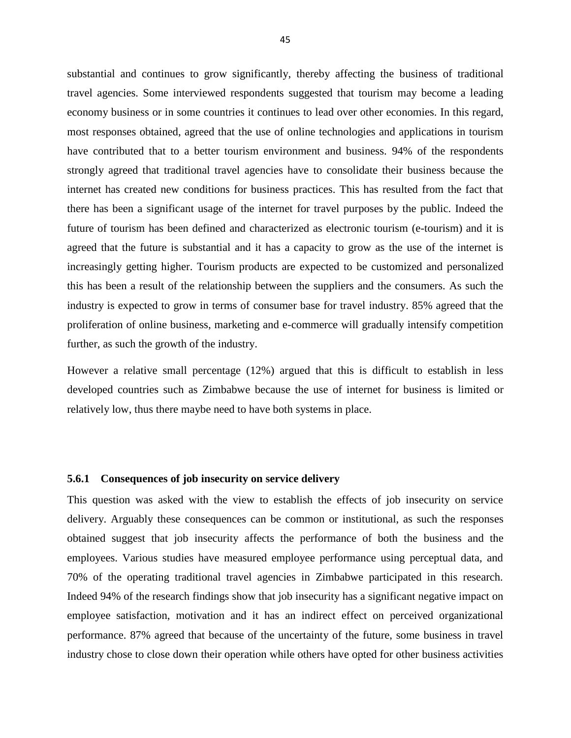substantial and continues to grow significantly, thereby affecting the business of traditional travel agencies. Some interviewed respondents suggested that tourism may become a leading economy business or in some countries it continues to lead over other economies. In this regard, most responses obtained, agreed that the use of online technologies and applications in tourism have contributed that to a better tourism environment and business. 94% of the respondents strongly agreed that traditional travel agencies have to consolidate their business because the internet has created new conditions for business practices. This has resulted from the fact that there has been a significant usage of the internet for travel purposes by the public. Indeed the future of tourism has been defined and characterized as electronic tourism (e-tourism) and it is agreed that the future is substantial and it has a capacity to grow as the use of the internet is increasingly getting higher. Tourism products are expected to be customized and personalized this has been a result of the relationship between the suppliers and the consumers. As such the industry is expected to grow in terms of consumer base for travel industry. 85% agreed that the proliferation of online business, marketing and e-commerce will gradually intensify competition further, as such the growth of the industry.

However a relative small percentage (12%) argued that this is difficult to establish in less developed countries such as Zimbabwe because the use of internet for business is limited or relatively low, thus there maybe need to have both systems in place.

### 5.6.1 Consequences of job insecurity on service delivery

This question was asked with the view to establish the effects of job insecurity on service delivery. Arguably these consequences can be common or institutional, as such the responses obtained suggest that job insecurity affects the performance of both the business and the employees. Various studies have measured employee performance using perceptual data, and 70% of the operating traditional travel agencies in Zimbabwe participated in this research. Indeed 94% of the research findings show that job insecurity has a significant negative impact on employee satisfaction, motivation and it has an indirect effect on perceived organizational performance. 87% agreed that because of the uncertainty of the future, some business in travel industry chose to close down their operation while others have opted for other business activities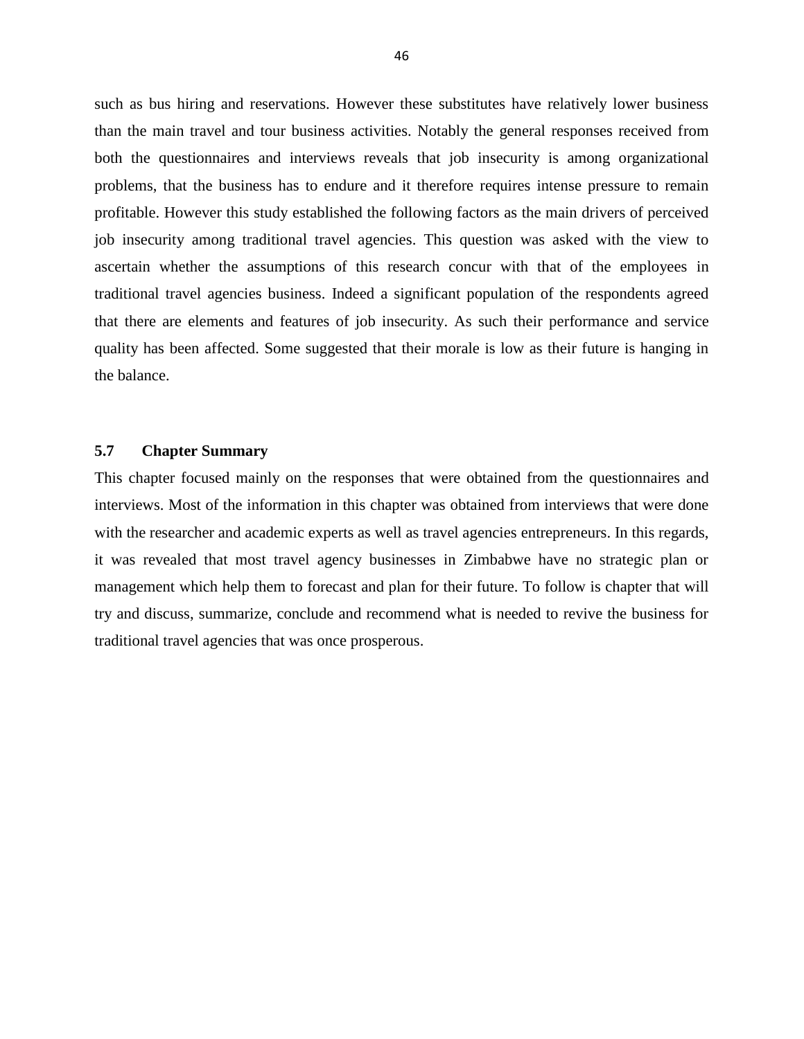such as bus hiring and reservations. However these substitutes have relatively lower business than the main travel and tour business activities. Notably the general responses received from both the questionnaires and interviews reveals that job insecurity is among organizational problems, that the business has to endure and it therefore requires intense pressure to remain profitable. However this study established the following factors as the main drivers of perceived job insecurity among traditional travel agencies. This question was asked with the view to ascertain whether the assumptions of this research concur with that of the employees in traditional travel agencies business. Indeed a significant population of the respondents agreed that there are elements and features of job insecurity. As such their performance and service quality has been affected. Some suggested that their morale is low as their future is hanging in the balance.

### 5.7 Chapter Summary

This chapter focused mainly on the responses that were obtained from the questionnaires and interviews. Most of the information in this chapter was obtained from interviews that were done with the researcher and academic experts as well as travel agencies entrepreneurs. In this regards, it was revealed that most travel agency businesses in Zimbabwe have no strategic plan or management which help them to forecast and plan for their future. To follow is chapter that will try and discuss, summarize, conclude and recommend what is needed to revive the business for traditional travel agencies that was once prosperous.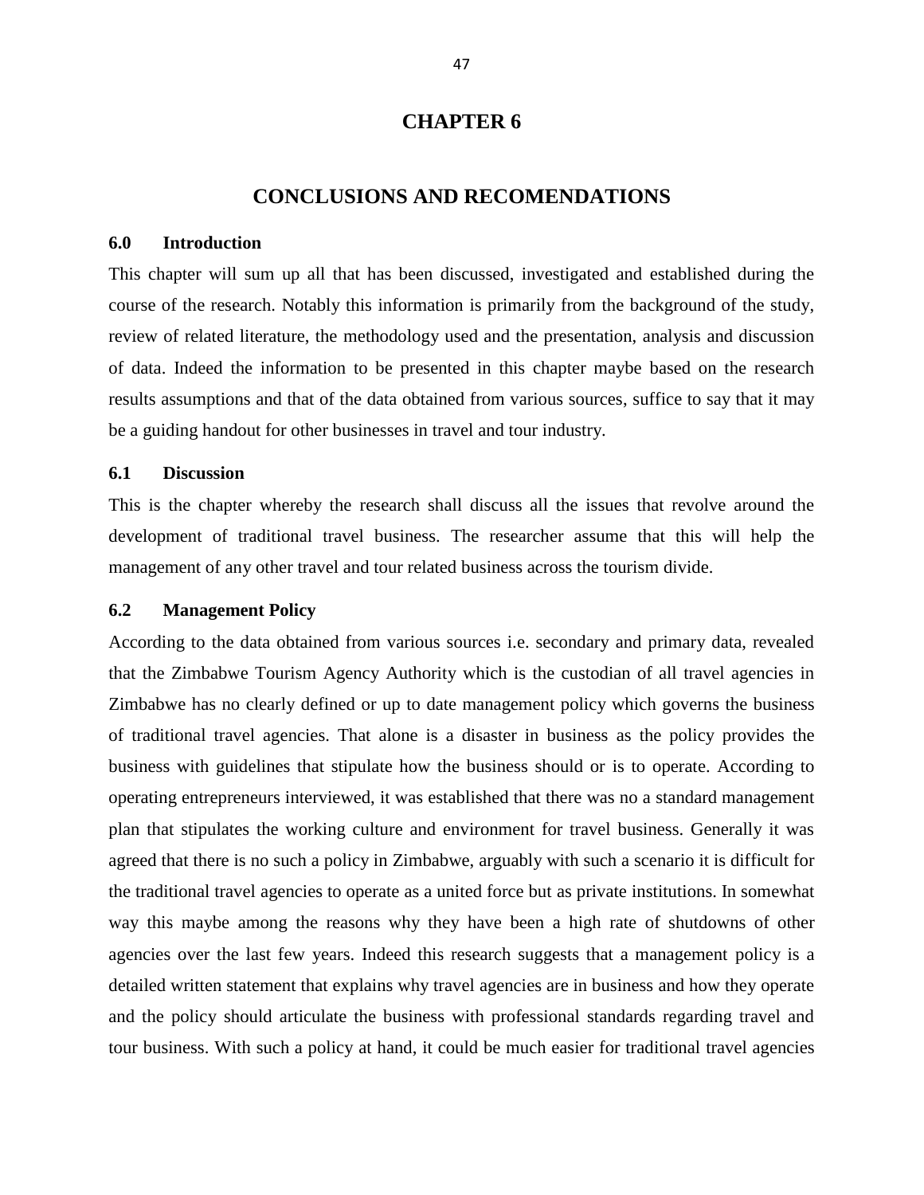# CHAPTER 6

# CONCLUSIONS AND RECOMENDATIONS

## 6.0 Introduction

This chapter will sum up all that has been discussed, investigated and established during the course of the research. Notably this information is primarily from the background of the study, review of related literature, the methodology used and the presentation, analysis and discussion of data. Indeed the information to be presented in this chapter maybe based on the research results assumptions and that of the data obtained from various sources, suffice to say that it may be a guiding handout for other businesses in travel and tour industry.

## 6.1 Discussion

This is the chapter whereby the research shall discuss all the issues that revolve around the development of traditional travel business. The researcher assume that this will help the management of any other travel and tour related business across the tourism divide.

## 6.2 Management Policy

According to the data obtained from various sources i.e. secondary and primary data, revealed that the Zimbabwe Tourism Agency Authority which is the custodian of all travel agencies in Zimbabwe has no clearly defined or up to date management policy which governs the business of traditional travel agencies. That alone is a disaster in business as the policy provides the business with guidelines that stipulate how the business should or is to operate. According to operating entrepreneurs interviewed, it was established that there was no a standard management plan that stipulates the working culture and environment for travel business. Generally it was agreed that there is no such a policy in Zimbabwe, arguably with such a scenario it is difficult for the traditional travel agencies to operate as a united force but as private institutions. In somewhat way this maybe among the reasons why they have been a high rate of shutdowns of other agencies over the last few years. Indeed this research suggests that a management policy is a detailed written statement that explains why travel agencies are in business and how they operate and the policy should articulate the business with professional standards regarding travel and tour business. With such a policy at hand, it could be much easier for traditional travel agencies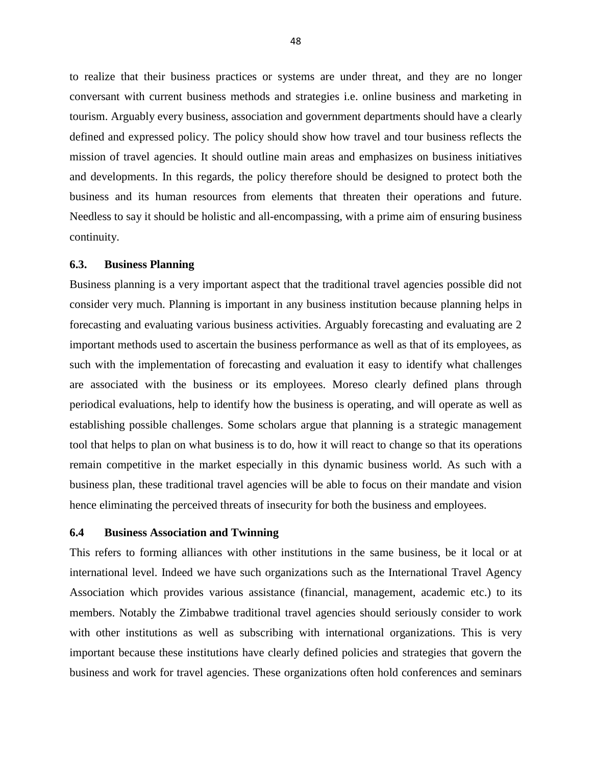to realize that their business practices or systems are under threat, and they are no longer conversant with current business methods and strategies i.e. online business and marketing in tourism. Arguably every business, association and government departments should have a clearly defined and expressed policy. The policy should show how travel and tour business reflects the mission of travel agencies. It should outline main areas and emphasizes on business initiatives and developments. In this regards, the policy therefore should be designed to protect both the business and its human resources from elements that threaten their operations and future. Needless to say it should be holistic and all-encompassing, with a prime aim of ensuring business continuity.

### 6.3. Business Planning

Business planning is a very important aspect that the traditional travel agencies possible did not consider very much. Planning is important in any business institution because planning helps in forecasting and evaluating various business activities. Arguably forecasting and evaluating are 2 important methods used to ascertain the business performance as well as that of its employees, as such with the implementation of forecasting and evaluation it easy to identify what challenges are associated with the business or its employees. Moreso clearly defined plans through periodical evaluations, help to identify how the business is operating, and will operate as well as establishing possible challenges. Some scholars argue that planning is a strategic management tool that helps to plan on what business is to do, how it will react to change so that its operations remain competitive in the market especially in this dynamic business world. As such with a business plan, these traditional travel agencies will be able to focus on their mandate and vision hence eliminating the perceived threats of insecurity for both the business and employees.

### 6.4 Business Association and Twinning

This refers to forming alliances with other institutions in the same business, be it local or at international level. Indeed we have such organizations such as the International Travel Agency Association which provides various assistance (financial, management, academic etc.) to its members. Notably the Zimbabwe traditional travel agencies should seriously consider to work with other institutions as well as subscribing with international organizations. This is very important because these institutions have clearly defined policies and strategies that govern the business and work for travel agencies. These organizations often hold conferences and seminars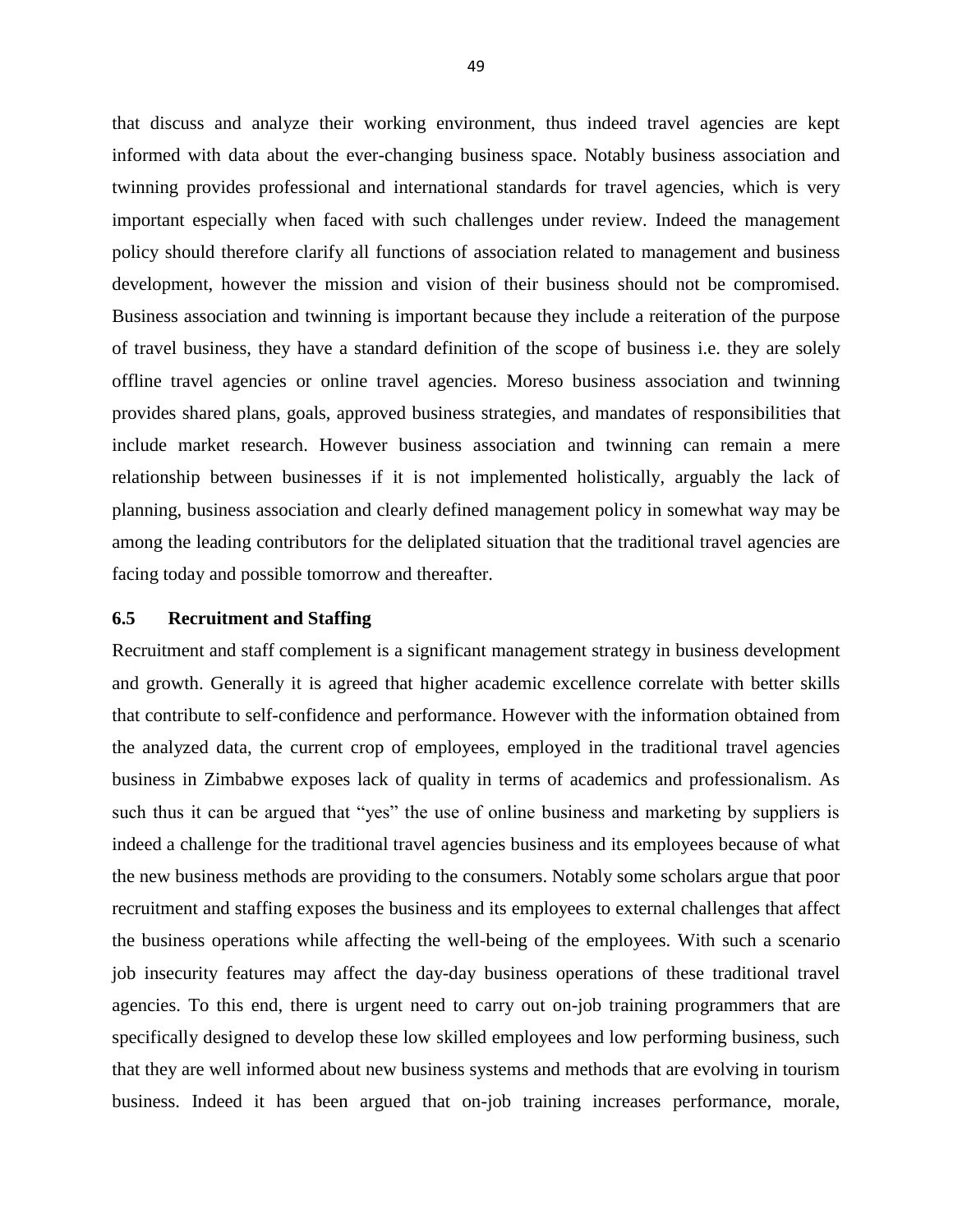that discuss and analyze their working environment, thus indeed travel agencies are kept informed with data about the ever-changing business space. Notably business association and twinning provides professional and international standards for travel agencies, which is very important especially when faced with such challenges under review. Indeed the management policy should therefore clarify all functions of association related to management and business development, however the mission and vision of their business should not be compromised. Business association and twinning is important because they include a reiteration of the purpose of travel business, they have a standard definition of the scope of business i.e. they are solely offline travel agencies or online travel agencies. Moreso business association and twinning provides shared plans, goals, approved business strategies, and mandates of responsibilities that include market research. However business association and twinning can remain a mere relationship between businesses if it is not implemented holistically, arguably the lack of planning, business association and clearly defined management policy in somewhat way may be among the leading contributors for the deliplated situation that the traditional travel agencies are facing today and possible tomorrow and thereafter.

### 6.5 Recruitment and Staffing

Recruitment and staff complement is a significant management strategy in business development and growth. Generally it is agreed that higher academic excellence correlate with better skills that contribute to self-confidence and performance. However with the information obtained from the analyzed data, the current crop of employees, employed in the traditional travel agencies business in Zimbabwe exposes lack of quality in terms of academics and professionalism. As such thus it can be argued that "yes" the use of online business and marketing by suppliers is indeed a challenge for the traditional travel agencies business and its employees because of what the new business methods are providing to the consumers. Notably some scholars argue that poor recruitment and staffing exposes the business and its employees to external challenges that affect the business operations while affecting the well-being of the employees. With such a scenario job insecurity features may affect the day-day business operations of these traditional travel agencies. To this end, there is urgent need to carry out on-job training programmers that are specifically designed to develop these low skilled employees and low performing business, such that they are well informed about new business systems and methods that are evolving in tourism business. Indeed it has been argued that on-job training increases performance, morale,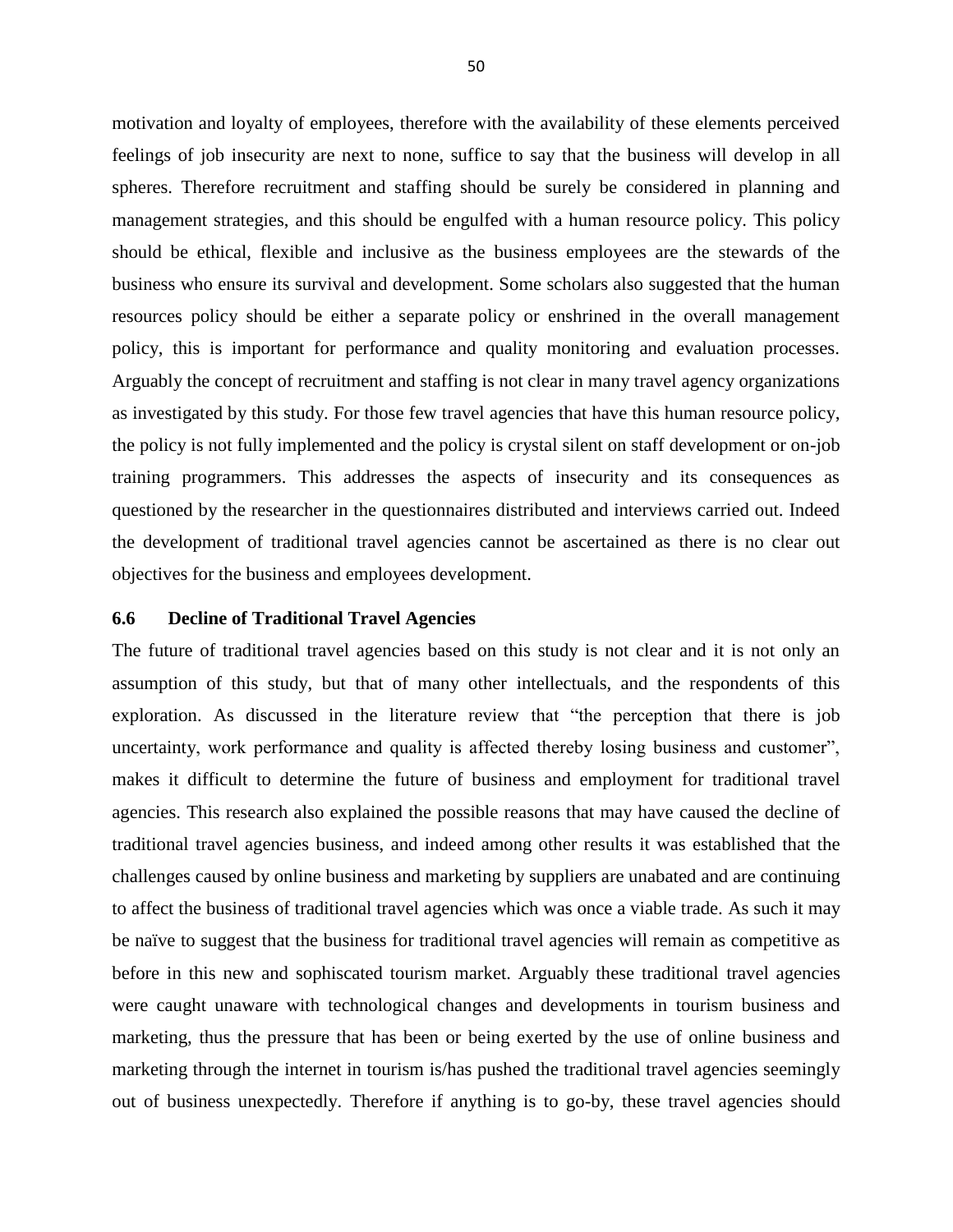motivation and loyalty of employees, therefore with the availability of these elements perceived feelings of job insecurity are next to none, suffice to say that the business will develop in all spheres. Therefore recruitment and staffing should be surely be considered in planning and management strategies, and this should be engulfed with a human resource policy. This policy should be ethical, flexible and inclusive as the business employees are the stewards of the business who ensure its survival and development. Some scholars also suggested that the human resources policy should be either a separate policy or enshrined in the overall management policy, this is important for performance and quality monitoring and evaluation processes. Arguably the concept of recruitment and staffing is not clear in many travel agency organizations as investigated by this study. For those few travel agencies that have this human resource policy, the policy is not fully implemented and the policy is crystal silent on staff development or on-job training programmers. This addresses the aspects of insecurity and its consequences as questioned by the researcher in the questionnaires distributed and interviews carried out. Indeed the development of traditional travel agencies cannot be ascertained as there is no clear out objectives for the business and employees development.

### 6.6 Decline of Traditional Travel Agencies

The future of traditional travel agencies based on this study is not clear and it is not only an assumption of this study, but that of many other intellectuals, and the respondents of this exploration. As discussed in the literature review that "the perception that there is job uncertainty, work performance and quality is affected thereby losing business and customer", makes it difficult to determine the future of business and employment for traditional travel agencies. This research also explained the possible reasons that may have caused the decline of traditional travel agencies business, and indeed among other results it was established that the challenges caused by online business and marketing by suppliers are unabated and are continuing to affect the business of traditional travel agencies which was once a viable trade. As such it may be naïve to suggest that the business for traditional travel agencies will remain as competitive as before in this new and sophiscated tourism market. Arguably these traditional travel agencies were caught unaware with technological changes and developments in tourism business and marketing, thus the pressure that has been or being exerted by the use of online business and marketing through the internet in tourism is/has pushed the traditional travel agencies seemingly out of business unexpectedly. Therefore if anything is to go-by, these travel agencies should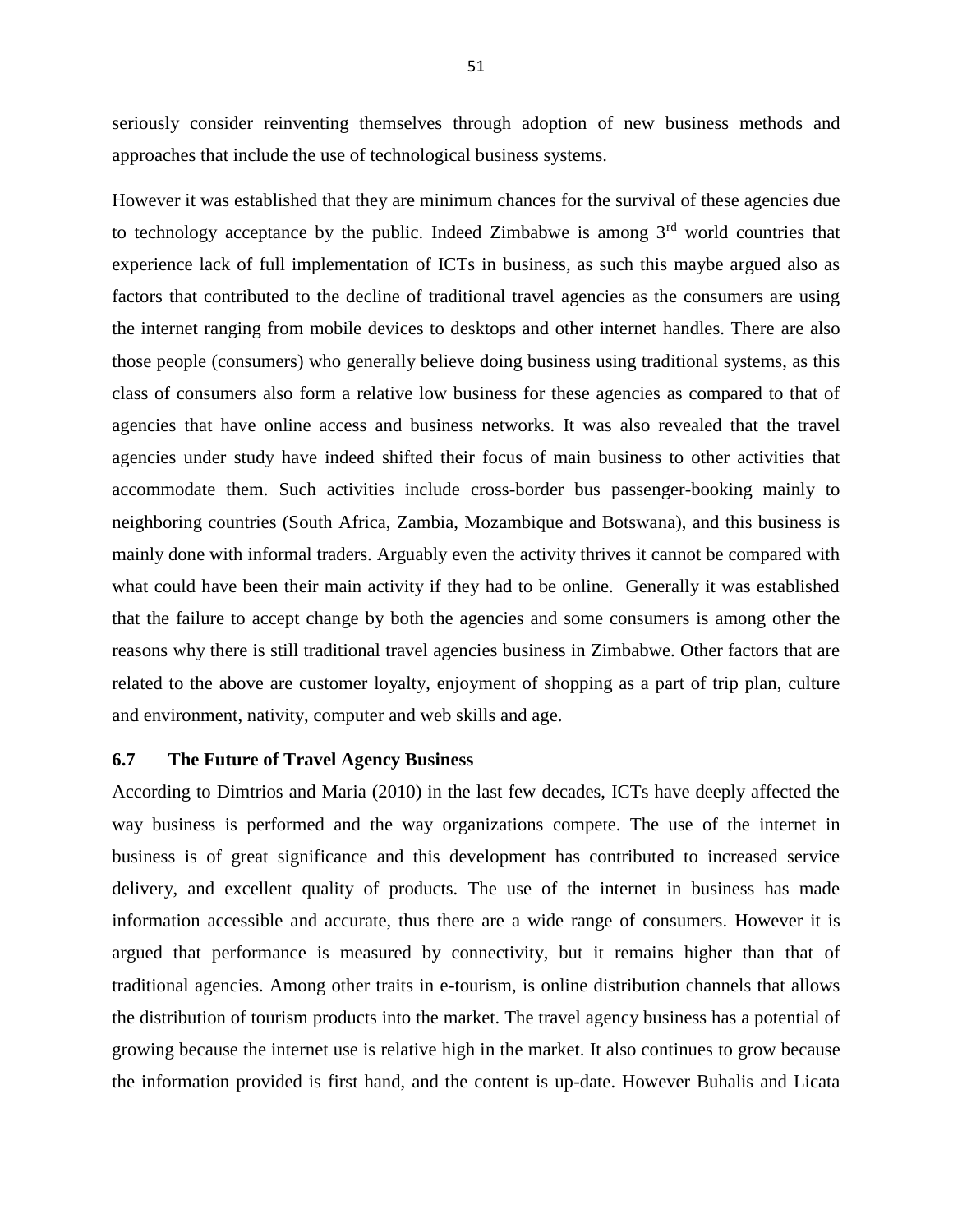seriously consider reinventing themselves through adoption of new business methods and approaches that include the use of technological business systems.

However it was established that they are minimum chances for the survival of these agencies due to technology acceptance by the public. Indeed Zimbabwe is among 3rd world countries that experience lack of full implementation of ICTs in business, as such this maybe argued also as factors that contributed to the decline of traditional travel agencies as the consumers are using the internet ranging from mobile devices to desktops and other internet handles. There are also those people (consumers) who generally believe doing business using traditional systems, as this class of consumers also form a relative low business for these agencies as compared to that of agencies that have online access and business networks. It was also revealed that the travel agencies under study have indeed shifted their focus of main business to other activities that accommodate them. Such activities include cross-border bus passenger-booking mainly to neighboring countries (South Africa, Zambia, Mozambique and Botswana), and this business is mainly done with informal traders. Arguably even the activity thrives it cannot be compared with what could have been their main activity if they had to be online. Generally it was established that the failure to accept change by both the agencies and some consumers is among other the reasons why there is still traditional travel agencies business in Zimbabwe. Other factors that are related to the above are customer loyalty, enjoyment of shopping as a part of trip plan, culture and environment, nativity, computer and web skills and age.

### 6.7 The Future of Travel Agency Business

According to Dimtrios and Maria (2010) in the last few decades, ICTs have deeply affected the way business is performed and the way organizations compete. The use of the internet in business is of great significance and this development has contributed to increased service delivery, and excellent quality of products. The use of the internet in business has made information accessible and accurate, thus there are a wide range of consumers. However it is argued that performance is measured by connectivity, but it remains higher than that of traditional agencies. Among other traits in e-tourism, is online distribution channels that allows the distribution of tourism products into the market. The travel agency business has a potential of growing because the internet use is relative high in the market. It also continues to grow because the information provided is first hand, and the content is up-date. However Buhalis and Licata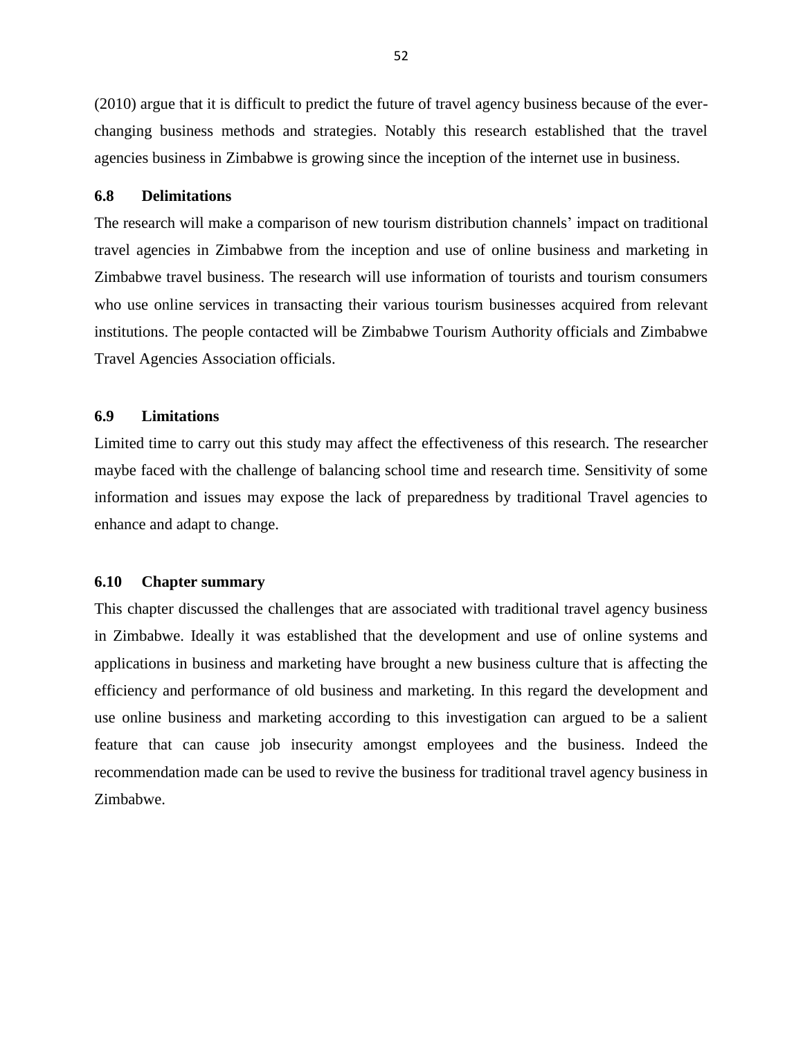(2010) argue that it is difficult to predict the future of travel agency business because of the ever-changing business methods and strategies. Notably this research established that the travel agencies business in Zimbabwe is growing since the inception of the internet use in business.

### 6.8 Delimitations

The research will make a comparison of new tourism distribution channels' impact on traditional travel agencies in Zimbabwe from the inception and use of online business and marketing in Zimbabwe travel business. The research will use information of tourists and tourism consumers who use online services in transacting their various tourism businesses acquired from relevant institutions. The people contacted will be Zimbabwe Tourism Authority officials and Zimbabwe Travel Agencies Association officials.

### 6.9 Limitations

Limited time to carry out this study may affect the effectiveness of this research. The researcher maybe faced with the challenge of balancing school time and research time. Sensitivity of some information and issues may expose the lack of preparedness by traditional Travel agencies to enhance and adapt to change.

### 6.10 Chapter summary

This chapter discussed the challenges that are associated with traditional travel agency business in Zimbabwe. Ideally it was established that the development and use of online systems and applications in business and marketing have brought a new business culture that is affecting the efficiency and performance of old business and marketing. In this regard the development and use online business and marketing according to this investigation can argued to be a salient feature that can cause job insecurity amongst employees and the business. Indeed the recommendation made can be used to revive the business for traditional travel agency business in Zimbabwe.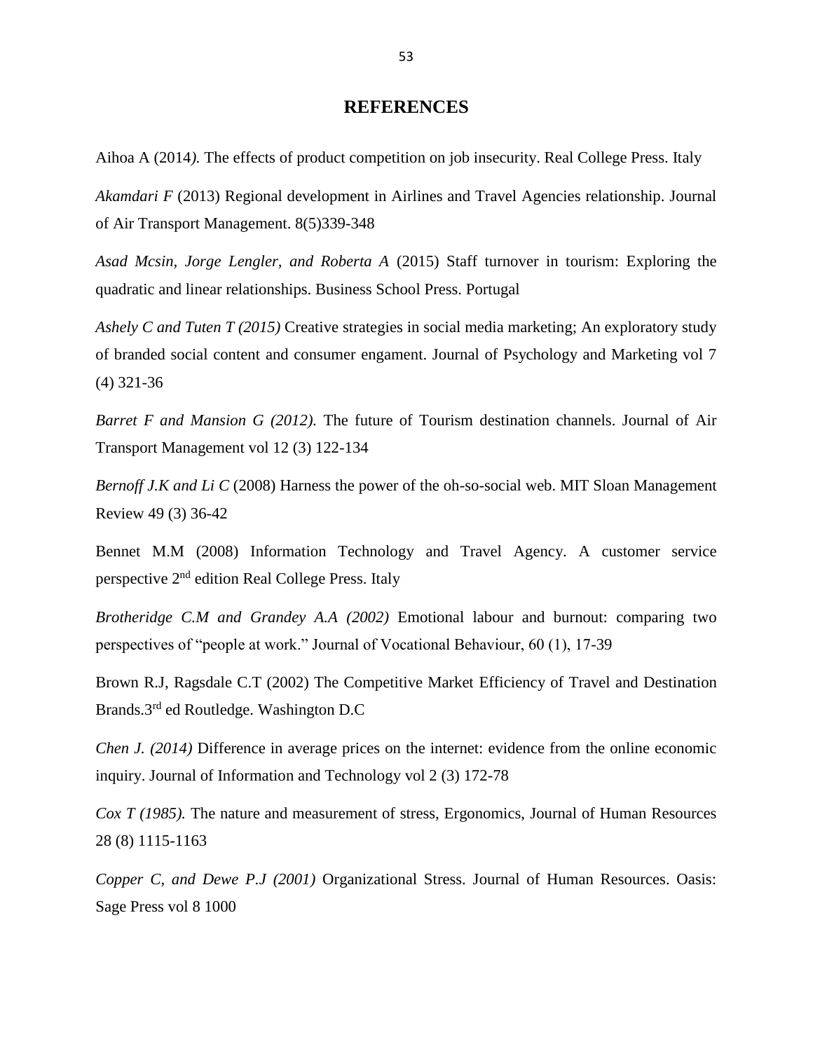# REFERENCES

Aihoa A (2014*).* The effects of product competition on job insecurity. Real College Press. Italy

*Akamdari F* (2013) Regional development in Airlines and Travel Agencies relationship. Journal of Air Transport Management. 8(5)339-348

*Asad Mcsin, Jorge Lengler, and Roberta A* (2015) Staff turnover in tourism: Exploring the quadratic and linear relationships. Business School Press. Portugal

*Ashely C and Tuten T (2015)* Creative strategies in social media marketing; An exploratory study of branded social content and consumer engament. Journal of Psychology and Marketing vol 7 (4) 321-36

*Barret F and Mansion G (2012).* The future of Tourism destination channels. Journal of Air Transport Management vol 12 (3) 122-134

*Bernoff J.K and Li C* (2008) Harness the power of the oh-so-social web. MIT Sloan Management Review 49 (3) 36-42

Bennet M.M (2008) Information Technology and Travel Agency. A customer service perspective 2nd edition Real College Press. Italy

*Brotheridge C.M and Grandey A.A (2002)* Emotional labour and burnout: comparing two perspectives of "people at work." Journal of Vocational Behaviour, 60 (1), 17-39

Brown R.J, Ragsdale C.T (2002) The Competitive Market Efficiency of Travel and Destination Brands.3rd ed Routledge. Washington D.C

*Chen J. (2014)* Difference in average prices on the internet: evidence from the online economic inquiry. Journal of Information and Technology vol 2 (3) 172-78

*Cox T (1985).* The nature and measurement of stress, Ergonomics, Journal of Human Resources 28 (8) 1115-1163

*Copper C, and Dewe P.J (2001)* Organizational Stress. Journal of Human Resources. Oasis: Sage Press vol 8 1000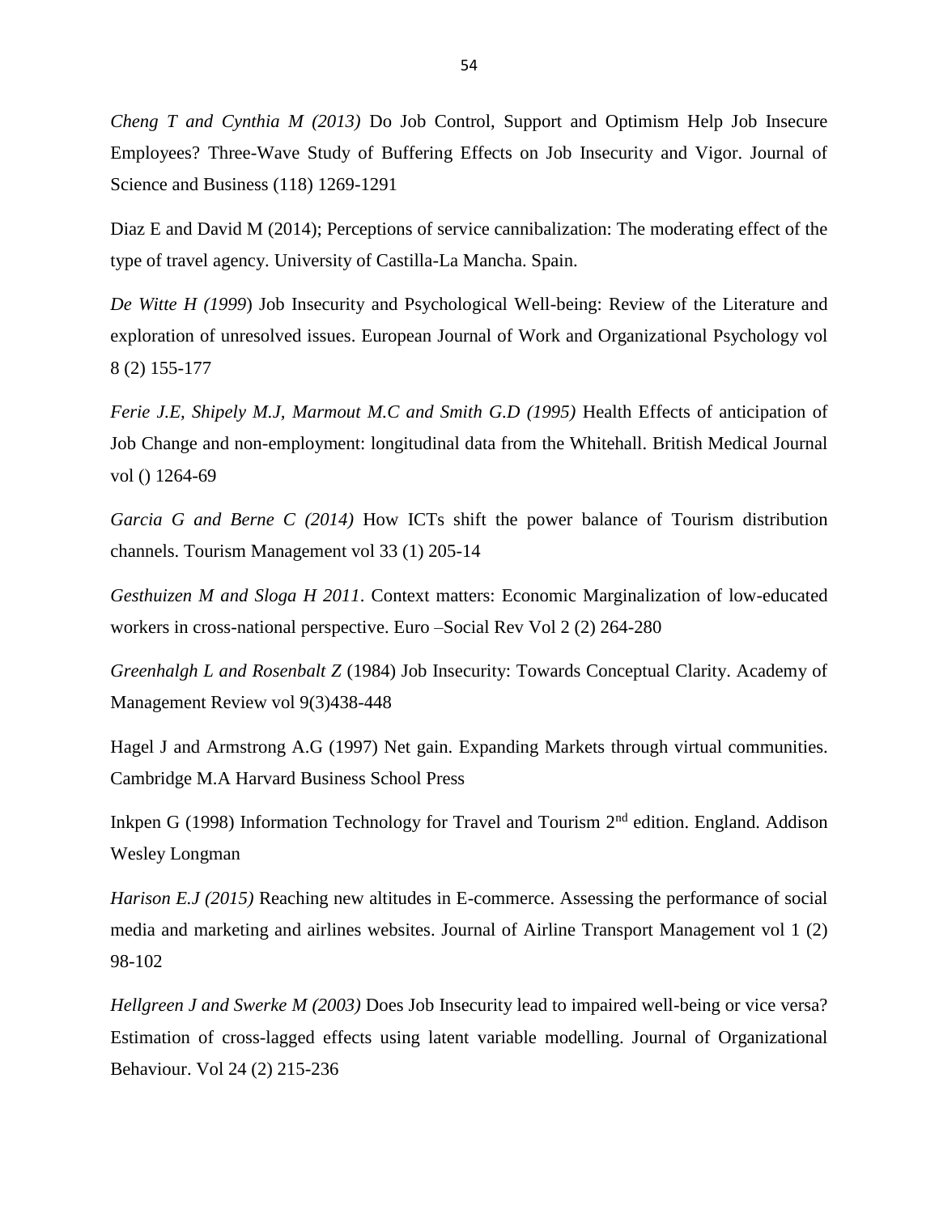*Cheng T and Cynthia M (2013)* Do Job Control, Support and Optimism Help Job Insecure Employees? Three-Wave Study of Buffering Effects on Job Insecurity and Vigor. Journal of Science and Business (118) 1269-1291

Diaz E and David M (2014); Perceptions of service cannibalization: The moderating effect of the type of travel agency. University of Castilla-La Mancha. Spain.

*De Witte H (1999*) Job Insecurity and Psychological Well-being: Review of the Literature and exploration of unresolved issues. European Journal of Work and Organizational Psychology vol 8 (2) 155-177

*Ferie J.E, Shipely M.J, Marmout M.C and Smith G.D (1995)* Health Effects of anticipation of Job Change and non-employment: longitudinal data from the Whitehall. British Medical Journal vol () 1264-69

*Garcia G and Berne C (2014)* How ICTs shift the power balance of Tourism distribution channels. Tourism Management vol 33 (1) 205-14

*Gesthuizen M and Sloga H 2011*. Context matters: Economic Marginalization of low-educated workers in cross-national perspective. Euro –Social Rev Vol 2 (2) 264-280

*Greenhalgh L and Rosenbalt Z* (1984) Job Insecurity: Towards Conceptual Clarity. Academy of Management Review vol 9(3)438-448

Hagel J and Armstrong A.G (1997) Net gain. Expanding Markets through virtual communities. Cambridge M.A Harvard Business School Press

Inkpen G (1998) Information Technology for Travel and Tourism 2nd edition. England. Addison Wesley Longman

*Harison E.J (2015)* Reaching new altitudes in E-commerce. Assessing the performance of social media and marketing and airlines websites. Journal of Airline Transport Management vol 1 (2) 98-102

*Hellgreen J and Swerke M (2003)* Does Job Insecurity lead to impaired well-being or vice versa? Estimation of cross-lagged effects using latent variable modelling. Journal of Organizational Behaviour. Vol 24 (2) 215-236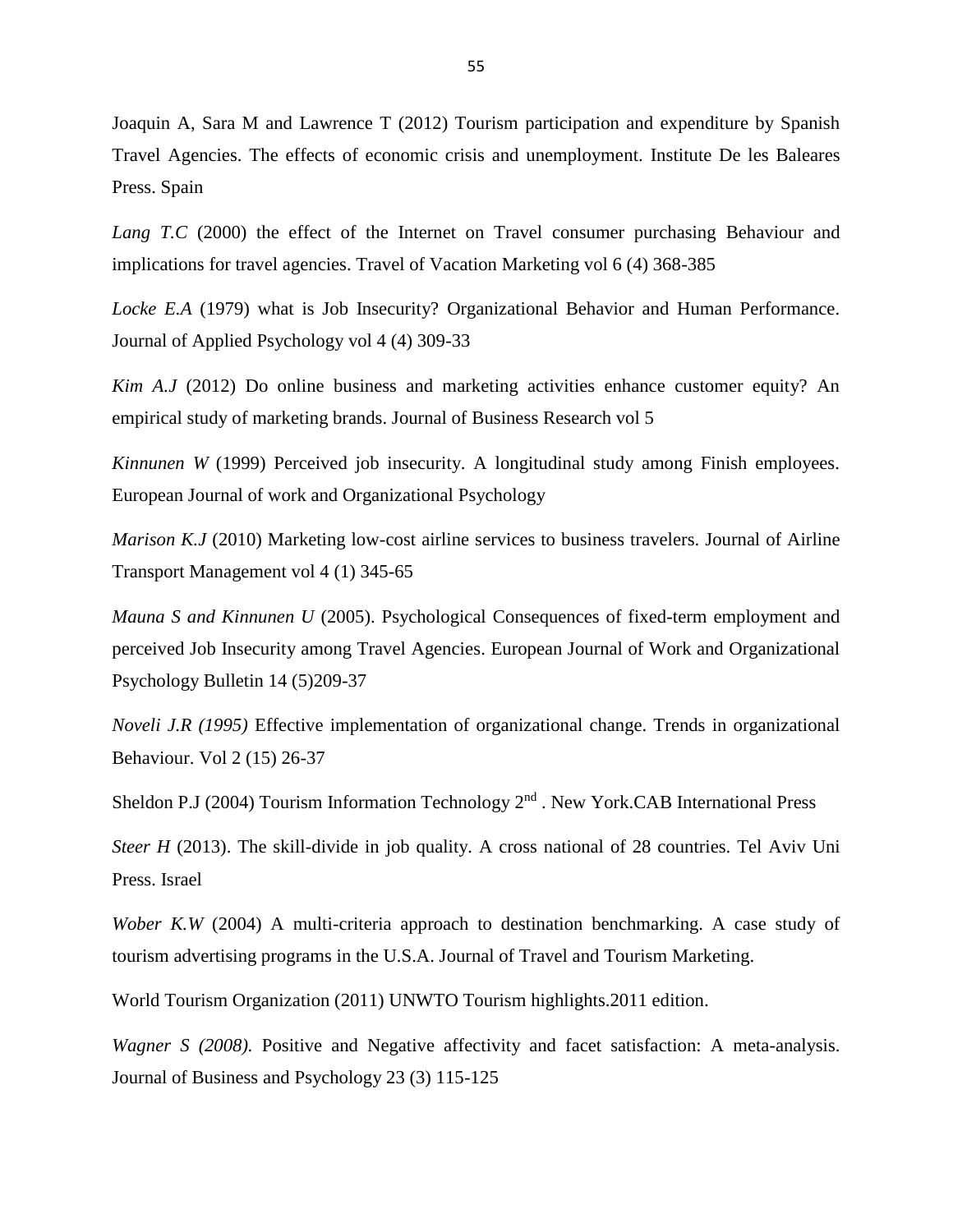Joaquin A, Sara M and Lawrence T (2012) Tourism participation and expenditure by Spanish Travel Agencies. The effects of economic crisis and unemployment. Institute De les Baleares Press. Spain

*Lang T.C* (2000) the effect of the Internet on Travel consumer purchasing Behaviour and implications for travel agencies. Travel of Vacation Marketing vol 6 (4) 368-385

*Locke E.A* (1979) what is Job Insecurity? Organizational Behavior and Human Performance. Journal of Applied Psychology vol 4 (4) 309-33

*Kim A.J* (2012) Do online business and marketing activities enhance customer equity? An empirical study of marketing brands. Journal of Business Research vol 5

*Kinnunen W* (1999) Perceived job insecurity. A longitudinal study among Finish employees. European Journal of work and Organizational Psychology

*Marison K.J* (2010) Marketing low-cost airline services to business travelers. Journal of Airline Transport Management vol 4 (1) 345-65

*Mauna S and Kinnunen U* (2005). Psychological Consequences of fixed-term employment and perceived Job Insecurity among Travel Agencies. European Journal of Work and Organizational Psychology Bulletin 14 (5)209-37

*Noveli J.R (1995)* Effective implementation of organizational change. Trends in organizational Behaviour. Vol 2 (15) 26-37

Sheldon P.J (2004) Tourism Information Technology 2nd . New York.CAB International Press

*Steer H* (2013). The skill-divide in job quality. A cross national of 28 countries. Tel Aviv Uni Press. Israel

*Wober K.W* (2004) A multi-criteria approach to destination benchmarking. A case study of tourism advertising programs in the U.S.A. Journal of Travel and Tourism Marketing.

World Tourism Organization (2011) UNWTO Tourism highlights.2011 edition.

*Wagner S (2008).* Positive and Negative affectivity and facet satisfaction: A meta-analysis. Journal of Business and Psychology 23 (3) 115-125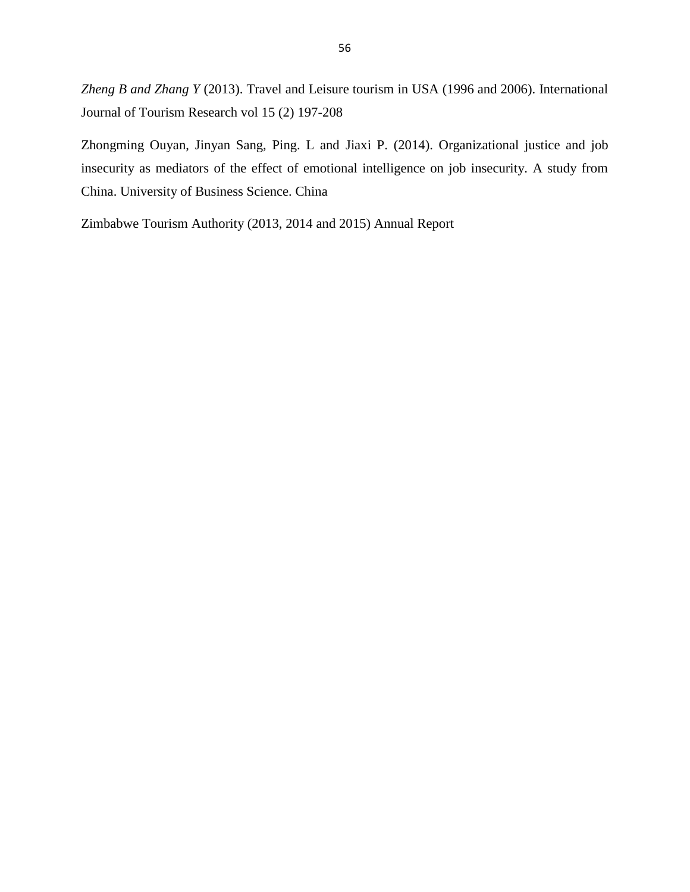*Zheng B and Zhang Y* (2013). Travel and Leisure tourism in USA (1996 and 2006). International Journal of Tourism Research vol 15 (2) 197-208

Zhongming Ouyan, Jinyan Sang, Ping. L and Jiaxi P. (2014). Organizational justice and job insecurity as mediators of the effect of emotional intelligence on job insecurity. A study from China. University of Business Science. China

Zimbabwe Tourism Authority (2013, 2014 and 2015) Annual Report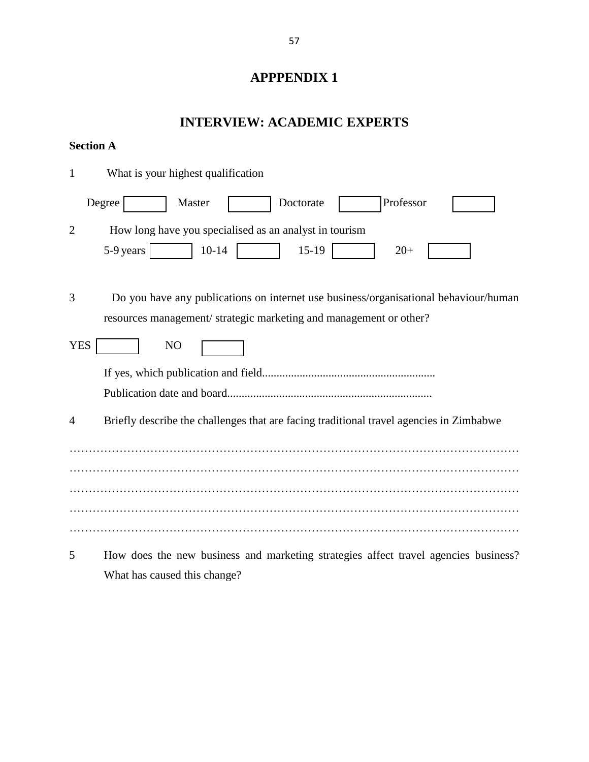# APPPENDIX 1

## INTERVIEW: ACADEMIC EXPERTS

**Section A**

1 What is your highest qualification

Degree ☐ Master ☐ Doctorate ☐ Professor ☐

2 How long have you specialised as an analyst in tourism

5-9 years ☐ 10-14 ☐ 15-19 ☐ 20+ ☐

3 Do you have any publications on internet use business/organisational behaviour/human resources management/ strategic marketing and management or other?

YES ☐ NO ☐

If yes, which publication and field............................................................

Publication date and board.......................................................................

4 Briefly describe the challenges that are facing traditional travel agencies in Zimbabwe

…………………………………………………………………………………………………………
…………………………………………………………………………………………………………
…………………………………………………………………………………………………………
…………………………………………………………………………………………………………
…………………………………………………………………………………………………………

5 How does the new business and marketing strategies affect travel agencies business? What has caused this change?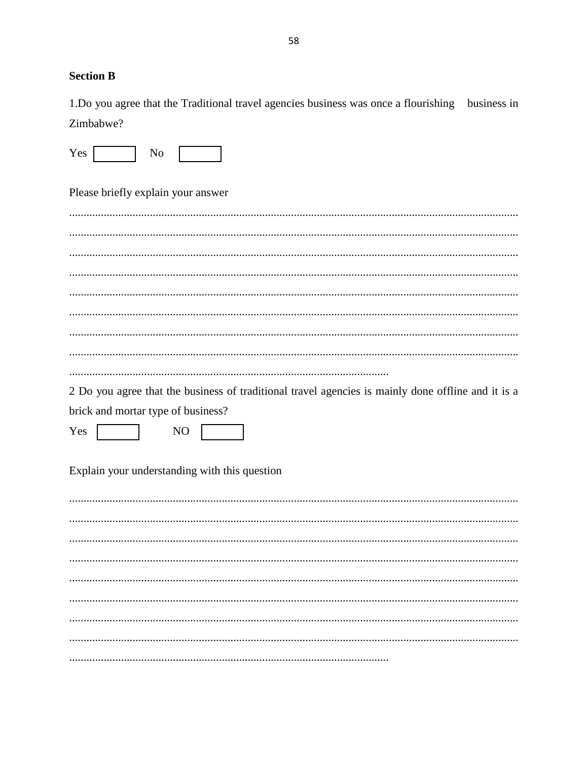**Section B**

1.Do you agree that the Traditional travel agencies business was once a flourishing business in Zimbabwe?

Yes ☐ No ☐

Please briefly explain your answer

....................................................................................................................................................
....................................................................................................................................................
....................................................................................................................................................
....................................................................................................................................................
....................................................................................................................................................
....................................................................................................................................................
....................................................................................................................................................
....................................................................................................................................................
..............................................................................................................

2 Do you agree that the business of traditional travel agencies is mainly done offline and it is a brick and mortar type of business?

Yes ☐ NO ☐

Explain your understanding with this question

....................................................................................................................................................
....................................................................................................................................................
....................................................................................................................................................
....................................................................................................................................................
....................................................................................................................................................
....................................................................................................................................................
....................................................................................................................................................
....................................................................................................................................................
..............................................................................................................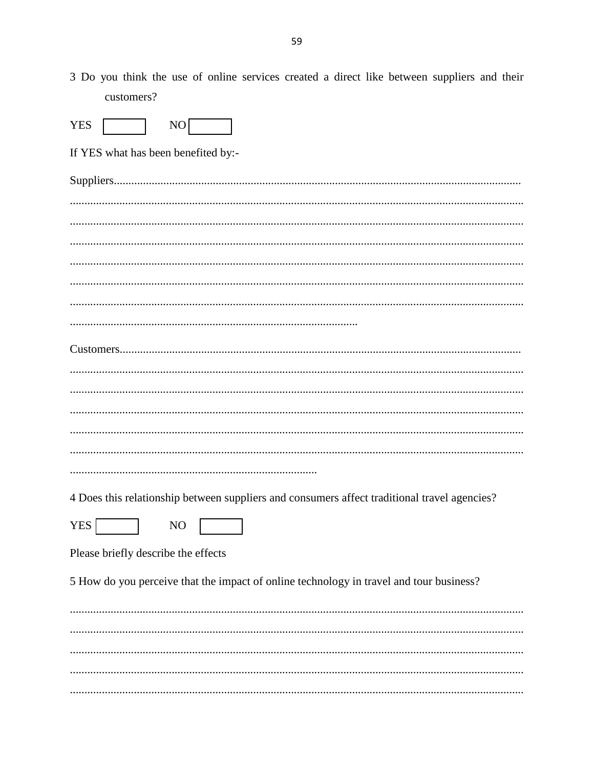3 Do you think the use of online services created a direct like between suppliers and their customers?

YES ☐ NO ☐

If YES what has been benefited by:-

Suppliers.......................................................................................................................................
.........................................................................................................................................................
.........................................................................................................................................................
.........................................................................................................................................................
.........................................................................................................................................................
.........................................................................................................................................................
.........................................................................................................................................................
..................................................................................................

Customers.......................................................................................................................................
.........................................................................................................................................................
.........................................................................................................................................................
.........................................................................................................................................................
.........................................................................................................................................................
.........................................................................................................................................................
.....................................................................................

4 Does this relationship between suppliers and consumers affect traditional travel agencies?

YES ☐ NO ☐

Please briefly describe the effects

5 How do you perceive that the impact of online technology in travel and tour business?

.........................................................................................................................................................
.........................................................................................................................................................
.........................................................................................................................................................
.........................................................................................................................................................
.........................................................................................................................................................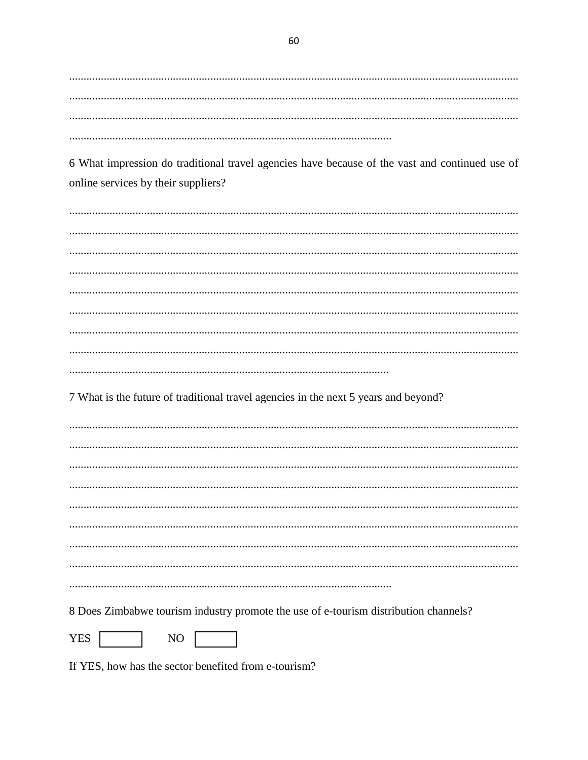..........................................................................................................................................................

..........................................................................................................................................................

..........................................................................................................................................................

...............................................................................................................

6 What impression do traditional travel agencies have because of the vast and continued use of online services by their suppliers?

..........................................................................................................................................................

..........................................................................................................................................................

..........................................................................................................................................................

..........................................................................................................................................................

..........................................................................................................................................................

..........................................................................................................................................................

..........................................................................................................................................................

..........................................................................................................................................................

...............................................................................................................

7 What is the future of traditional travel agencies in the next 5 years and beyond?

..........................................................................................................................................................

..........................................................................................................................................................

..........................................................................................................................................................

..........................................................................................................................................................

..........................................................................................................................................................

..........................................................................................................................................................

..........................................................................................................................................................

..........................................................................................................................................................

...............................................................................................................

8 Does Zimbabwe tourism industry promote the use of e-tourism distribution channels?

YES ☐ NO ☐

If YES, how has the sector benefited from e-tourism?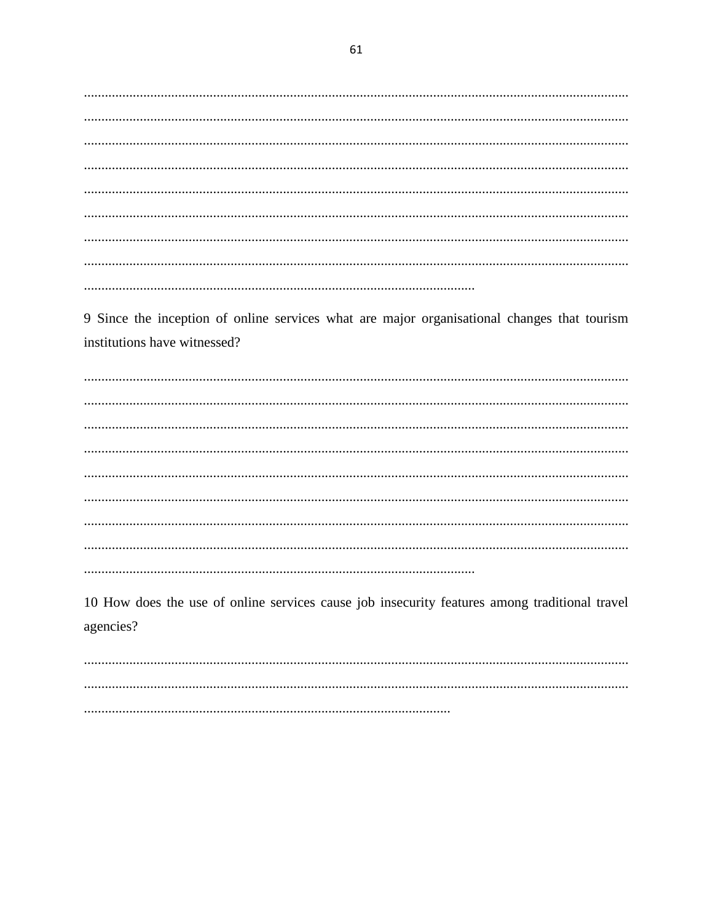..........................................................................................................................................................
..........................................................................................................................................................
..........................................................................................................................................................
..........................................................................................................................................................
..........................................................................................................................................................
..........................................................................................................................................................
..........................................................................................................................................................
..........................................................................................................................................................
...............................................................................................................

9 Since the inception of online services what are major organisational changes that tourism institutions have witnessed?

..........................................................................................................................................................
..........................................................................................................................................................
..........................................................................................................................................................
..........................................................................................................................................................
..........................................................................................................................................................
..........................................................................................................................................................
..........................................................................................................................................................
..........................................................................................................................................................
...............................................................................................................

10 How does the use of online services cause job insecurity features among traditional travel agencies?

..........................................................................................................................................................
..........................................................................................................................................................
.........................................................................................................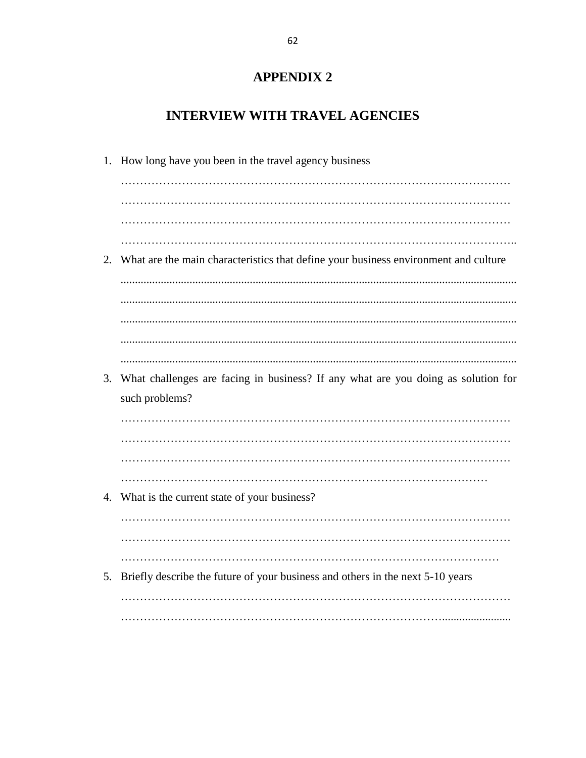# APPENDIX 2

# INTERVIEW WITH TRAVEL AGENCIES

1. How long have you been in the travel agency business

   …………………………………………………………………………………………
   …………………………………………………………………………………………
   …………………………………………………………………………………………
   …………………………………………………………………………………………..

2. What are the main characteristics that define your business environment and culture

   ..........................................................................................................................................
   ..........................................................................................................................................
   ..........................................................................................................................................
   ..........................................................................................................................................
   ..........................................................................................................................................

3. What challenges are facing in business? If any what are you doing as solution for such problems?

   …………………………………………………………………………………………
   …………………………………………………………………………………………
   …………………………………………………………………………………………
   ……………………………………………………………………………………

4. What is the current state of your business?

   …………………………………………………………………………………………
   …………………………………………………………………………………………
   ………………………………………………………………………………………

5. Briefly describe the future of your business and others in the next 5-10 years

   …………………………………………………………………………………………
   ……………………………………………………………………………........................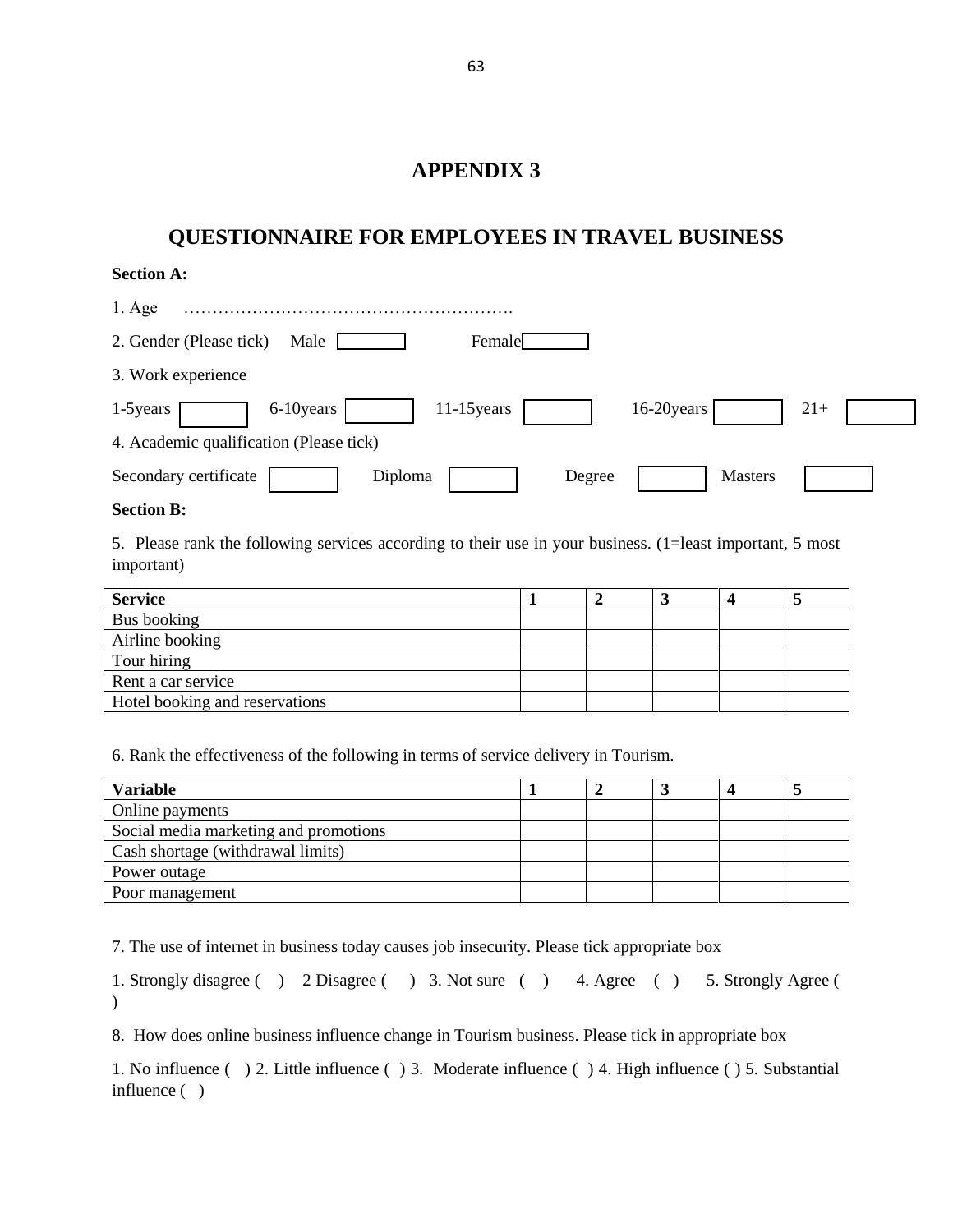# APPENDIX 3

## QUESTIONNAIRE FOR EMPLOYEES IN TRAVEL BUSINESS

**Section A:**

1. Age ………………………………………………….

2. Gender (Please tick) Male [ ] Female [ ]

3. Work experience

1-5years [ ] 6-10years [ ] 11-15years [ ] 16-20years [ ] 21+ [ ]

4. Academic qualification (Please tick)

Secondary certificate [ ] Diploma [ ] Degree [ ] Masters [ ]

**Section B:**

5. Please rank the following services according to their use in your business. (1=least important, 5 most important)

| **Service** | **1** | **2** | **3** | **4** | **5** |
|---|---|---|---|---|---|
| Bus booking | | | | | |
| Airline booking | | | | | |
| Tour hiring | | | | | |
| Rent a car service | | | | | |
| Hotel booking and reservations | | | | | |

6. Rank the effectiveness of the following in terms of service delivery in Tourism.

| **Variable** | **1** | **2** | **3** | **4** | **5** |
|---|---|---|---|---|---|
| Online payments | | | | | |
| Social media marketing and promotions | | | | | |
| Cash shortage (withdrawal limits) | | | | | |
| Power outage | | | | | |
| Poor management | | | | | |

7. The use of internet in business today causes job insecurity. Please tick appropriate box

1. Strongly disagree ( ) 2 Disagree ( ) 3. Not sure ( ) 4. Agree ( ) 5. Strongly Agree ( )

8. How does online business influence change in Tourism business. Please tick in appropriate box

1. No influence ( ) 2. Little influence ( ) 3. Moderate influence ( ) 4. High influence ( ) 5. Substantial influence ( )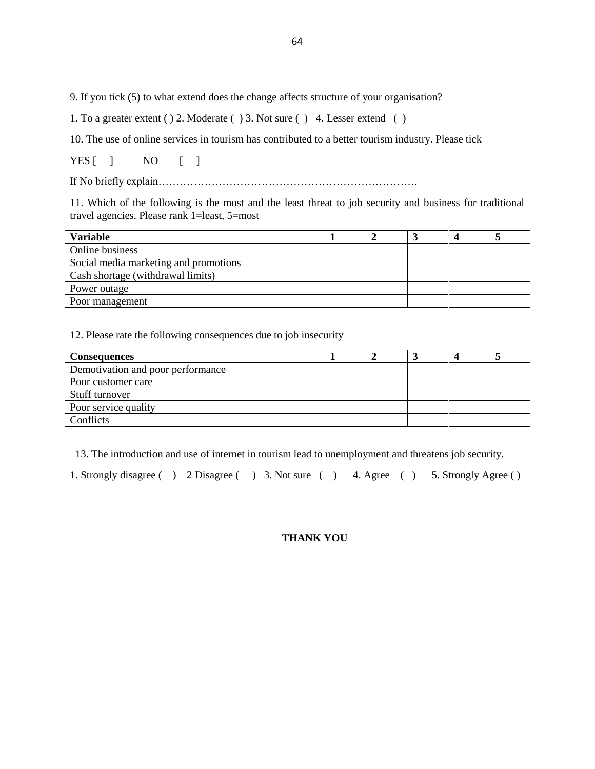9. If you tick (5) to what extend does the change affects structure of your organisation?

1. To a greater extent ( ) 2. Moderate ( ) 3. Not sure ( ) 4. Lesser extend ( )

10. The use of online services in tourism has contributed to a better tourism industry. Please tick

YES [ ] NO [ ]

If No briefly explain………………………………………………………………….

11. Which of the following is the most and the least threat to job security and business for traditional travel agencies. Please rank 1=least, 5=most

| **Variable** | **1** | **2** | **3** | **4** | **5** |
|---|---|---|---|---|---|
| Online business | | | | | |
| Social media marketing and promotions | | | | | |
| Cash shortage (withdrawal limits) | | | | | |
| Power outage | | | | | |
| Poor management | | | | | |

12. Please rate the following consequences due to job insecurity

| **Consequences** | **1** | **2** | **3** | **4** | **5** |
|---|---|---|---|---|---|
| Demotivation and poor performance | | | | | |
| Poor customer care | | | | | |
| Stuff turnover | | | | | |
| Poor service quality | | | | | |
| Conflicts | | | | | |

13. The introduction and use of internet in tourism lead to unemployment and threatens job security.

1. Strongly disagree ( ) 2 Disagree ( ) 3. Not sure ( ) 4. Agree ( ) 5. Strongly Agree ( )

**THANK YOU**